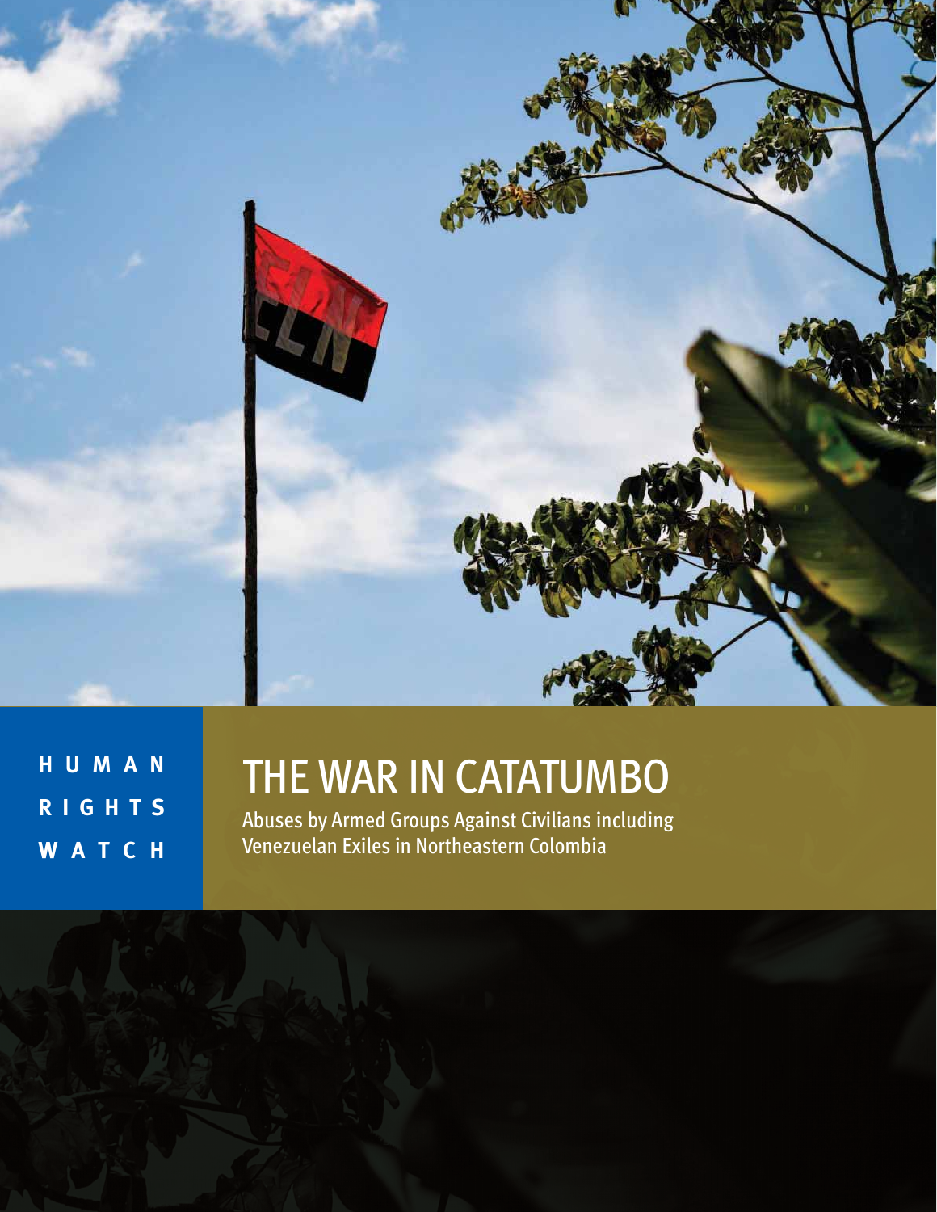HUMAN RIGHTS WATCH

# THE WAR IN CATATUMBO

Abuses by Armed Groups Against Civilians including Venezuelan Exiles in Northeastern Colombia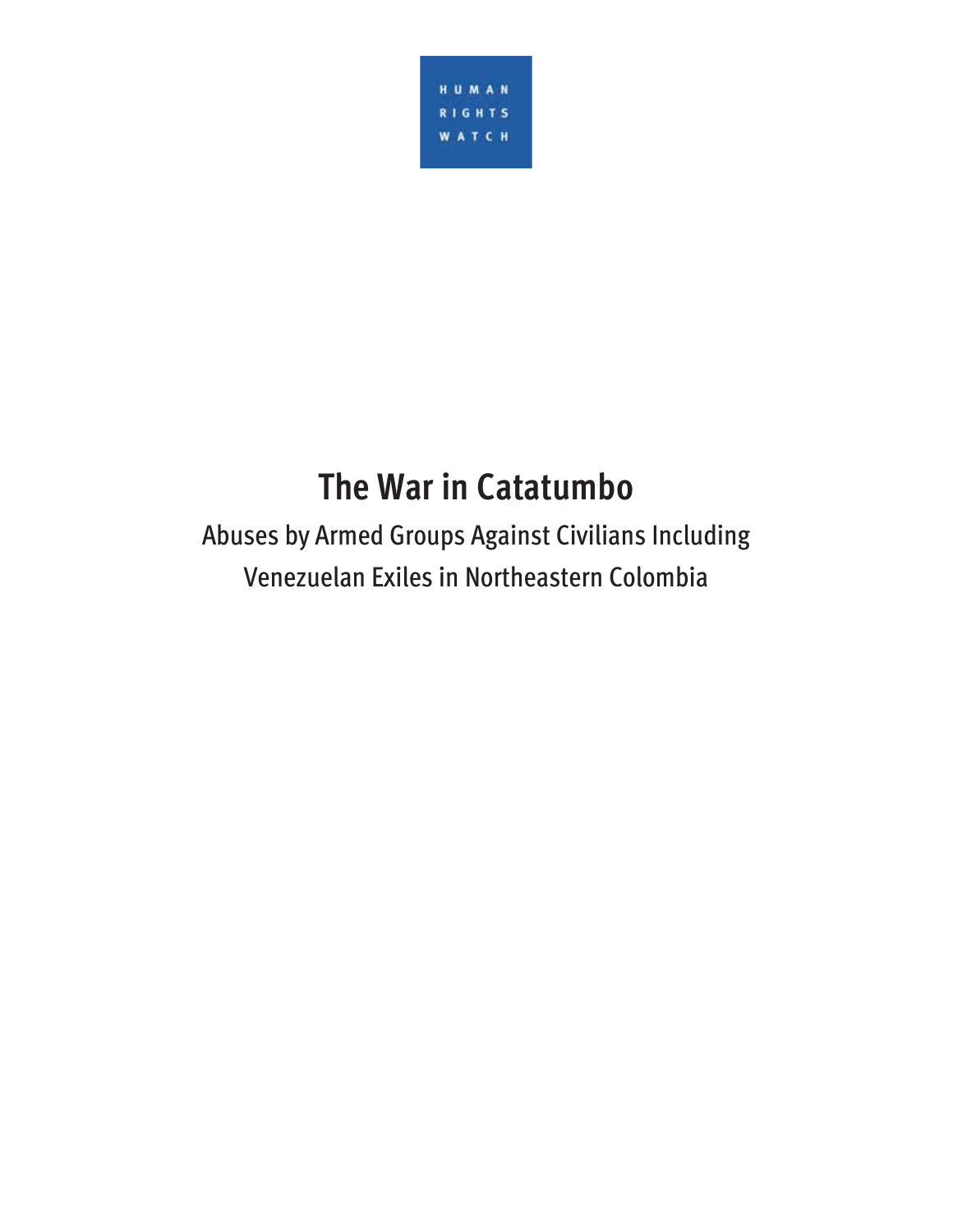HUMAN RIGHTS WATCH

# The War in Catatumbo

## Abuses by Armed Groups Against Civilians Including Venezuelan Exiles in Northeastern Colombia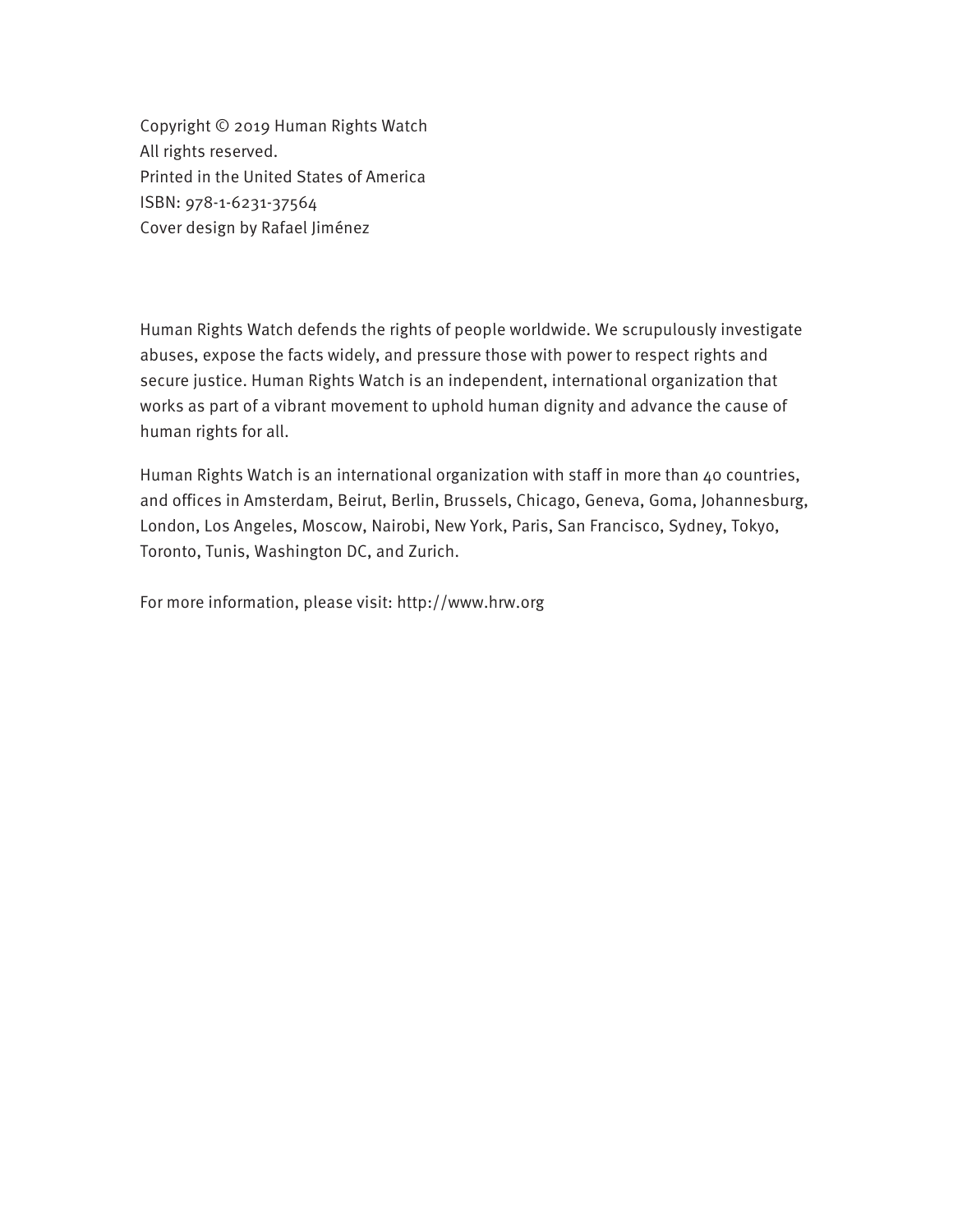Copyright © 2019 Human Rights Watch
All rights reserved.
Printed in the United States of America
ISBN: 978-1-6231-37564
Cover design by Rafael Jiménez

Human Rights Watch defends the rights of people worldwide. We scrupulously investigate abuses, expose the facts widely, and pressure those with power to respect rights and secure justice. Human Rights Watch is an independent, international organization that works as part of a vibrant movement to uphold human dignity and advance the cause of human rights for all.

Human Rights Watch is an international organization with staff in more than 40 countries, and offices in Amsterdam, Beirut, Berlin, Brussels, Chicago, Geneva, Goma, Johannesburg, London, Los Angeles, Moscow, Nairobi, New York, Paris, San Francisco, Sydney, Tokyo, Toronto, Tunis, Washington DC, and Zurich.

For more information, please visit: http://www.hrw.org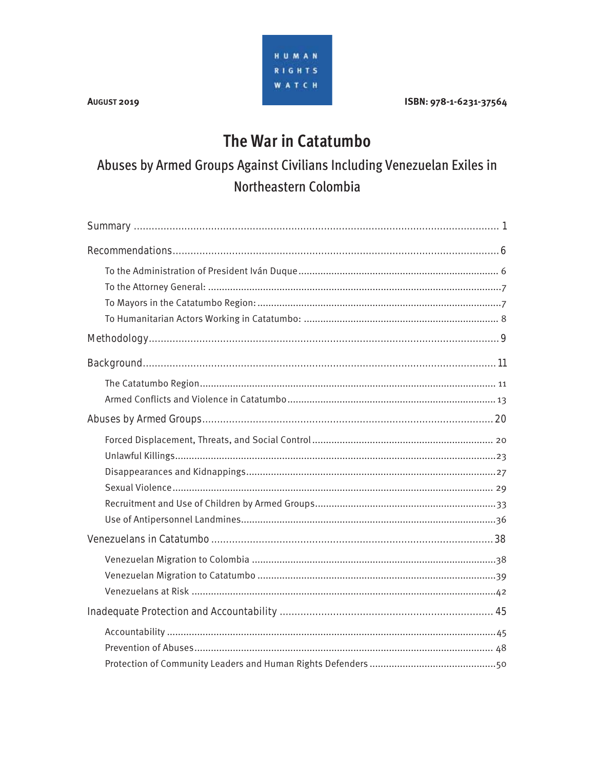**AUGUST 2019** **ISBN: 978-1-6231-37564**

HUMAN RIGHTS WATCH

# The War in Catatumbo

## Abuses by Armed Groups Against Civilians Including Venezuelan Exiles in Northeastern Colombia

Summary ........................................................................................................................ 1

Recommendations............................................................................................................. 6

- To the Administration of President Iván Duque ....................................................................... 6
- To the Attorney General: ......................................................................................................... 7
- To Mayors in the Catatumbo Region: ....................................................................................... 7
- To Humanitarian Actors Working in Catatumbo: ...................................................................... 8

Methodology ...................................................................................................................... 9

Background ....................................................................................................................... 11

- The Catatumbo Region ........................................................................................................... 11
- Armed Conflicts and Violence in Catatumbo ........................................................................... 13

Abuses by Armed Groups ................................................................................................. 20

- Forced Displacement, Threats, and Social Control ................................................................. 20
- Unlawful Killings .................................................................................................................... 23
- Disappearances and Kidnappings .......................................................................................... 27
- Sexual Violence ..................................................................................................................... 29
- Recruitment and Use of Children by Armed Groups ................................................................. 33
- Use of Antipersonnel Landmines ............................................................................................ 36

Venezuelans in Catatumbo .............................................................................................. 38

- Venezuelan Migration to Colombia ........................................................................................ 38
- Venezuelan Migration to Catatumbo ...................................................................................... 39
- Venezuelans at Risk .............................................................................................................. 42

Inadequate Protection and Accountability ...................................................................... 45

- Accountability ....................................................................................................................... 45
- Prevention of Abuses ............................................................................................................. 48
- Protection of Community Leaders and Human Rights Defenders ............................................. 50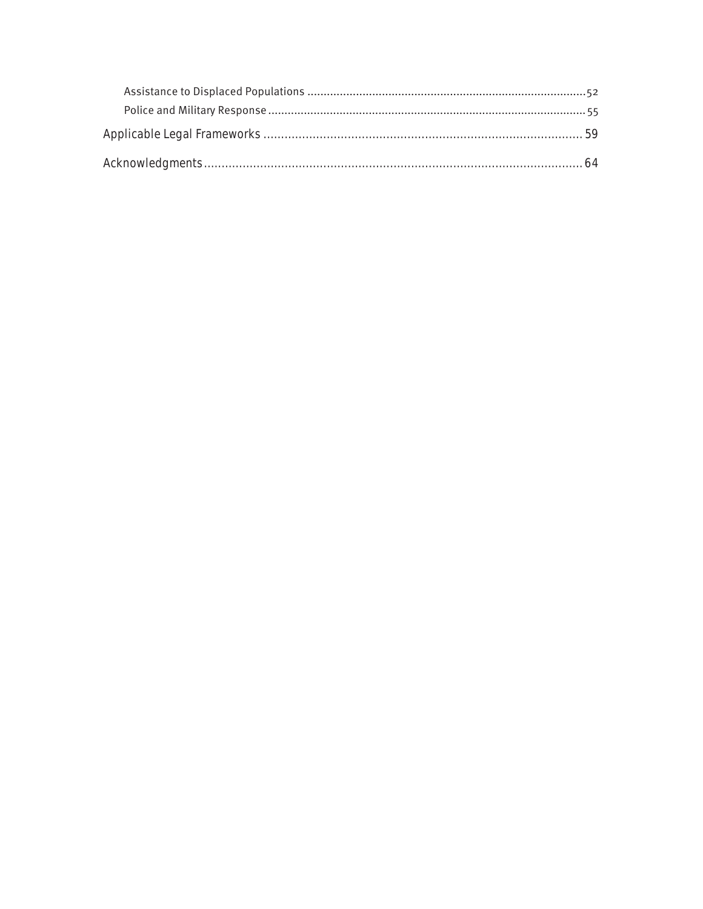Assistance to Displaced Populations ..................................................................................... 52

Police and Military Response ................................................................................................ 55

Applicable Legal Frameworks ........................................................................................... 59

Acknowledgments ........................................................................................................... 64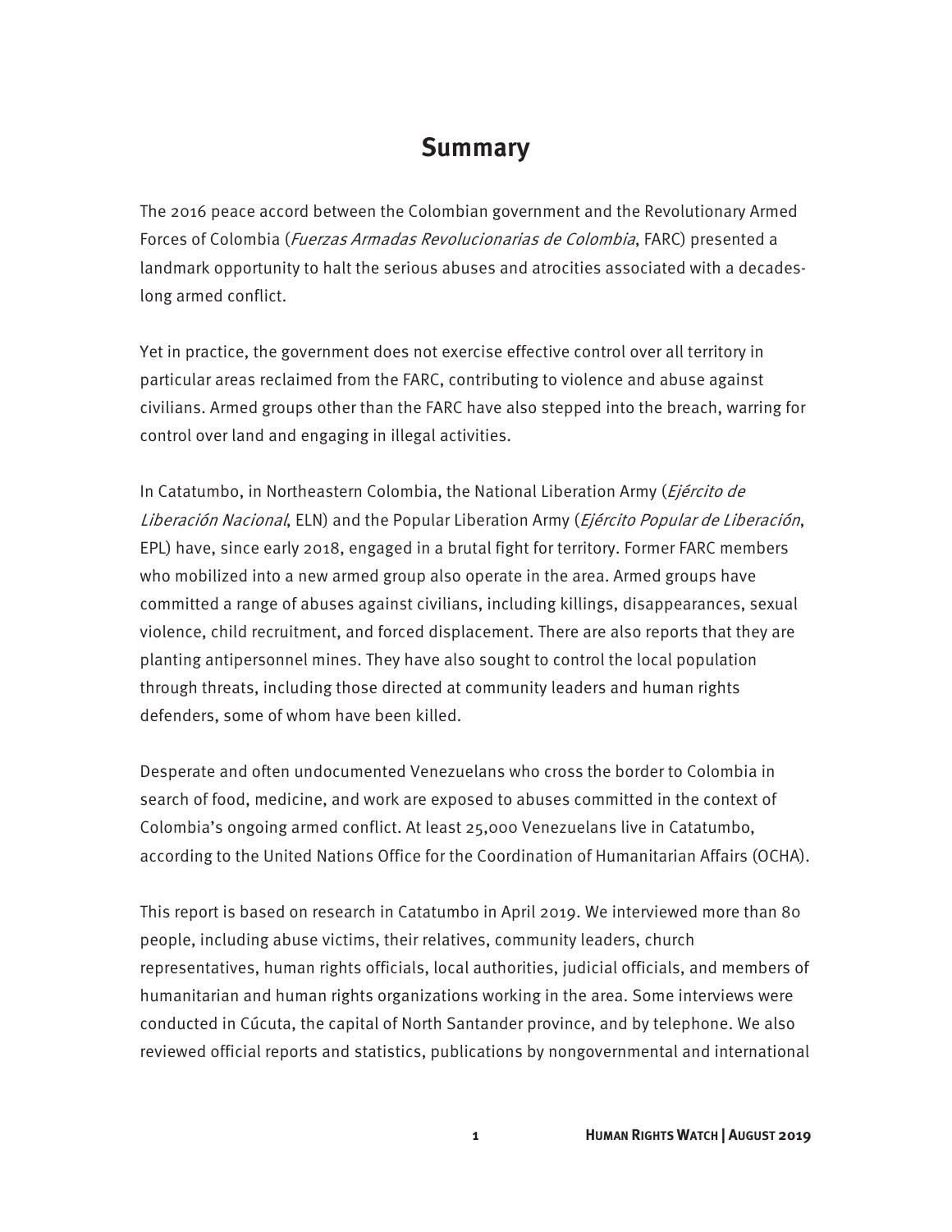# Summary

The 2016 peace accord between the Colombian government and the Revolutionary Armed Forces of Colombia (*Fuerzas Armadas Revolucionarias de Colombia*, FARC) presented a landmark opportunity to halt the serious abuses and atrocities associated with a decades-long armed conflict.

Yet in practice, the government does not exercise effective control over all territory in particular areas reclaimed from the FARC, contributing to violence and abuse against civilians. Armed groups other than the FARC have also stepped into the breach, warring for control over land and engaging in illegal activities.

In Catatumbo, in Northeastern Colombia, the National Liberation Army (*Ejército de Liberación Nacional*, ELN) and the Popular Liberation Army (*Ejército Popular de Liberación*, EPL) have, since early 2018, engaged in a brutal fight for territory. Former FARC members who mobilized into a new armed group also operate in the area. Armed groups have committed a range of abuses against civilians, including killings, disappearances, sexual violence, child recruitment, and forced displacement. There are also reports that they are planting antipersonnel mines. They have also sought to control the local population through threats, including those directed at community leaders and human rights defenders, some of whom have been killed.

Desperate and often undocumented Venezuelans who cross the border to Colombia in search of food, medicine, and work are exposed to abuses committed in the context of Colombia's ongoing armed conflict. At least 25,000 Venezuelans live in Catatumbo, according to the United Nations Office for the Coordination of Humanitarian Affairs (OCHA).

This report is based on research in Catatumbo in April 2019. We interviewed more than 80 people, including abuse victims, their relatives, community leaders, church representatives, human rights officials, local authorities, judicial officials, and members of humanitarian and human rights organizations working in the area. Some interviews were conducted in Cúcuta, the capital of North Santander province, and by telephone. We also reviewed official reports and statistics, publications by nongovernmental and international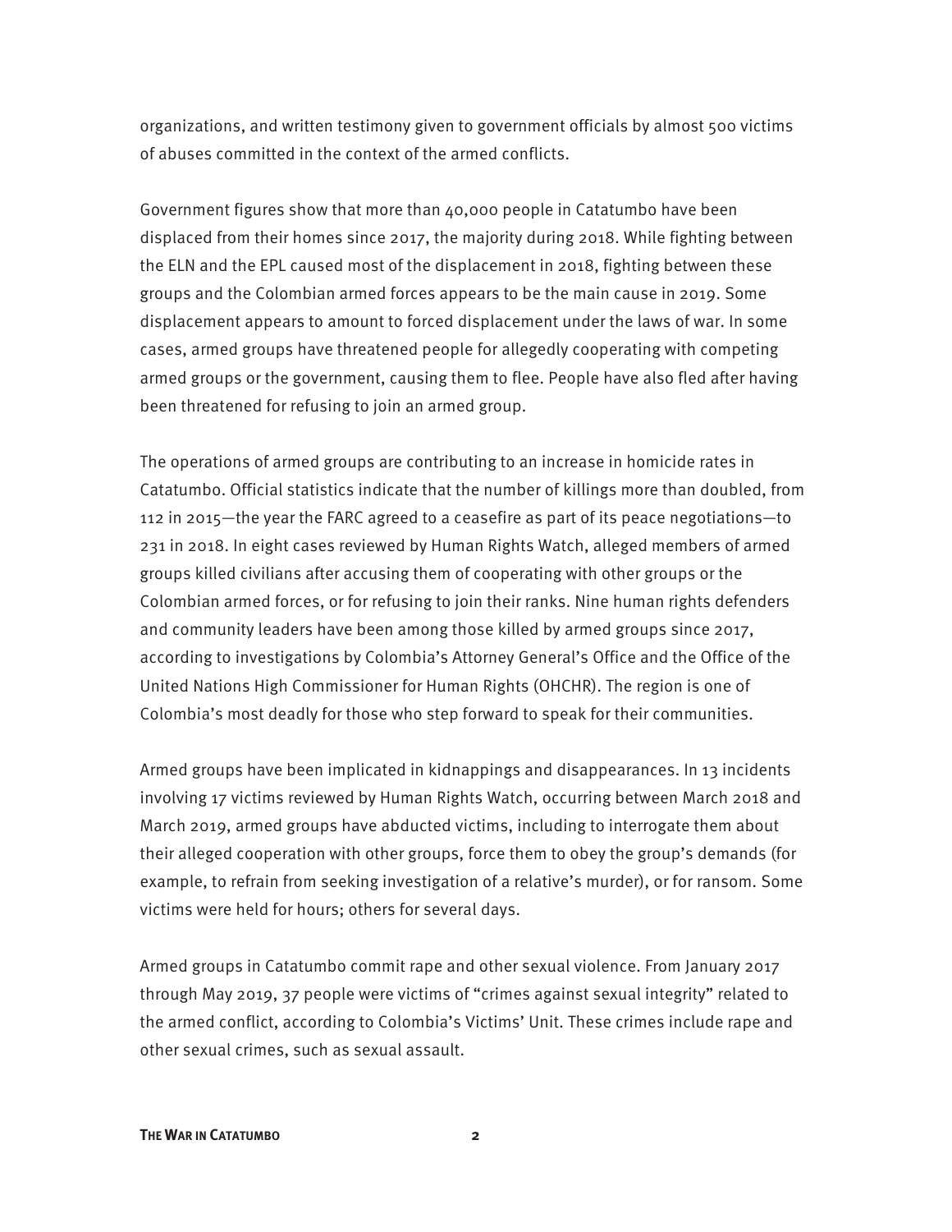organizations, and written testimony given to government officials by almost 500 victims of abuses committed in the context of the armed conflicts.

Government figures show that more than 40,000 people in Catatumbo have been displaced from their homes since 2017, the majority during 2018. While fighting between the ELN and the EPL caused most of the displacement in 2018, fighting between these groups and the Colombian armed forces appears to be the main cause in 2019. Some displacement appears to amount to forced displacement under the laws of war. In some cases, armed groups have threatened people for allegedly cooperating with competing armed groups or the government, causing them to flee. People have also fled after having been threatened for refusing to join an armed group.

The operations of armed groups are contributing to an increase in homicide rates in Catatumbo. Official statistics indicate that the number of killings more than doubled, from 112 in 2015—the year the FARC agreed to a ceasefire as part of its peace negotiations—to 231 in 2018. In eight cases reviewed by Human Rights Watch, alleged members of armed groups killed civilians after accusing them of cooperating with other groups or the Colombian armed forces, or for refusing to join their ranks. Nine human rights defenders and community leaders have been among those killed by armed groups since 2017, according to investigations by Colombia's Attorney General's Office and the Office of the United Nations High Commissioner for Human Rights (OHCHR). The region is one of Colombia's most deadly for those who step forward to speak for their communities.

Armed groups have been implicated in kidnappings and disappearances. In 13 incidents involving 17 victims reviewed by Human Rights Watch, occurring between March 2018 and March 2019, armed groups have abducted victims, including to interrogate them about their alleged cooperation with other groups, force them to obey the group's demands (for example, to refrain from seeking investigation of a relative's murder), or for ransom. Some victims were held for hours; others for several days.

Armed groups in Catatumbo commit rape and other sexual violence. From January 2017 through May 2019, 37 people were victims of "crimes against sexual integrity" related to the armed conflict, according to Colombia's Victims' Unit. These crimes include rape and other sexual crimes, such as sexual assault.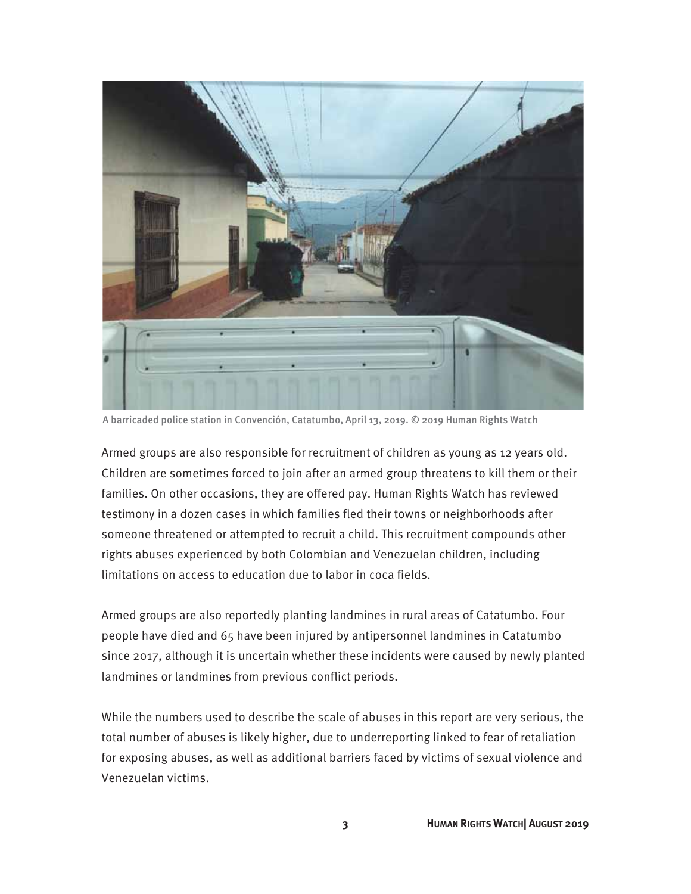A barricaded police station in Convención, Catatumbo, April 13, 2019. © 2019 Human Rights Watch

Armed groups are also responsible for recruitment of children as young as 12 years old. Children are sometimes forced to join after an armed group threatens to kill them or their families. On other occasions, they are offered pay. Human Rights Watch has reviewed testimony in a dozen cases in which families fled their towns or neighborhoods after someone threatened or attempted to recruit a child. This recruitment compounds other rights abuses experienced by both Colombian and Venezuelan children, including limitations on access to education due to labor in coca fields.

Armed groups are also reportedly planting landmines in rural areas of Catatumbo. Four people have died and 65 have been injured by antipersonnel landmines in Catatumbo since 2017, although it is uncertain whether these incidents were caused by newly planted landmines or landmines from previous conflict periods.

While the numbers used to describe the scale of abuses in this report are very serious, the total number of abuses is likely higher, due to underreporting linked to fear of retaliation for exposing abuses, as well as additional barriers faced by victims of sexual violence and Venezuelan victims.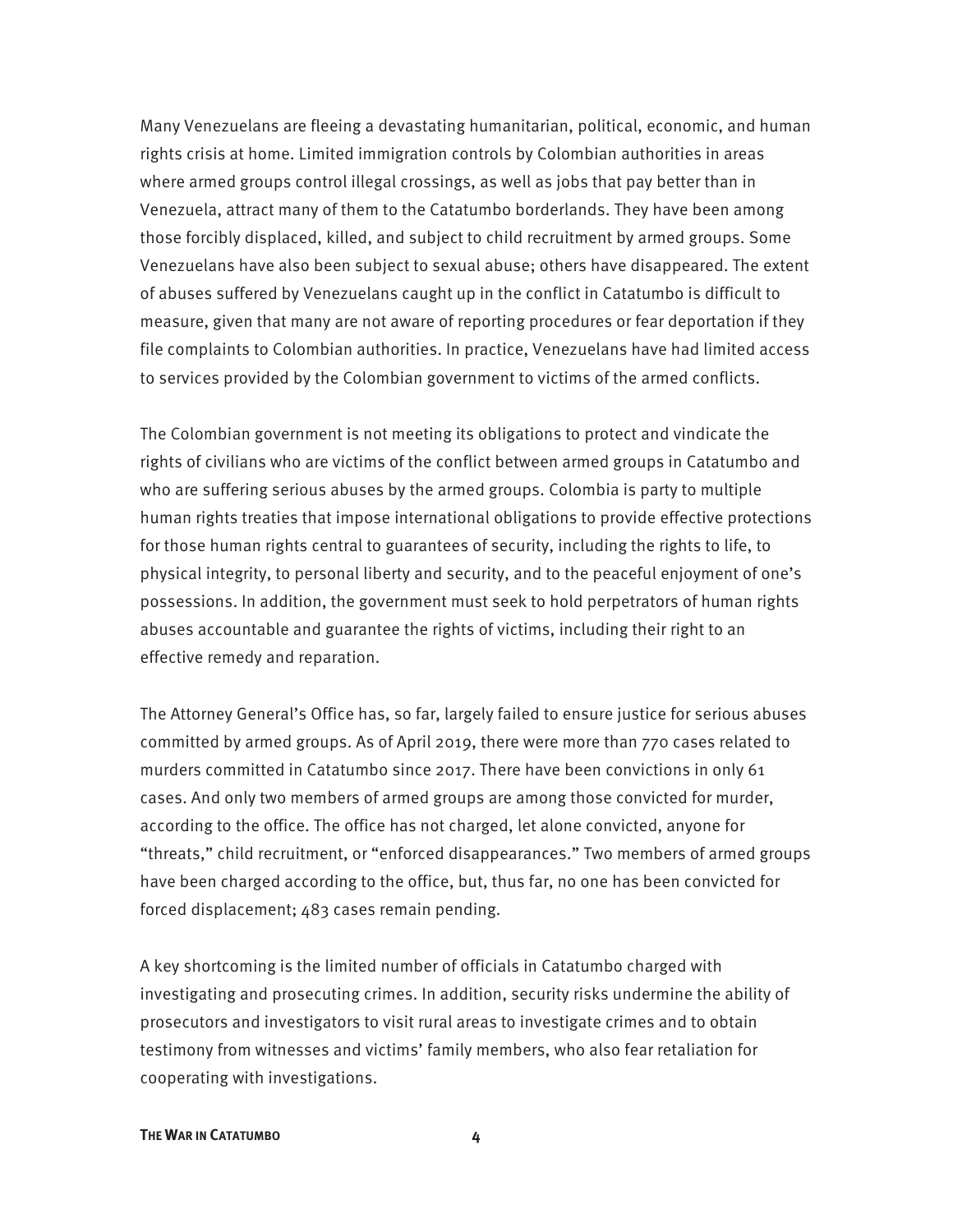Many Venezuelans are fleeing a devastating humanitarian, political, economic, and human rights crisis at home. Limited immigration controls by Colombian authorities in areas where armed groups control illegal crossings, as well as jobs that pay better than in Venezuela, attract many of them to the Catatumbo borderlands. They have been among those forcibly displaced, killed, and subject to child recruitment by armed groups. Some Venezuelans have also been subject to sexual abuse; others have disappeared. The extent of abuses suffered by Venezuelans caught up in the conflict in Catatumbo is difficult to measure, given that many are not aware of reporting procedures or fear deportation if they file complaints to Colombian authorities. In practice, Venezuelans have had limited access to services provided by the Colombian government to victims of the armed conflicts.

The Colombian government is not meeting its obligations to protect and vindicate the rights of civilians who are victims of the conflict between armed groups in Catatumbo and who are suffering serious abuses by the armed groups. Colombia is party to multiple human rights treaties that impose international obligations to provide effective protections for those human rights central to guarantees of security, including the rights to life, to physical integrity, to personal liberty and security, and to the peaceful enjoyment of one's possessions. In addition, the government must seek to hold perpetrators of human rights abuses accountable and guarantee the rights of victims, including their right to an effective remedy and reparation.

The Attorney General's Office has, so far, largely failed to ensure justice for serious abuses committed by armed groups. As of April 2019, there were more than 770 cases related to murders committed in Catatumbo since 2017. There have been convictions in only 61 cases. And only two members of armed groups are among those convicted for murder, according to the office. The office has not charged, let alone convicted, anyone for "threats," child recruitment, or "enforced disappearances." Two members of armed groups have been charged according to the office, but, thus far, no one has been convicted for forced displacement; 483 cases remain pending.

A key shortcoming is the limited number of officials in Catatumbo charged with investigating and prosecuting crimes. In addition, security risks undermine the ability of prosecutors and investigators to visit rural areas to investigate crimes and to obtain testimony from witnesses and victims' family members, who also fear retaliation for cooperating with investigations.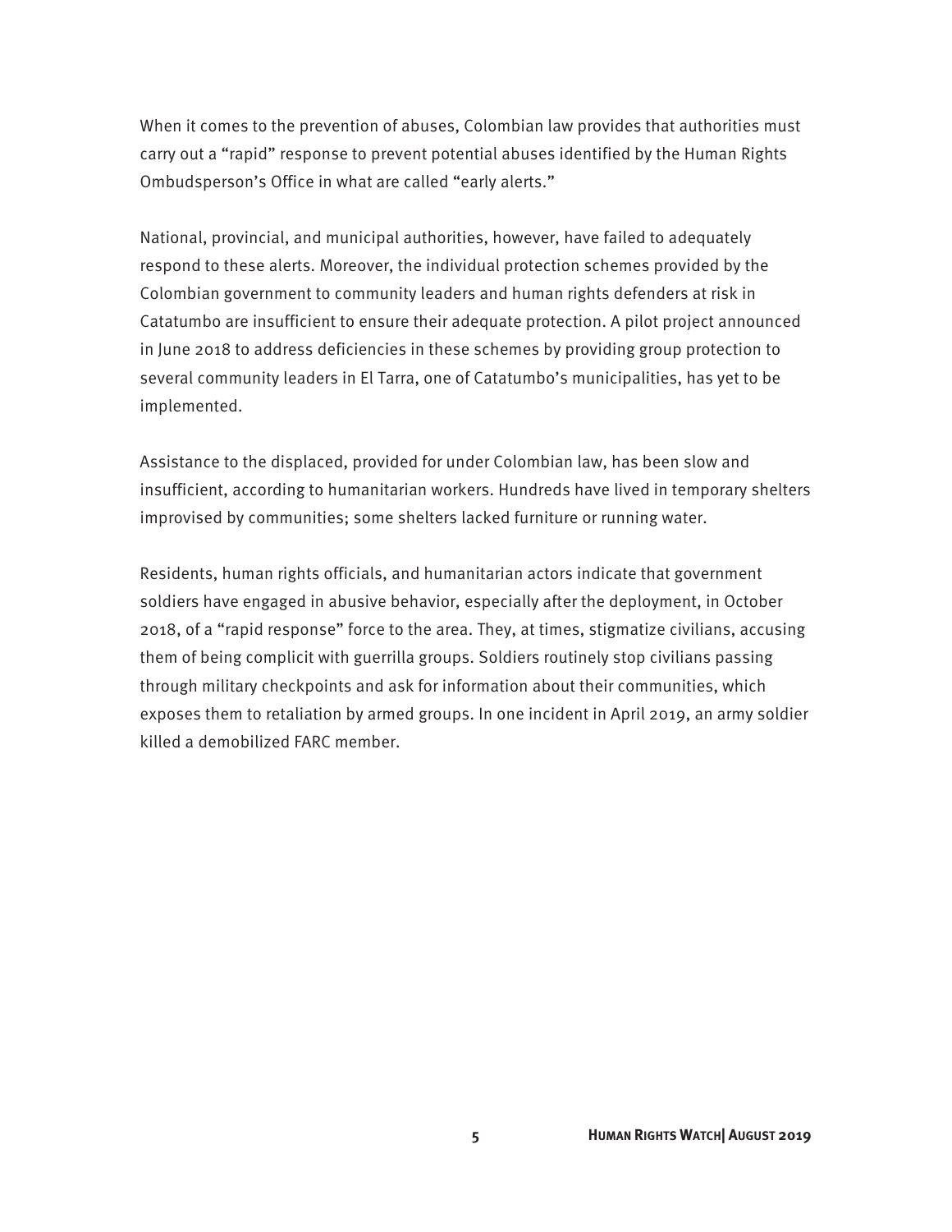When it comes to the prevention of abuses, Colombian law provides that authorities must carry out a "rapid" response to prevent potential abuses identified by the Human Rights Ombudsperson's Office in what are called "early alerts."

National, provincial, and municipal authorities, however, have failed to adequately respond to these alerts. Moreover, the individual protection schemes provided by the Colombian government to community leaders and human rights defenders at risk in Catatumbo are insufficient to ensure their adequate protection. A pilot project announced in June 2018 to address deficiencies in these schemes by providing group protection to several community leaders in El Tarra, one of Catatumbo's municipalities, has yet to be implemented.

Assistance to the displaced, provided for under Colombian law, has been slow and insufficient, according to humanitarian workers. Hundreds have lived in temporary shelters improvised by communities; some shelters lacked furniture or running water.

Residents, human rights officials, and humanitarian actors indicate that government soldiers have engaged in abusive behavior, especially after the deployment, in October 2018, of a "rapid response" force to the area. They, at times, stigmatize civilians, accusing them of being complicit with guerrilla groups. Soldiers routinely stop civilians passing through military checkpoints and ask for information about their communities, which exposes them to retaliation by armed groups. In one incident in April 2019, an army soldier killed a demobilized FARC member.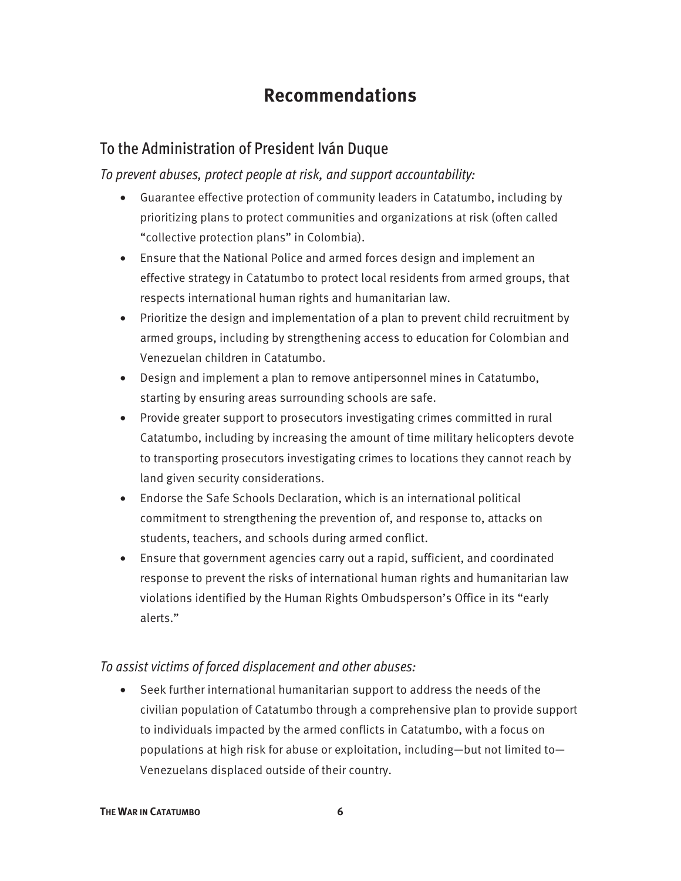# Recommendations

## To the Administration of President Iván Duque

*To prevent abuses, protect people at risk, and support accountability:*

- Guarantee effective protection of community leaders in Catatumbo, including by prioritizing plans to protect communities and organizations at risk (often called "collective protection plans" in Colombia).
- Ensure that the National Police and armed forces design and implement an effective strategy in Catatumbo to protect local residents from armed groups, that respects international human rights and humanitarian law.
- Prioritize the design and implementation of a plan to prevent child recruitment by armed groups, including by strengthening access to education for Colombian and Venezuelan children in Catatumbo.
- Design and implement a plan to remove antipersonnel mines in Catatumbo, starting by ensuring areas surrounding schools are safe.
- Provide greater support to prosecutors investigating crimes committed in rural Catatumbo, including by increasing the amount of time military helicopters devote to transporting prosecutors investigating crimes to locations they cannot reach by land given security considerations.
- Endorse the Safe Schools Declaration, which is an international political commitment to strengthening the prevention of, and response to, attacks on students, teachers, and schools during armed conflict.
- Ensure that government agencies carry out a rapid, sufficient, and coordinated response to prevent the risks of international human rights and humanitarian law violations identified by the Human Rights Ombudsperson's Office in its "early alerts."

*To assist victims of forced displacement and other abuses:*

- Seek further international humanitarian support to address the needs of the civilian population of Catatumbo through a comprehensive plan to provide support to individuals impacted by the armed conflicts in Catatumbo, with a focus on populations at high risk for abuse or exploitation, including—but not limited to—Venezuelans displaced outside of their country.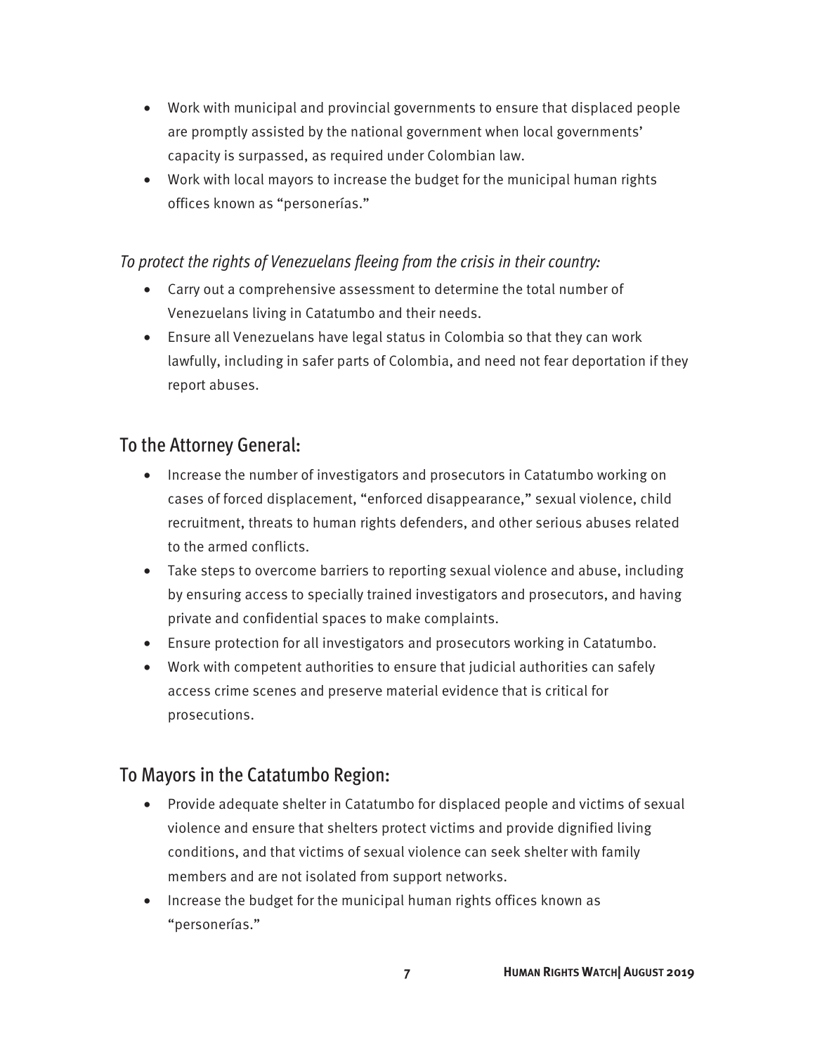- Work with municipal and provincial governments to ensure that displaced people are promptly assisted by the national government when local governments' capacity is surpassed, as required under Colombian law.
- Work with local mayors to increase the budget for the municipal human rights offices known as "personerías."

*To protect the rights of Venezuelans fleeing from the crisis in their country:*

- Carry out a comprehensive assessment to determine the total number of Venezuelans living in Catatumbo and their needs.
- Ensure all Venezuelans have legal status in Colombia so that they can work lawfully, including in safer parts of Colombia, and need not fear deportation if they report abuses.

## To the Attorney General:

- Increase the number of investigators and prosecutors in Catatumbo working on cases of forced displacement, "enforced disappearance," sexual violence, child recruitment, threats to human rights defenders, and other serious abuses related to the armed conflicts.
- Take steps to overcome barriers to reporting sexual violence and abuse, including by ensuring access to specially trained investigators and prosecutors, and having private and confidential spaces to make complaints.
- Ensure protection for all investigators and prosecutors working in Catatumbo.
- Work with competent authorities to ensure that judicial authorities can safely access crime scenes and preserve material evidence that is critical for prosecutions.

## To Mayors in the Catatumbo Region:

- Provide adequate shelter in Catatumbo for displaced people and victims of sexual violence and ensure that shelters protect victims and provide dignified living conditions, and that victims of sexual violence can seek shelter with family members and are not isolated from support networks.
- Increase the budget for the municipal human rights offices known as "personerías."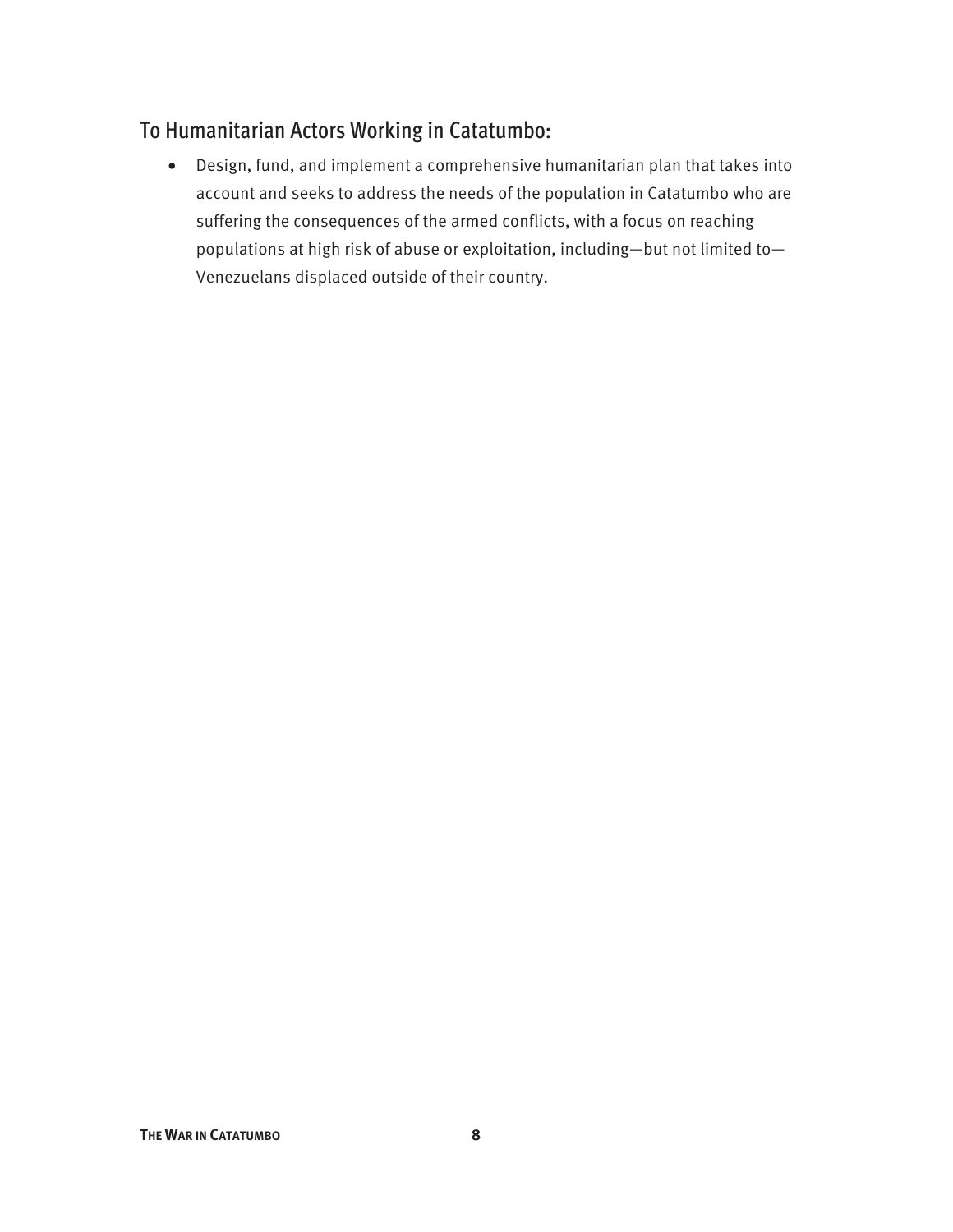## To Humanitarian Actors Working in Catatumbo:

- Design, fund, and implement a comprehensive humanitarian plan that takes into account and seeks to address the needs of the population in Catatumbo who are suffering the consequences of the armed conflicts, with a focus on reaching populations at high risk of abuse or exploitation, including—but not limited to—Venezuelans displaced outside of their country.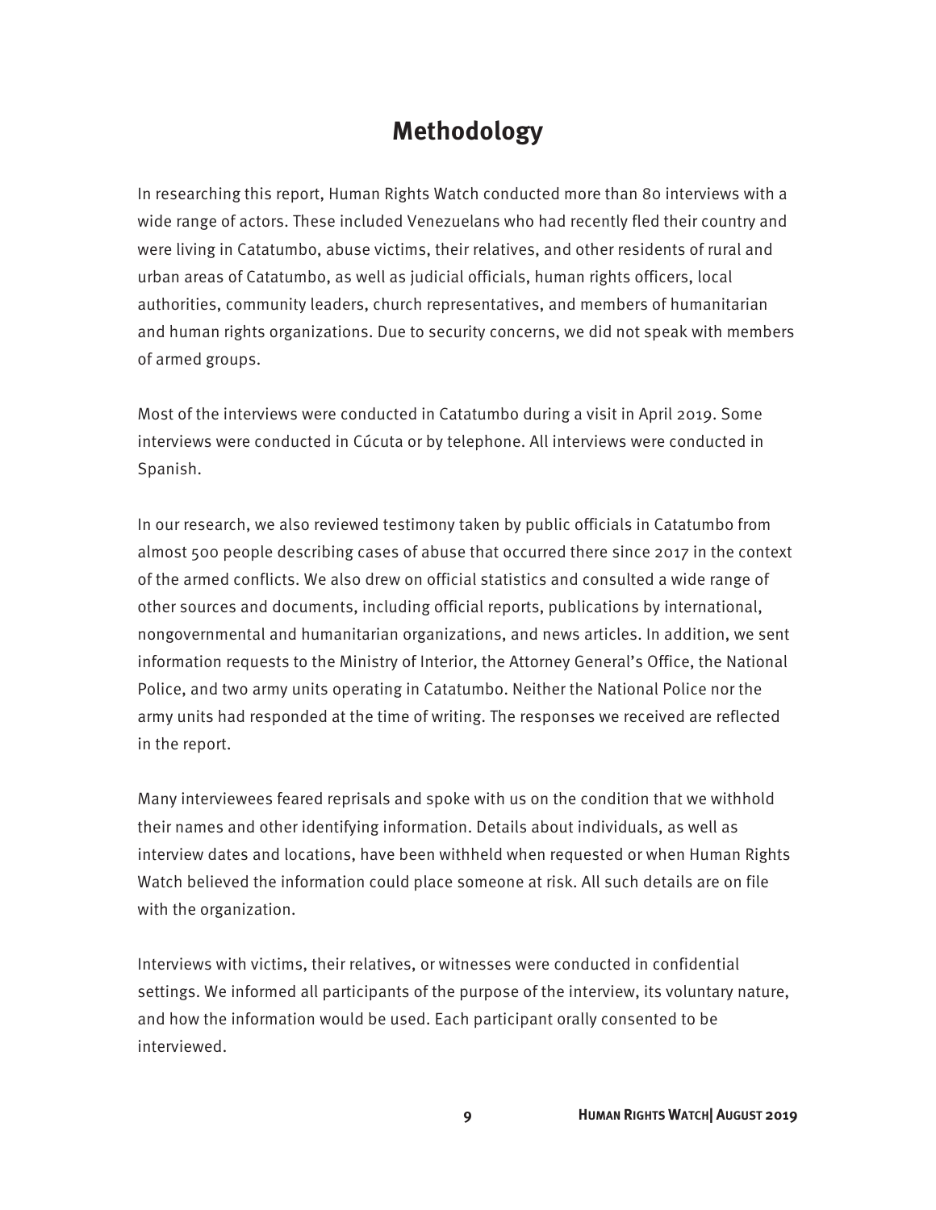# Methodology

In researching this report, Human Rights Watch conducted more than 80 interviews with a wide range of actors. These included Venezuelans who had recently fled their country and were living in Catatumbo, abuse victims, their relatives, and other residents of rural and urban areas of Catatumbo, as well as judicial officials, human rights officers, local authorities, community leaders, church representatives, and members of humanitarian and human rights organizations. Due to security concerns, we did not speak with members of armed groups.

Most of the interviews were conducted in Catatumbo during a visit in April 2019. Some interviews were conducted in Cúcuta or by telephone. All interviews were conducted in Spanish.

In our research, we also reviewed testimony taken by public officials in Catatumbo from almost 500 people describing cases of abuse that occurred there since 2017 in the context of the armed conflicts. We also drew on official statistics and consulted a wide range of other sources and documents, including official reports, publications by international, nongovernmental and humanitarian organizations, and news articles. In addition, we sent information requests to the Ministry of Interior, the Attorney General's Office, the National Police, and two army units operating in Catatumbo. Neither the National Police nor the army units had responded at the time of writing. The responses we received are reflected in the report.

Many interviewees feared reprisals and spoke with us on the condition that we withhold their names and other identifying information. Details about individuals, as well as interview dates and locations, have been withheld when requested or when Human Rights Watch believed the information could place someone at risk. All such details are on file with the organization.

Interviews with victims, their relatives, or witnesses were conducted in confidential settings. We informed all participants of the purpose of the interview, its voluntary nature, and how the information would be used. Each participant orally consented to be interviewed.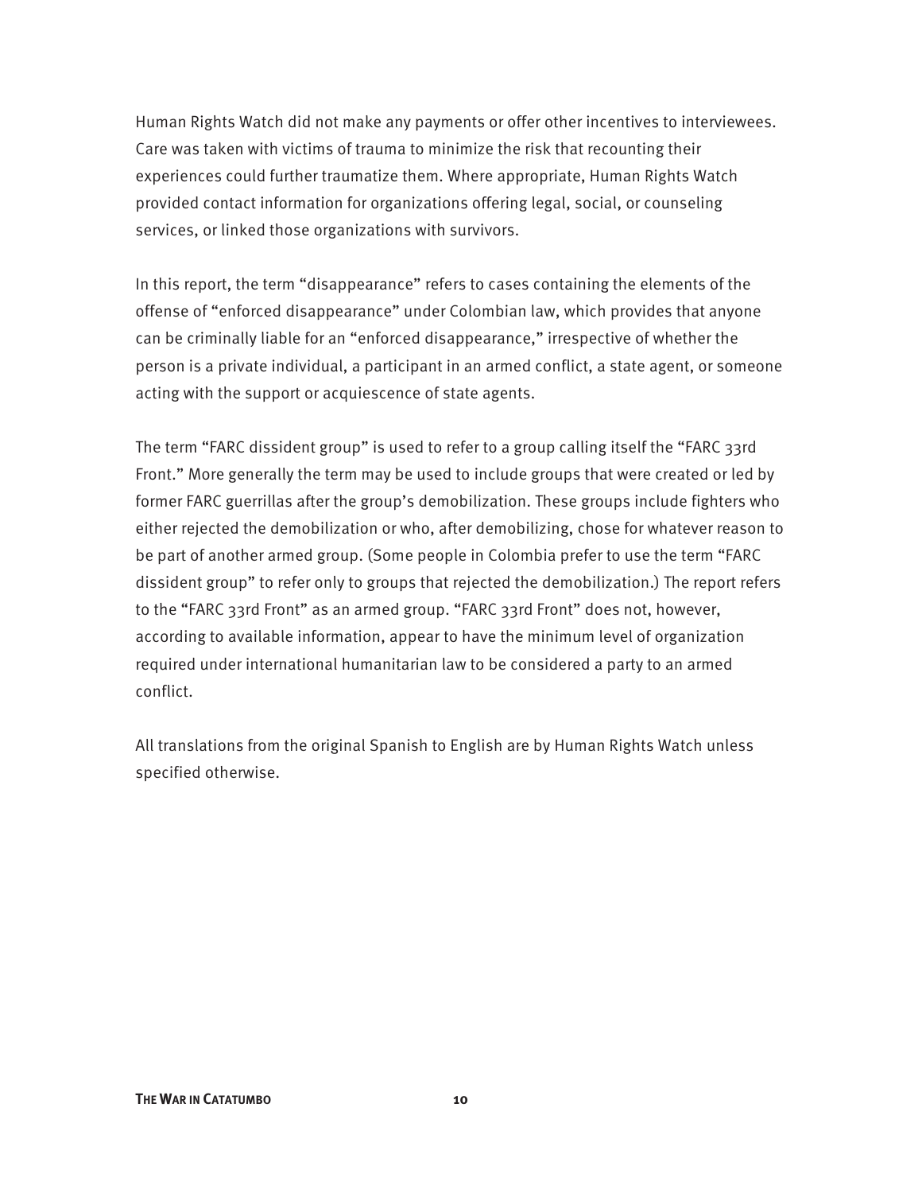Human Rights Watch did not make any payments or offer other incentives to interviewees. Care was taken with victims of trauma to minimize the risk that recounting their experiences could further traumatize them. Where appropriate, Human Rights Watch provided contact information for organizations offering legal, social, or counseling services, or linked those organizations with survivors.

In this report, the term "disappearance" refers to cases containing the elements of the offense of "enforced disappearance" under Colombian law, which provides that anyone can be criminally liable for an "enforced disappearance," irrespective of whether the person is a private individual, a participant in an armed conflict, a state agent, or someone acting with the support or acquiescence of state agents.

The term "FARC dissident group" is used to refer to a group calling itself the "FARC 33rd Front." More generally the term may be used to include groups that were created or led by former FARC guerrillas after the group's demobilization. These groups include fighters who either rejected the demobilization or who, after demobilizing, chose for whatever reason to be part of another armed group. (Some people in Colombia prefer to use the term "FARC dissident group" to refer only to groups that rejected the demobilization.) The report refers to the "FARC 33rd Front" as an armed group. "FARC 33rd Front" does not, however, according to available information, appear to have the minimum level of organization required under international humanitarian law to be considered a party to an armed conflict.

All translations from the original Spanish to English are by Human Rights Watch unless specified otherwise.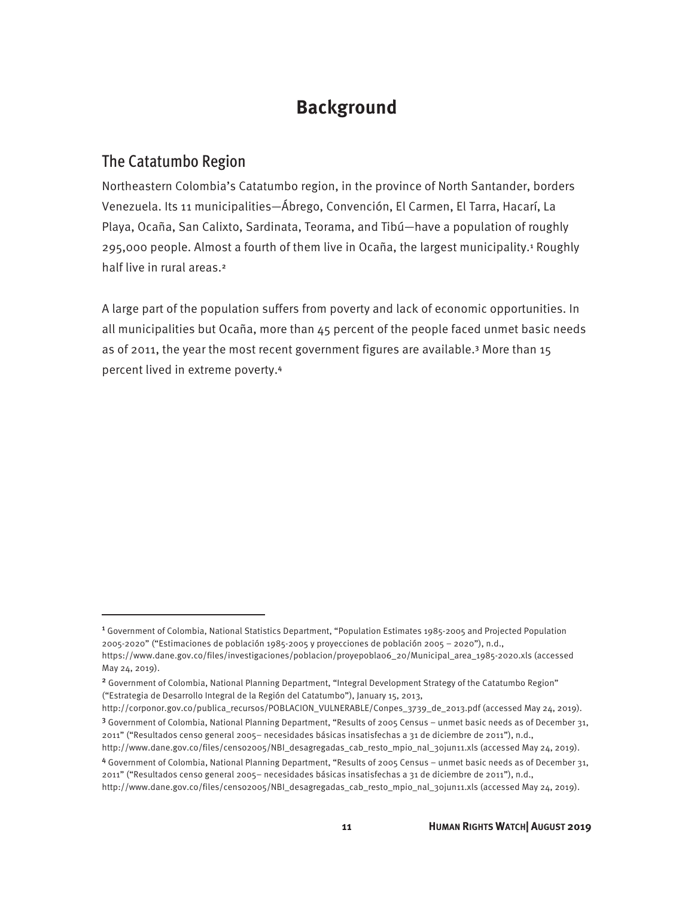# Background

## The Catatumbo Region

Northeastern Colombia's Catatumbo region, in the province of North Santander, borders Venezuela. Its 11 municipalities—Ábrego, Convención, El Carmen, El Tarra, Hacarí, La Playa, Ocaña, San Calixto, Sardinata, Teorama, and Tibú—have a population of roughly 295,000 people. Almost a fourth of them live in Ocaña, the largest municipality.[1] Roughly half live in rural areas.[2]

A large part of the population suffers from poverty and lack of economic opportunities. In all municipalities but Ocaña, more than 45 percent of the people faced unmet basic needs as of 2011, the year the most recent government figures are available.[3] More than 15 percent lived in extreme poverty.[4]

---

[1] Government of Colombia, National Statistics Department, "Population Estimates 1985-2005 and Projected Population 2005-2020" ("Estimaciones de población 1985-2005 y proyecciones de población 2005 – 2020"), n.d., https://www.dane.gov.co/files/investigaciones/poblacion/proyepobla06_20/Municipal_area_1985-2020.xls (accessed May 24, 2019).

[2] Government of Colombia, National Planning Department, "Integral Development Strategy of the Catatumbo Region" ("Estrategia de Desarrollo Integral de la Región del Catatumbo"), January 15, 2013, http://corponor.gov.co/publica_recursos/POBLACION_VULNERABLE/Conpes_3739_de_2013.pdf (accessed May 24, 2019).

[3] Government of Colombia, National Planning Department, "Results of 2005 Census – unmet basic needs as of December 31, 2011" ("Resultados censo general 2005– necesidades básicas insatisfechas a 31 de diciembre de 2011"), n.d., http://www.dane.gov.co/files/censo2005/NBI_desagregadas_cab_resto_mpio_nal_30jun11.xls (accessed May 24, 2019).

[4] Government of Colombia, National Planning Department, "Results of 2005 Census – unmet basic needs as of December 31, 2011" ("Resultados censo general 2005– necesidades básicas insatisfechas a 31 de diciembre de 2011"), n.d., http://www.dane.gov.co/files/censo2005/NBI_desagregadas_cab_resto_mpio_nal_30jun11.xls (accessed May 24, 2019).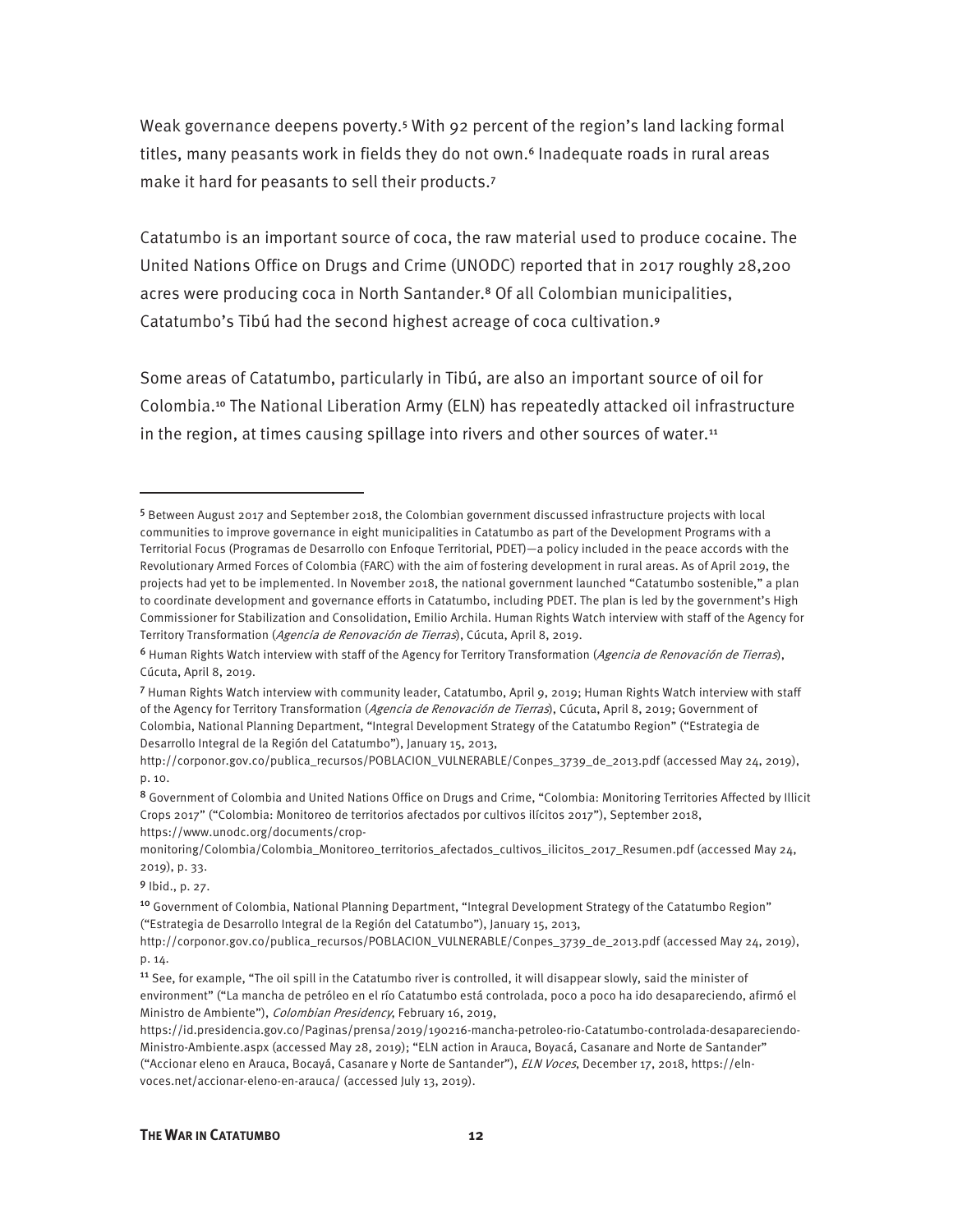Weak governance deepens poverty.[5] With 92 percent of the region's land lacking formal titles, many peasants work in fields they do not own.[6] Inadequate roads in rural areas make it hard for peasants to sell their products.[7]

Catatumbo is an important source of coca, the raw material used to produce cocaine. The United Nations Office on Drugs and Crime (UNODC) reported that in 2017 roughly 28,200 acres were producing coca in North Santander.[8] Of all Colombian municipalities, Catatumbo's Tibú had the second highest acreage of coca cultivation.[9]

Some areas of Catatumbo, particularly in Tibú, are also an important source of oil for Colombia.[10] The National Liberation Army (ELN) has repeatedly attacked oil infrastructure in the region, at times causing spillage into rivers and other sources of water.[11]

---

[5] Between August 2017 and September 2018, the Colombian government discussed infrastructure projects with local communities to improve governance in eight municipalities in Catatumbo as part of the Development Programs with a Territorial Focus (Programas de Desarrollo con Enfoque Territorial, PDET)—a policy included in the peace accords with the Revolutionary Armed Forces of Colombia (FARC) with the aim of fostering development in rural areas. As of April 2019, the projects had yet to be implemented. In November 2018, the national government launched "Catatumbo sostenible," a plan to coordinate development and governance efforts in Catatumbo, including PDET. The plan is led by the government's High Commissioner for Stabilization and Consolidation, Emilio Archila. Human Rights Watch interview with staff of the Agency for Territory Transformation (*Agencia de Renovación de Tierras*), Cúcuta, April 8, 2019.

[6] Human Rights Watch interview with staff of the Agency for Territory Transformation (*Agencia de Renovación de Tierras*), Cúcuta, April 8, 2019.

[7] Human Rights Watch interview with community leader, Catatumbo, April 9, 2019; Human Rights Watch interview with staff of the Agency for Territory Transformation (*Agencia de Renovación de Tierras*), Cúcuta, April 8, 2019; Government of Colombia, National Planning Department, "Integral Development Strategy of the Catatumbo Region" ("Estrategia de Desarrollo Integral de la Región del Catatumbo"), January 15, 2013, http://corponor.gov.co/publica_recursos/POBLACION_VULNERABLE/Conpes_3739_de_2013.pdf (accessed May 24, 2019), p. 10.

[8] Government of Colombia and United Nations Office on Drugs and Crime, "Colombia: Monitoring Territories Affected by Illicit Crops 2017" ("Colombia: Monitoreo de territorios afectados por cultivos ilícitos 2017"), September 2018, https://www.unodc.org/documents/crop-monitoring/Colombia/Colombia_Monitoreo_territorios_afectados_cultivos_ilicitos_2017_Resumen.pdf (accessed May 24, 2019), p. 33.

[9] Ibid., p. 27.

[10] Government of Colombia, National Planning Department, "Integral Development Strategy of the Catatumbo Region" ("Estrategia de Desarrollo Integral de la Región del Catatumbo"), January 15, 2013, http://corponor.gov.co/publica_recursos/POBLACION_VULNERABLE/Conpes_3739_de_2013.pdf (accessed May 24, 2019), p. 14.

[11] See, for example, "The oil spill in the Catatumbo river is controlled, it will disappear slowly, said the minister of environment" ("La mancha de petróleo en el río Catatumbo está controlada, poco a poco ha ido desapareciendo, afirmó el Ministro de Ambiente"), *Colombian Presidency*, February 16, 2019, https://id.presidencia.gov.co/Paginas/prensa/2019/190216-mancha-petroleo-rio-Catatumbo-controlada-desapareciendo-Ministro-Ambiente.aspx (accessed May 28, 2019); "ELN action in Arauca, Boyacá, Casanare and Norte de Santander" ("Accionar eleno en Arauca, Bocayá, Casanare y Norte de Santander"), *ELN Voces*, December 17, 2018, https://eln-voces.net/accionar-eleno-en-arauca/ (accessed July 13, 2019).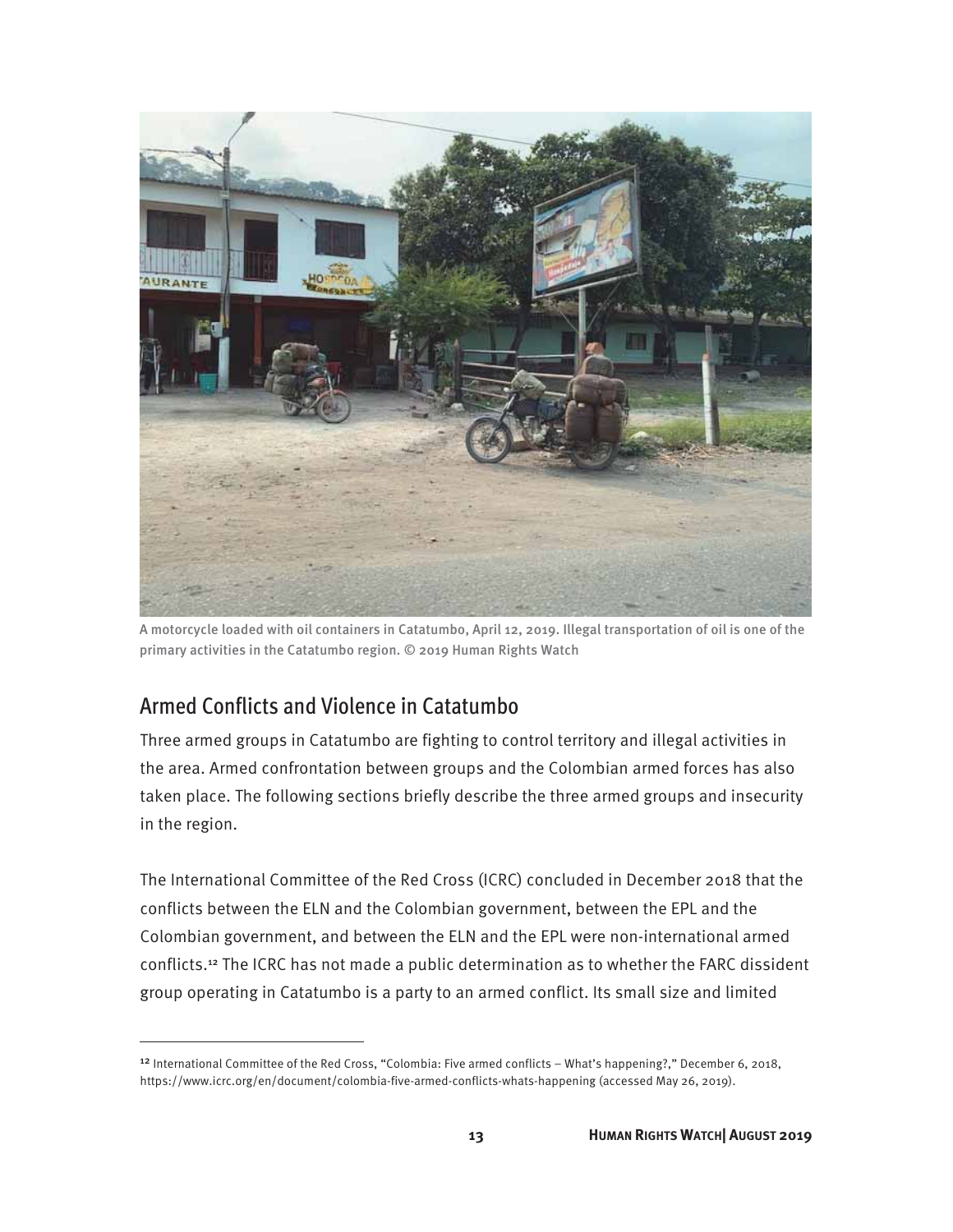A motorcycle loaded with oil containers in Catatumbo, April 12, 2019. Illegal transportation of oil is one of the primary activities in the Catatumbo region. © 2019 Human Rights Watch

## Armed Conflicts and Violence in Catatumbo

Three armed groups in Catatumbo are fighting to control territory and illegal activities in the area. Armed confrontation between groups and the Colombian armed forces has also taken place. The following sections briefly describe the three armed groups and insecurity in the region.

The International Committee of the Red Cross (ICRC) concluded in December 2018 that the conflicts between the ELN and the Colombian government, between the EPL and the Colombian government, and between the ELN and the EPL were non-international armed conflicts.[12] The ICRC has not made a public determination as to whether the FARC dissident group operating in Catatumbo is a party to an armed conflict. Its small size and limited

[12] International Committee of the Red Cross, "Colombia: Five armed conflicts – What's happening?," December 6, 2018, https://www.icrc.org/en/document/colombia-five-armed-conflicts-whats-happening (accessed May 26, 2019).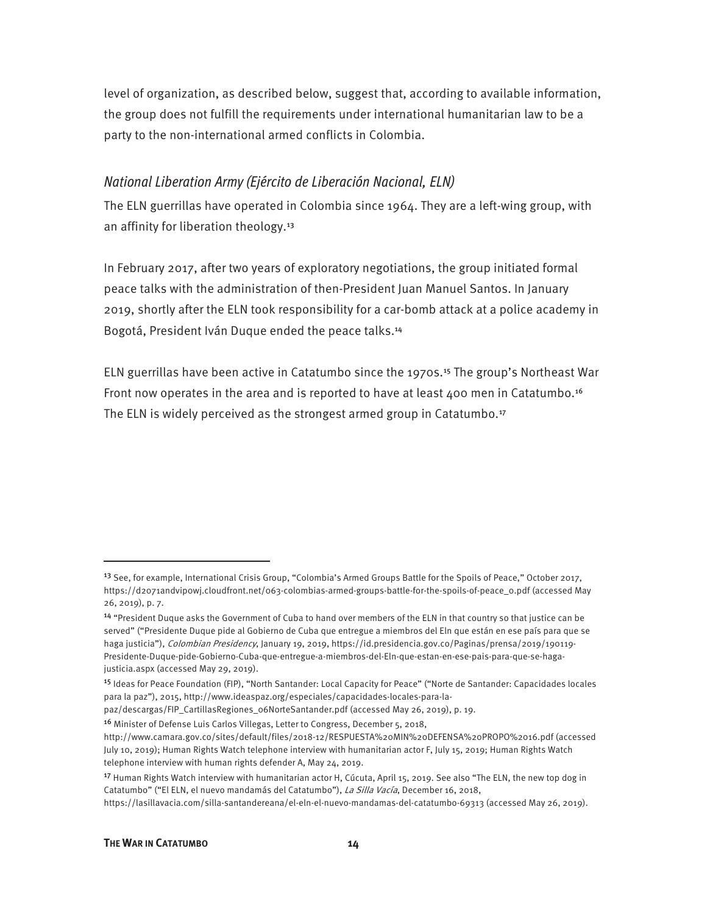level of organization, as described below, suggest that, according to available information, the group does not fulfill the requirements under international humanitarian law to be a party to the non-international armed conflicts in Colombia.

### *National Liberation Army (Ejército de Liberación Nacional, ELN)*

The ELN guerrillas have operated in Colombia since 1964. They are a left-wing group, with an affinity for liberation theology.[13]

In February 2017, after two years of exploratory negotiations, the group initiated formal peace talks with the administration of then-President Juan Manuel Santos. In January 2019, shortly after the ELN took responsibility for a car-bomb attack at a police academy in Bogotá, President Iván Duque ended the peace talks.[14]

ELN guerrillas have been active in Catatumbo since the 1970s.[15] The group's Northeast War Front now operates in the area and is reported to have at least 400 men in Catatumbo.[16] The ELN is widely perceived as the strongest armed group in Catatumbo.[17]

---

[13] See, for example, International Crisis Group, "Colombia's Armed Groups Battle for the Spoils of Peace," October 2017, https://d2071andvipowj.cloudfront.net/063-colombias-armed-groups-battle-for-the-spoils-of-peace_0.pdf (accessed May 26, 2019), p. 7.

[14] "President Duque asks the Government of Cuba to hand over members of the ELN in that country so that justice can be served" ("Presidente Duque pide al Gobierno de Cuba que entregue a miembros del Eln que están en ese país para que se haga justicia"), *Colombian Presidency*, January 19, 2019, https://id.presidencia.gov.co/Paginas/prensa/2019/190119-Presidente-Duque-pide-Gobierno-Cuba-que-entregue-a-miembros-del-Eln-que-estan-en-ese-pais-para-que-se-haga-justicia.aspx (accessed May 29, 2019).

[15] Ideas for Peace Foundation (FIP), "North Santander: Local Capacity for Peace" ("Norte de Santander: Capacidades locales para la paz"), 2015, http://www.ideaspaz.org/especiales/capacidades-locales-para-la-paz/descargas/FIP_CartillasRegiones_06NorteSantander.pdf (accessed May 26, 2019), p. 19.

[16] Minister of Defense Luis Carlos Villegas, Letter to Congress, December 5, 2018, http://www.camara.gov.co/sites/default/files/2018-12/RESPUESTA%20MIN%20DEFENSA%20PROPO%2016.pdf (accessed July 10, 2019); Human Rights Watch telephone interview with humanitarian actor F, July 15, 2019; Human Rights Watch telephone interview with human rights defender A, May 24, 2019.

[17] Human Rights Watch interview with humanitarian actor H, Cúcuta, April 15, 2019. See also "The ELN, the new top dog in Catatumbo" ("El ELN, el nuevo mandamás del Catatumbo"), *La Silla Vacía*, December 16, 2018, https://lasillavacia.com/silla-santandereana/el-eln-el-nuevo-mandamas-del-catatumbo-69313 (accessed May 26, 2019).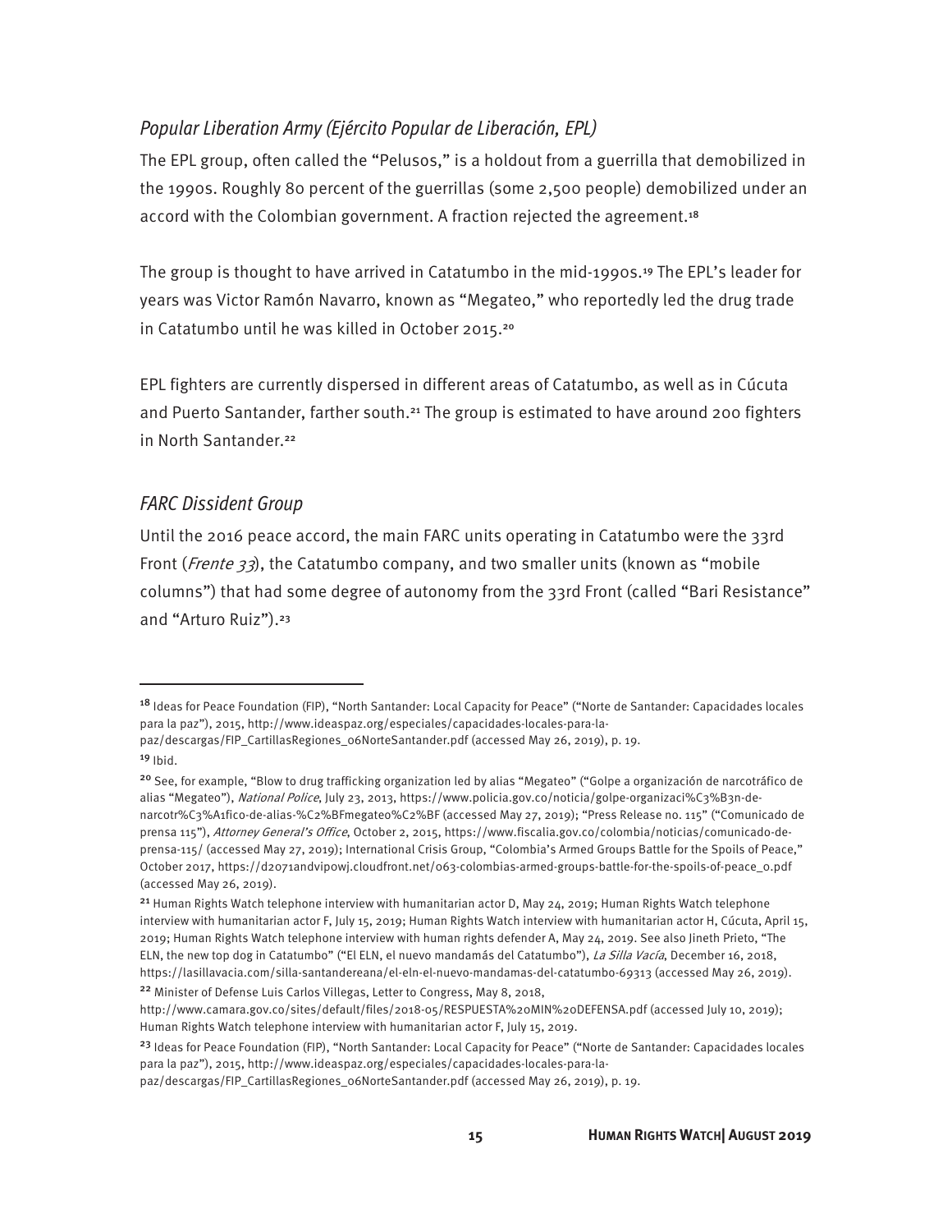### *Popular Liberation Army (Ejército Popular de Liberación, EPL)*

The EPL group, often called the "Pelusos," is a holdout from a guerrilla that demobilized in the 1990s. Roughly 80 percent of the guerrillas (some 2,500 people) demobilized under an accord with the Colombian government. A fraction rejected the agreement.[18]

The group is thought to have arrived in Catatumbo in the mid-1990s.[19] The EPL's leader for years was Victor Ramón Navarro, known as "Megateo," who reportedly led the drug trade in Catatumbo until he was killed in October 2015.[20]

EPL fighters are currently dispersed in different areas of Catatumbo, as well as in Cúcuta and Puerto Santander, farther south.[21] The group is estimated to have around 200 fighters in North Santander.[22]

### *FARC Dissident Group*

Until the 2016 peace accord, the main FARC units operating in Catatumbo were the 33rd Front (*Frente 33*), the Catatumbo company, and two smaller units (known as "mobile columns") that had some degree of autonomy from the 33rd Front (called "Bari Resistance" and "Arturo Ruiz").[23]

---

[18] Ideas for Peace Foundation (FIP), "North Santander: Local Capacity for Peace" ("Norte de Santander: Capacidades locales para la paz"), 2015, http://www.ideaspaz.org/especiales/capacidades-locales-para-la-paz/descargas/FIP_CartillasRegiones_06NorteSantander.pdf (accessed May 26, 2019), p. 19.

[19] Ibid.

[20] See, for example, "Blow to drug trafficking organization led by alias "Megateo" ("Golpe a organización de narcotráfico de alias "Megateo"), *National Police*, July 23, 2013, https://www.policia.gov.co/noticia/golpe-organizaci%C3%B3n-de-narcotr%C3%A1fico-de-alias-%C2%BFmegateo%C2%BF (accessed May 27, 2019); "Press Release no. 115" ("Comunicado de prensa 115"), *Attorney General's Office*, October 2, 2015, https://www.fiscalia.gov.co/colombia/noticias/comunicado-de-prensa-115/ (accessed May 27, 2019); International Crisis Group, "Colombia's Armed Groups Battle for the Spoils of Peace," October 2017, https://d2071andvipowj.cloudfront.net/063-colombias-armed-groups-battle-for-the-spoils-of-peace_0.pdf (accessed May 26, 2019).

[21] Human Rights Watch telephone interview with humanitarian actor D, May 24, 2019; Human Rights Watch telephone interview with humanitarian actor F, July 15, 2019; Human Rights Watch interview with humanitarian actor H, Cúcuta, April 15, 2019; Human Rights Watch telephone interview with human rights defender A, May 24, 2019. See also Jineth Prieto, "The ELN, the new top dog in Catatumbo" ("El ELN, el nuevo mandamás del Catatumbo"), *La Silla Vacía*, December 16, 2018, https://lasillavacia.com/silla-santandereana/el-eln-el-nuevo-mandamas-del-catatumbo-69313 (accessed May 26, 2019).

[22] Minister of Defense Luis Carlos Villegas, Letter to Congress, May 8, 2018, http://www.camara.gov.co/sites/default/files/2018-05/RESPUESTA%20MIN%20DEFENSA.pdf (accessed July 10, 2019); Human Rights Watch telephone interview with humanitarian actor F, July 15, 2019.

[23] Ideas for Peace Foundation (FIP), "North Santander: Local Capacity for Peace" ("Norte de Santander: Capacidades locales para la paz"), 2015, http://www.ideaspaz.org/especiales/capacidades-locales-para-la-paz/descargas/FIP_CartillasRegiones_06NorteSantander.pdf (accessed May 26, 2019), p. 19.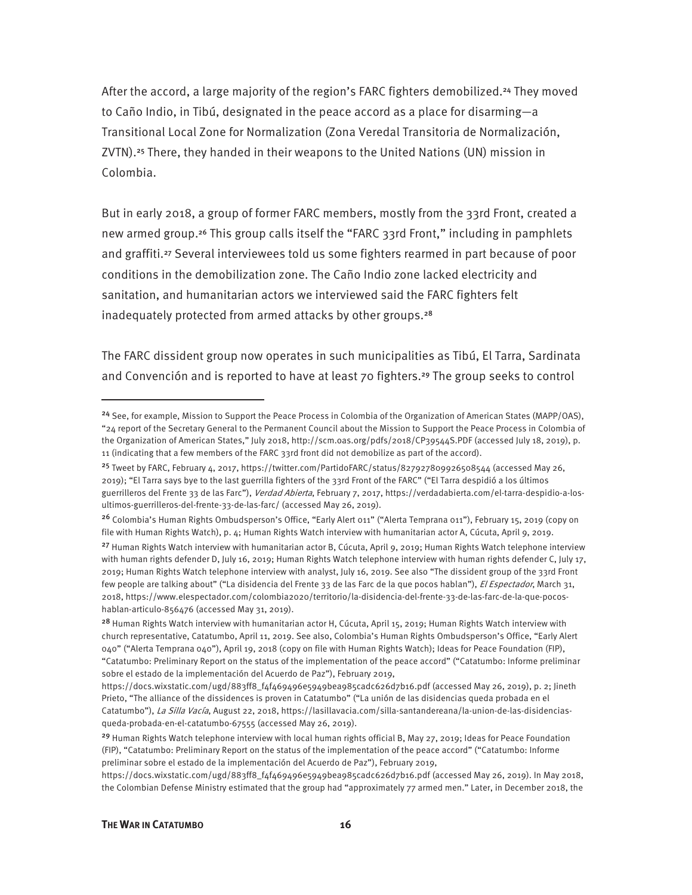After the accord, a large majority of the region's FARC fighters demobilized.[24] They moved to Caño Indio, in Tibú, designated in the peace accord as a place for disarming—a Transitional Local Zone for Normalization (Zona Veredal Transitoria de Normalización, ZVTN).[25] There, they handed in their weapons to the United Nations (UN) mission in Colombia.

But in early 2018, a group of former FARC members, mostly from the 33rd Front, created a new armed group.[26] This group calls itself the "FARC 33rd Front," including in pamphlets and graffiti.[27] Several interviewees told us some fighters rearmed in part because of poor conditions in the demobilization zone. The Caño Indio zone lacked electricity and sanitation, and humanitarian actors we interviewed said the FARC fighters felt inadequately protected from armed attacks by other groups.[28]

The FARC dissident group now operates in such municipalities as Tibú, El Tarra, Sardinata and Convención and is reported to have at least 70 fighters.[29] The group seeks to control

---

[24] See, for example, Mission to Support the Peace Process in Colombia of the Organization of American States (MAPP/OAS), "24 report of the Secretary General to the Permanent Council about the Mission to Support the Peace Process in Colombia of the Organization of American States," July 2018, http://scm.oas.org/pdfs/2018/CP39544S.PDF (accessed July 18, 2019), p. 11 (indicating that a few members of the FARC 33rd front did not demobilize as part of the accord).

[25] Tweet by FARC, February 4, 2017, https://twitter.com/PartidoFARC/status/827927809926508544 (accessed May 26, 2019); "El Tarra says bye to the last guerrilla fighters of the 33rd Front of the FARC" ("El Tarra despidió a los últimos guerrilleros del Frente 33 de las Farc"), *Verdad Abierta*, February 7, 2017, https://verdadabierta.com/el-tarra-despidio-a-los-ultimos-guerrilleros-del-frente-33-de-las-farc/ (accessed May 26, 2019).

[26] Colombia's Human Rights Ombudsperson's Office, "Early Alert 011" ("Alerta Temprana 011"), February 15, 2019 (copy on file with Human Rights Watch), p. 4; Human Rights Watch interview with humanitarian actor A, Cúcuta, April 9, 2019.

[27] Human Rights Watch interview with humanitarian actor B, Cúcuta, April 9, 2019; Human Rights Watch telephone interview with human rights defender D, July 16, 2019; Human Rights Watch telephone interview with human rights defender C, July 17, 2019; Human Rights Watch telephone interview with analyst, July 16, 2019. See also "The dissident group of the 33rd Front few people are talking about" ("La disidencia del Frente 33 de las Farc de la que pocos hablan"), *El Espectador*, March 31, 2018, https://www.elespectador.com/colombia2020/territorio/la-disidencia-del-frente-33-de-las-farc-de-la-que-pocos-hablan-articulo-856476 (accessed May 31, 2019).

[28] Human Rights Watch interview with humanitarian actor H, Cúcuta, April 15, 2019; Human Rights Watch interview with church representative, Catatumbo, April 11, 2019. See also, Colombia's Human Rights Ombudsperson's Office, "Early Alert 040" ("Alerta Temprana 040"), April 19, 2018 (copy on file with Human Rights Watch); Ideas for Peace Foundation (FIP), "Catatumbo: Preliminary Report on the status of the implementation of the peace accord" ("Catatumbo: Informe preliminar sobre el estado de la implementación del Acuerdo de Paz"), February 2019, https://docs.wixstatic.com/ugd/883ff8_f4f469496e5949bea985cadc626d7b16.pdf (accessed May 26, 2019), p. 2; Jineth Prieto, "The alliance of the dissidences is proven in Catatumbo" ("La unión de las disidencias queda probada en el Catatumbo"), *La Silla Vacía*, August 22, 2018, https://lasillavacia.com/silla-santandereana/la-union-de-las-disidencias-queda-probada-en-el-catatumbo-67555 (accessed May 26, 2019).

[29] Human Rights Watch telephone interview with local human rights official B, May 27, 2019; Ideas for Peace Foundation (FIP), "Catatumbo: Preliminary Report on the status of the implementation of the peace accord" ("Catatumbo: Informe preliminar sobre el estado de la implementación del Acuerdo de Paz"), February 2019, https://docs.wixstatic.com/ugd/883ff8_f4f469496e5949bea985cadc626d7b16.pdf (accessed May 26, 2019). In May 2018, the Colombian Defense Ministry estimated that the group had "approximately 77 armed men." Later, in December 2018, the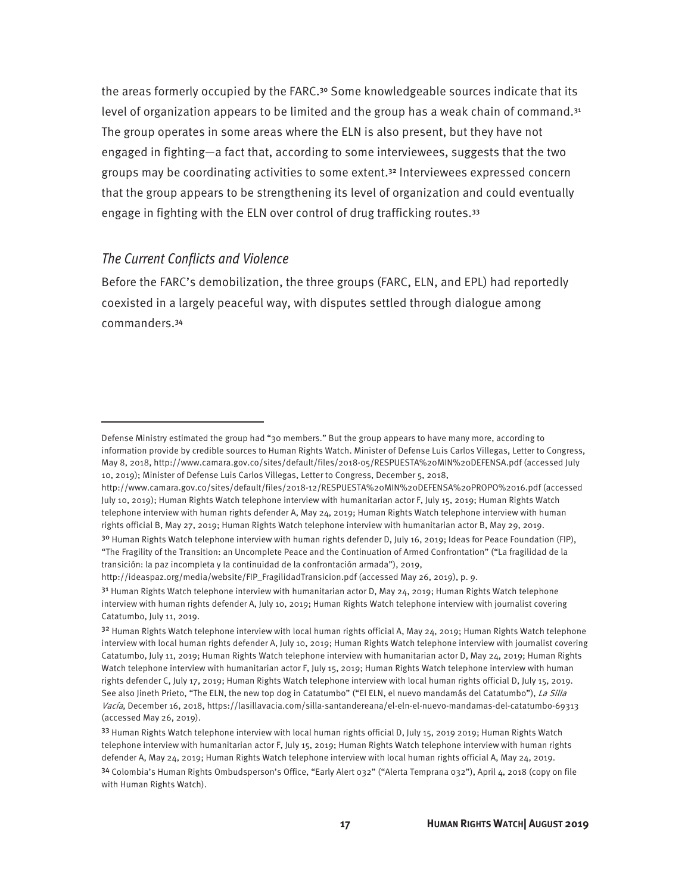the areas formerly occupied by the FARC.[30] Some knowledgeable sources indicate that its level of organization appears to be limited and the group has a weak chain of command.[31] The group operates in some areas where the ELN is also present, but they have not engaged in fighting—a fact that, according to some interviewees, suggests that the two groups may be coordinating activities to some extent.[32] Interviewees expressed concern that the group appears to be strengthening its level of organization and could eventually engage in fighting with the ELN over control of drug trafficking routes.[33]

### *The Current Conflicts and Violence*

Before the FARC's demobilization, the three groups (FARC, ELN, and EPL) had reportedly coexisted in a largely peaceful way, with disputes settled through dialogue among commanders.[34]

---

Defense Ministry estimated the group had "30 members." But the group appears to have many more, according to information provide by credible sources to Human Rights Watch. Minister of Defense Luis Carlos Villegas, Letter to Congress, May 8, 2018, http://www.camara.gov.co/sites/default/files/2018-05/RESPUESTA%20MIN%20DEFENSA.pdf (accessed July 10, 2019); Minister of Defense Luis Carlos Villegas, Letter to Congress, December 5, 2018, http://www.camara.gov.co/sites/default/files/2018-12/RESPUESTA%20MIN%20DEFENSA%20PROPO%2016.pdf (accessed July 10, 2019); Human Rights Watch telephone interview with humanitarian actor F, July 15, 2019; Human Rights Watch telephone interview with human rights defender A, May 24, 2019; Human Rights Watch telephone interview with human rights official B, May 27, 2019; Human Rights Watch telephone interview with humanitarian actor B, May 29, 2019.

[30] Human Rights Watch telephone interview with human rights defender D, July 16, 2019; Ideas for Peace Foundation (FIP), "The Fragility of the Transition: an Uncomplete Peace and the Continuation of Armed Confrontation" ("La fragilidad de la transición: la paz incompleta y la continuidad de la confrontación armada"), 2019, http://ideaspaz.org/media/website/FIP_FragilidadTransicion.pdf (accessed May 26, 2019), p. 9.

[31] Human Rights Watch telephone interview with humanitarian actor D, May 24, 2019; Human Rights Watch telephone interview with human rights defender A, July 10, 2019; Human Rights Watch telephone interview with journalist covering Catatumbo, July 11, 2019.

[32] Human Rights Watch telephone interview with local human rights official A, May 24, 2019; Human Rights Watch telephone interview with local human rights defender A, July 10, 2019; Human Rights Watch telephone interview with journalist covering Catatumbo, July 11, 2019; Human Rights Watch telephone interview with humanitarian actor D, May 24, 2019; Human Rights Watch telephone interview with humanitarian actor F, July 15, 2019; Human Rights Watch telephone interview with human rights defender C, July 17, 2019; Human Rights Watch telephone interview with local human rights official D, July 15, 2019. See also Jineth Prieto, "The ELN, the new top dog in Catatumbo" ("El ELN, el nuevo mandamás del Catatumbo"), *La Silla Vacía*, December 16, 2018, https://lasillavacia.com/silla-santandereana/el-eln-el-nuevo-mandamas-del-catatumbo-69313 (accessed May 26, 2019).

[33] Human Rights Watch telephone interview with local human rights official D, July 15, 2019 2019; Human Rights Watch telephone interview with humanitarian actor F, July 15, 2019; Human Rights Watch telephone interview with human rights defender A, May 24, 2019; Human Rights Watch telephone interview with local human rights official A, May 24, 2019.

[34] Colombia's Human Rights Ombudsperson's Office, "Early Alert 032" ("Alerta Temprana 032"), April 4, 2018 (copy on file with Human Rights Watch).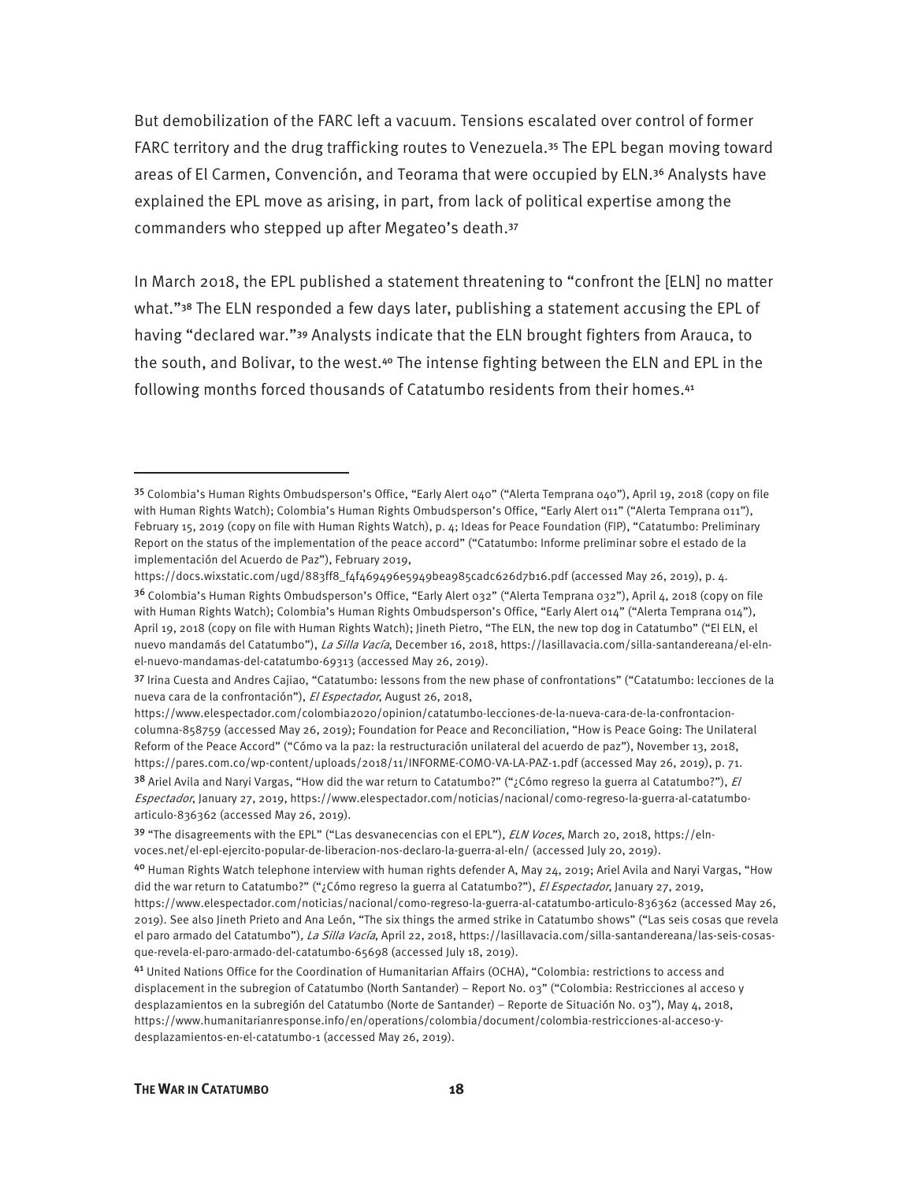But demobilization of the FARC left a vacuum. Tensions escalated over control of former FARC territory and the drug trafficking routes to Venezuela.[35] The EPL began moving toward areas of El Carmen, Convención, and Teorama that were occupied by ELN.[36] Analysts have explained the EPL move as arising, in part, from lack of political expertise among the commanders who stepped up after Megateo's death.[37]

In March 2018, the EPL published a statement threatening to "confront the [ELN] no matter what."[38] The ELN responded a few days later, publishing a statement accusing the EPL of having "declared war."[39] Analysts indicate that the ELN brought fighters from Arauca, to the south, and Bolivar, to the west.[40] The intense fighting between the ELN and EPL in the following months forced thousands of Catatumbo residents from their homes.[41]

---

[35] Colombia's Human Rights Ombudsperson's Office, "Early Alert 040" ("Alerta Temprana 040"), April 19, 2018 (copy on file with Human Rights Watch); Colombia's Human Rights Ombudsperson's Office, "Early Alert 011" ("Alerta Temprana 011"), February 15, 2019 (copy on file with Human Rights Watch), p. 4; Ideas for Peace Foundation (FIP), "Catatumbo: Preliminary Report on the status of the implementation of the peace accord" ("Catatumbo: Informe preliminar sobre el estado de la implementación del Acuerdo de Paz"), February 2019, https://docs.wixstatic.com/ugd/883ff8_f4f469496e5949bea985cadc626d7b16.pdf (accessed May 26, 2019), p. 4.

[36] Colombia's Human Rights Ombudsperson's Office, "Early Alert 032" ("Alerta Temprana 032"), April 4, 2018 (copy on file with Human Rights Watch); Colombia's Human Rights Ombudsperson's Office, "Early Alert 014" ("Alerta Temprana 014"), April 19, 2018 (copy on file with Human Rights Watch); Jineth Pietro, "The ELN, the new top dog in Catatumbo" ("El ELN, el nuevo mandamás del Catatumbo"), *La Silla Vacía*, December 16, 2018, https://lasillavacia.com/silla-santandereana/el-eln-el-nuevo-mandamas-del-catatumbo-69313 (accessed May 26, 2019).

[37] Irina Cuesta and Andres Cajiao, "Catatumbo: lessons from the new phase of confrontations" ("Catatumbo: lecciones de la nueva cara de la confrontación"), *El Espectador*, August 26, 2018, https://www.elespectador.com/colombia2020/opinion/catatumbo-lecciones-de-la-nueva-cara-de-la-confrontacion-columna-858759 (accessed May 26, 2019); Foundation for Peace and Reconciliation, "How is Peace Going: The Unilateral Reform of the Peace Accord" ("Cómo va la paz: la restructuración unilateral del acuerdo de paz"), November 13, 2018, https://pares.com.co/wp-content/uploads/2018/11/INFORME-COMO-VA-LA-PAZ-1.pdf (accessed May 26, 2019), p. 71.

[38] Ariel Avila and Naryi Vargas, "How did the war return to Catatumbo?" ("¿Cómo regreso la guerra al Catatumbo?"), *El Espectador*, January 27, 2019, https://www.elespectador.com/noticias/nacional/como-regreso-la-guerra-al-catatumbo-articulo-836362 (accessed May 26, 2019).

[39] "The disagreements with the EPL" ("Las desvanecencias con el EPL"), *ELN Voces*, March 20, 2018, https://eln-voces.net/el-epl-ejercito-popular-de-liberacion-nos-declaro-la-guerra-al-eln/ (accessed July 20, 2019).

[40] Human Rights Watch telephone interview with human rights defender A, May 24, 2019; Ariel Avila and Naryi Vargas, "How did the war return to Catatumbo?" ("¿Cómo regreso la guerra al Catatumbo?"), *El Espectador*, January 27, 2019, https://www.elespectador.com/noticias/nacional/como-regreso-la-guerra-al-catatumbo-articulo-836362 (accessed May 26, 2019). See also Jineth Prieto and Ana León, "The six things the armed strike in Catatumbo shows" ("Las seis cosas que revela el paro armado del Catatumbo"), *La Silla Vacía*, April 22, 2018, https://lasillavacia.com/silla-santandereana/las-seis-cosas-que-revela-el-paro-armado-del-catatumbo-65698 (accessed July 18, 2019).

[41] United Nations Office for the Coordination of Humanitarian Affairs (OCHA), "Colombia: restrictions to access and displacement in the subregion of Catatumbo (North Santander) – Report No. 03" ("Colombia: Restricciones al acceso y desplazamientos en la subregión del Catatumbo (Norte de Santander) – Reporte de Situación No. 03"), May 4, 2018, https://www.humanitarianresponse.info/en/operations/colombia/document/colombia-restricciones-al-acceso-y-desplazamientos-en-el-catatumbo-1 (accessed May 26, 2019).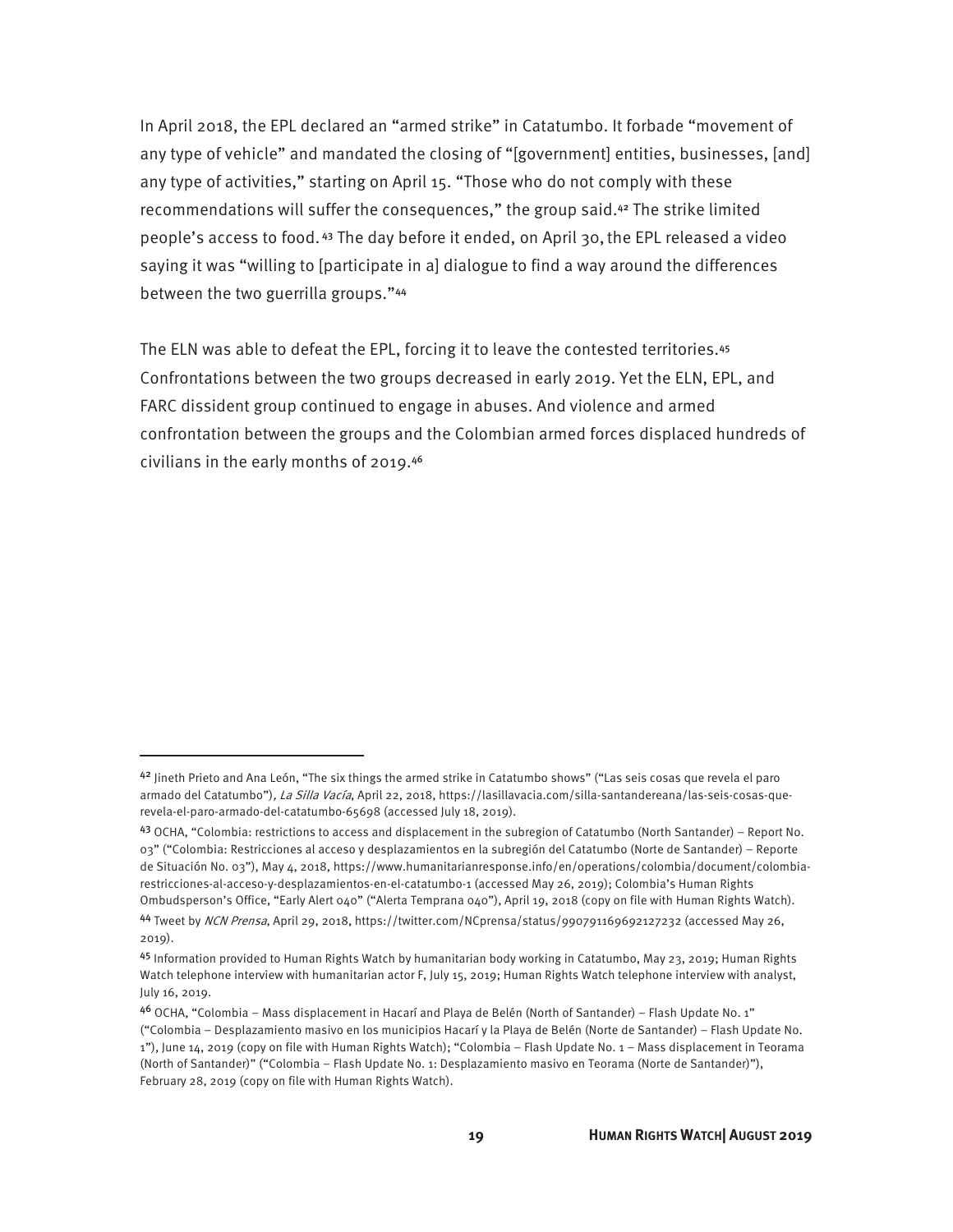In April 2018, the EPL declared an "armed strike" in Catatumbo. It forbade "movement of any type of vehicle" and mandated the closing of "[government] entities, businesses, [and] any type of activities," starting on April 15. "Those who do not comply with these recommendations will suffer the consequences," the group said.[42] The strike limited people's access to food.[43] The day before it ended, on April 30, the EPL released a video saying it was "willing to [participate in a] dialogue to find a way around the differences between the two guerrilla groups."[44]

The ELN was able to defeat the EPL, forcing it to leave the contested territories.[45] Confrontations between the two groups decreased in early 2019. Yet the ELN, EPL, and FARC dissident group continued to engage in abuses. And violence and armed confrontation between the groups and the Colombian armed forces displaced hundreds of civilians in the early months of 2019.[46]

---

[42] Jineth Prieto and Ana León, "The six things the armed strike in Catatumbo shows" ("Las seis cosas que revela el paro armado del Catatumbo"), *La Silla Vacía*, April 22, 2018, https://lasillavacia.com/silla-santandereana/las-seis-cosas-que-revela-el-paro-armado-del-catatumbo-65698 (accessed July 18, 2019).

[43] OCHA, "Colombia: restrictions to access and displacement in the subregion of Catatumbo (North Santander) – Report No. 03" ("Colombia: Restricciones al acceso y desplazamientos en la subregión del Catatumbo (Norte de Santander) – Reporte de Situación No. 03"), May 4, 2018, https://www.humanitarianresponse.info/en/operations/colombia/document/colombia-restricciones-al-acceso-y-desplazamientos-en-el-catatumbo-1 (accessed May 26, 2019); Colombia's Human Rights Ombudsperson's Office, "Early Alert 040" ("Alerta Temprana 040"), April 19, 2018 (copy on file with Human Rights Watch).

[44] Tweet by *NCN Prensa*, April 29, 2018, https://twitter.com/NCprensa/status/990791169692127232 (accessed May 26, 2019).

[45] Information provided to Human Rights Watch by humanitarian body working in Catatumbo, May 23, 2019; Human Rights Watch telephone interview with humanitarian actor F, July 15, 2019; Human Rights Watch telephone interview with analyst, July 16, 2019.

[46] OCHA, "Colombia – Mass displacement in Hacarí and Playa de Belén (North of Santander) – Flash Update No. 1" ("Colombia – Desplazamiento masivo en los municipios Hacarí y la Playa de Belén (Norte de Santander) – Flash Update No. 1"), June 14, 2019 (copy on file with Human Rights Watch); "Colombia – Flash Update No. 1 – Mass displacement in Teorama (North of Santander)" ("Colombia – Flash Update No. 1: Desplazamiento masivo en Teorama (Norte de Santander)"), February 28, 2019 (copy on file with Human Rights Watch).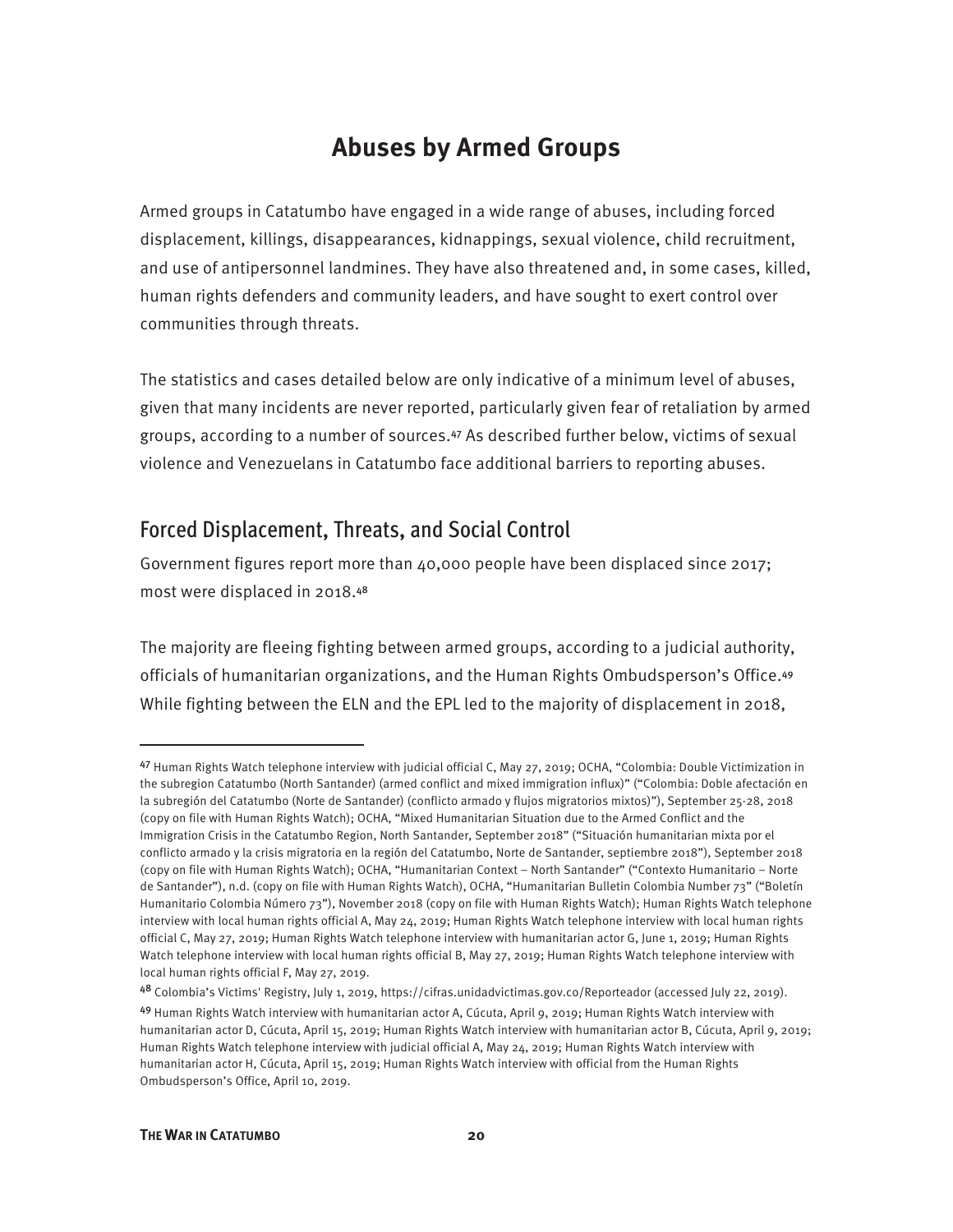# Abuses by Armed Groups

Armed groups in Catatumbo have engaged in a wide range of abuses, including forced displacement, killings, disappearances, kidnappings, sexual violence, child recruitment, and use of antipersonnel landmines. They have also threatened and, in some cases, killed, human rights defenders and community leaders, and have sought to exert control over communities through threats.

The statistics and cases detailed below are only indicative of a minimum level of abuses, given that many incidents are never reported, particularly given fear of retaliation by armed groups, according to a number of sources.[47] As described further below, victims of sexual violence and Venezuelans in Catatumbo face additional barriers to reporting abuses.

## Forced Displacement, Threats, and Social Control

Government figures report more than 40,000 people have been displaced since 2017; most were displaced in 2018.[48]

The majority are fleeing fighting between armed groups, according to a judicial authority, officials of humanitarian organizations, and the Human Rights Ombudsperson's Office.[49] While fighting between the ELN and the EPL led to the majority of displacement in 2018,

---

[47] Human Rights Watch telephone interview with judicial official C, May 27, 2019; OCHA, "Colombia: Double Victimization in the subregion Catatumbo (North Santander) (armed conflict and mixed immigration influx)" ("Colombia: Doble afectación en la subregión del Catatumbo (Norte de Santander) (conflicto armado y flujos migratorios mixtos)"), September 25-28, 2018 (copy on file with Human Rights Watch); OCHA, "Mixed Humanitarian Situation due to the Armed Conflict and the Immigration Crisis in the Catatumbo Region, North Santander, September 2018" ("Situación humanitarian mixta por el conflicto armado y la crisis migratoria en la región del Catatumbo, Norte de Santander, septiembre 2018"), September 2018 (copy on file with Human Rights Watch); OCHA, "Humanitarian Context – North Santander" ("Contexto Humanitario – Norte de Santander"), n.d. (copy on file with Human Rights Watch), OCHA, "Humanitarian Bulletin Colombia Number 73" ("Boletín Humanitario Colombia Número 73"), November 2018 (copy on file with Human Rights Watch); Human Rights Watch telephone interview with local human rights official A, May 24, 2019; Human Rights Watch telephone interview with local human rights official C, May 27, 2019; Human Rights Watch telephone interview with humanitarian actor G, June 1, 2019; Human Rights Watch telephone interview with local human rights official B, May 27, 2019; Human Rights Watch telephone interview with local human rights official F, May 27, 2019.

[48] Colombia's Victims' Registry, July 1, 2019, https://cifras.unidadvictimas.gov.co/Reporteador (accessed July 22, 2019).

[49] Human Rights Watch interview with humanitarian actor A, Cúcuta, April 9, 2019; Human Rights Watch interview with humanitarian actor D, Cúcuta, April 15, 2019; Human Rights Watch interview with humanitarian actor B, Cúcuta, April 9, 2019; Human Rights Watch telephone interview with judicial official A, May 24, 2019; Human Rights Watch interview with humanitarian actor H, Cúcuta, April 15, 2019; Human Rights Watch interview with official from the Human Rights Ombudsperson's Office, April 10, 2019.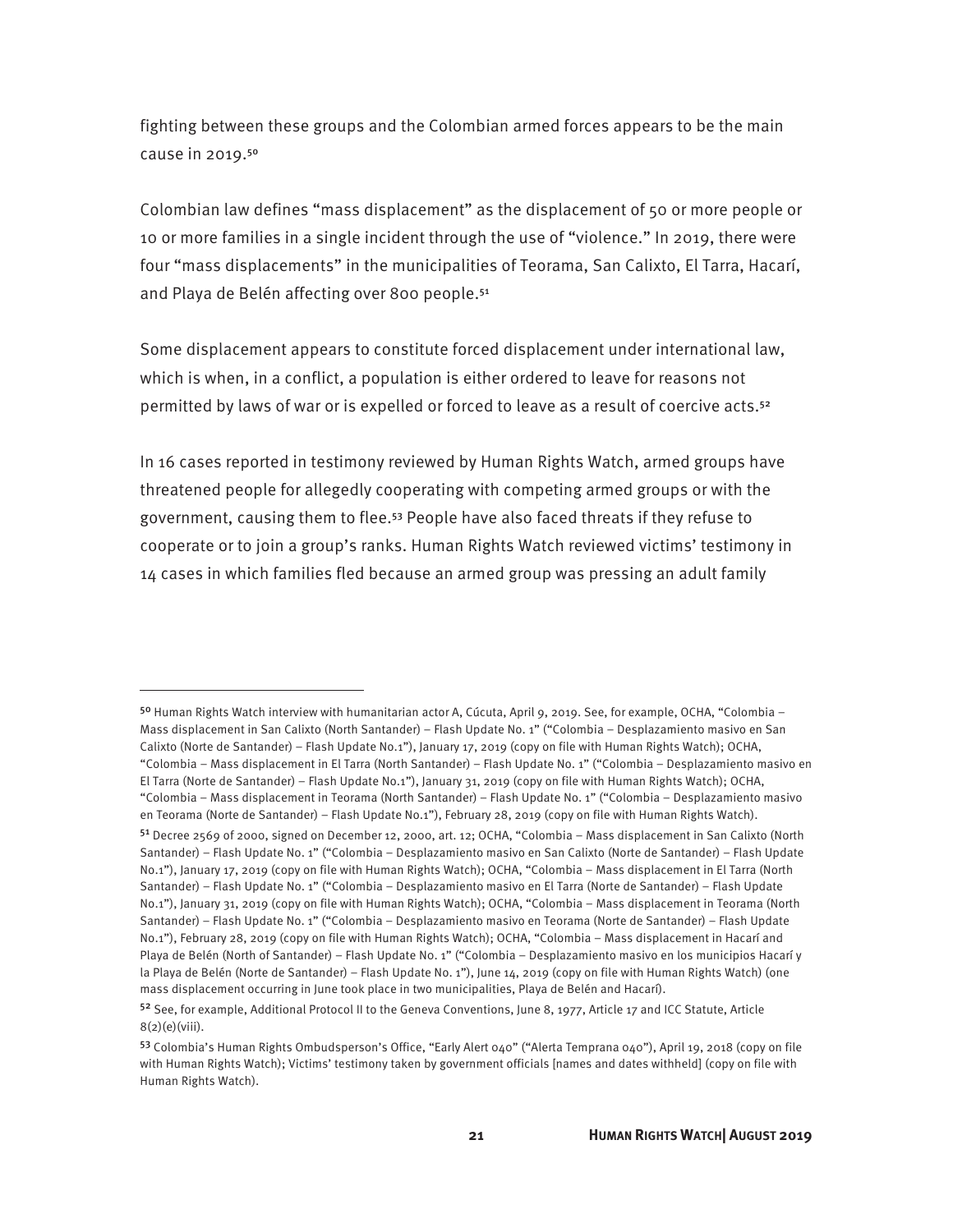fighting between these groups and the Colombian armed forces appears to be the main cause in 2019.[50]

Colombian law defines "mass displacement" as the displacement of 50 or more people or 10 or more families in a single incident through the use of "violence." In 2019, there were four "mass displacements" in the municipalities of Teorama, San Calixto, El Tarra, Hacarí, and Playa de Belén affecting over 800 people.[51]

Some displacement appears to constitute forced displacement under international law, which is when, in a conflict, a population is either ordered to leave for reasons not permitted by laws of war or is expelled or forced to leave as a result of coercive acts.[52]

In 16 cases reported in testimony reviewed by Human Rights Watch, armed groups have threatened people for allegedly cooperating with competing armed groups or with the government, causing them to flee.[53] People have also faced threats if they refuse to cooperate or to join a group's ranks. Human Rights Watch reviewed victims' testimony in 14 cases in which families fled because an armed group was pressing an adult family

---

[50] Human Rights Watch interview with humanitarian actor A, Cúcuta, April 9, 2019. See, for example, OCHA, "Colombia – Mass displacement in San Calixto (North Santander) – Flash Update No. 1" ("Colombia – Desplazamiento masivo en San Calixto (Norte de Santander) – Flash Update No.1"), January 17, 2019 (copy on file with Human Rights Watch); OCHA, "Colombia – Mass displacement in El Tarra (North Santander) – Flash Update No. 1" ("Colombia – Desplazamiento masivo en El Tarra (Norte de Santander) – Flash Update No.1"), January 31, 2019 (copy on file with Human Rights Watch); OCHA, "Colombia – Mass displacement in Teorama (North Santander) – Flash Update No. 1" ("Colombia – Desplazamiento masivo en Teorama (Norte de Santander) – Flash Update No.1"), February 28, 2019 (copy on file with Human Rights Watch).

[51] Decree 2569 of 2000, signed on December 12, 2000, art. 12; OCHA, "Colombia – Mass displacement in San Calixto (North Santander) – Flash Update No. 1" ("Colombia – Desplazamiento masivo en San Calixto (Norte de Santander) – Flash Update No.1"), January 17, 2019 (copy on file with Human Rights Watch); OCHA, "Colombia – Mass displacement in El Tarra (North Santander) – Flash Update No. 1" ("Colombia – Desplazamiento masivo en El Tarra (Norte de Santander) – Flash Update No.1"), January 31, 2019 (copy on file with Human Rights Watch); OCHA, "Colombia – Mass displacement in Teorama (North Santander) – Flash Update No. 1" ("Colombia – Desplazamiento masivo en Teorama (Norte de Santander) – Flash Update No.1"), February 28, 2019 (copy on file with Human Rights Watch); OCHA, "Colombia – Mass displacement in Hacarí and Playa de Belén (North of Santander) – Flash Update No. 1" ("Colombia – Desplazamiento masivo en los municipios Hacarí y la Playa de Belén (Norte de Santander) – Flash Update No. 1"), June 14, 2019 (copy on file with Human Rights Watch) (one mass displacement occurring in June took place in two municipalities, Playa de Belén and Hacarí).

[52] See, for example, Additional Protocol II to the Geneva Conventions, June 8, 1977, Article 17 and ICC Statute, Article 8(2)(e)(viii).

[53] Colombia's Human Rights Ombudsperson's Office, "Early Alert 040" ("Alerta Temprana 040"), April 19, 2018 (copy on file with Human Rights Watch); Victims' testimony taken by government officials [names and dates withheld] (copy on file with Human Rights Watch).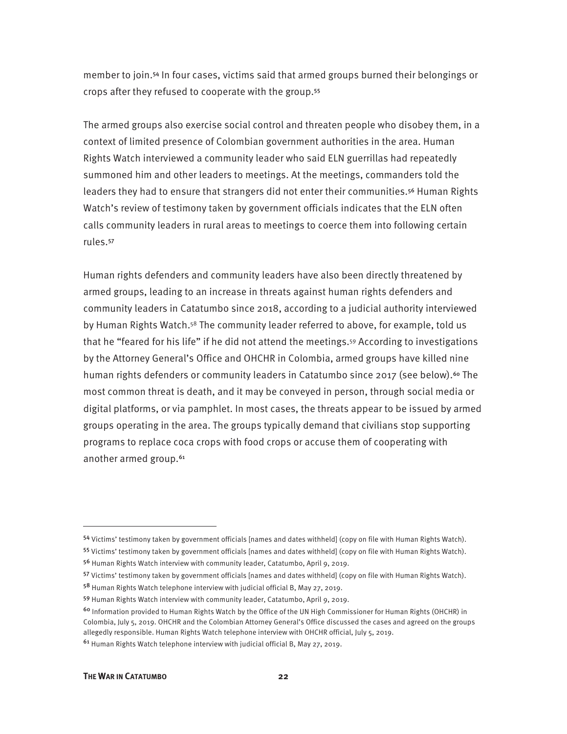member to join.[54] In four cases, victims said that armed groups burned their belongings or crops after they refused to cooperate with the group.[55]

The armed groups also exercise social control and threaten people who disobey them, in a context of limited presence of Colombian government authorities in the area. Human Rights Watch interviewed a community leader who said ELN guerrillas had repeatedly summoned him and other leaders to meetings. At the meetings, commanders told the leaders they had to ensure that strangers did not enter their communities.[56] Human Rights Watch's review of testimony taken by government officials indicates that the ELN often calls community leaders in rural areas to meetings to coerce them into following certain rules.[57]

Human rights defenders and community leaders have also been directly threatened by armed groups, leading to an increase in threats against human rights defenders and community leaders in Catatumbo since 2018, according to a judicial authority interviewed by Human Rights Watch.[58] The community leader referred to above, for example, told us that he "feared for his life" if he did not attend the meetings.[59] According to investigations by the Attorney General's Office and OHCHR in Colombia, armed groups have killed nine human rights defenders or community leaders in Catatumbo since 2017 (see below).[60] The most common threat is death, and it may be conveyed in person, through social media or digital platforms, or via pamphlet. In most cases, the threats appear to be issued by armed groups operating in the area. The groups typically demand that civilians stop supporting programs to replace coca crops with food crops or accuse them of cooperating with another armed group.[61]

---

[54] Victims' testimony taken by government officials [names and dates withheld] (copy on file with Human Rights Watch).

[55] Victims' testimony taken by government officials [names and dates withheld] (copy on file with Human Rights Watch).

[56] Human Rights Watch interview with community leader, Catatumbo, April 9, 2019.

[57] Victims' testimony taken by government officials [names and dates withheld] (copy on file with Human Rights Watch).

[58] Human Rights Watch telephone interview with judicial official B, May 27, 2019.

[59] Human Rights Watch interview with community leader, Catatumbo, April 9, 2019.

[60] Information provided to Human Rights Watch by the Office of the UN High Commissioner for Human Rights (OHCHR) in Colombia, July 5, 2019. OHCHR and the Colombian Attorney General's Office discussed the cases and agreed on the groups allegedly responsible. Human Rights Watch telephone interview with OHCHR official, July 5, 2019.

[61] Human Rights Watch telephone interview with judicial official B, May 27, 2019.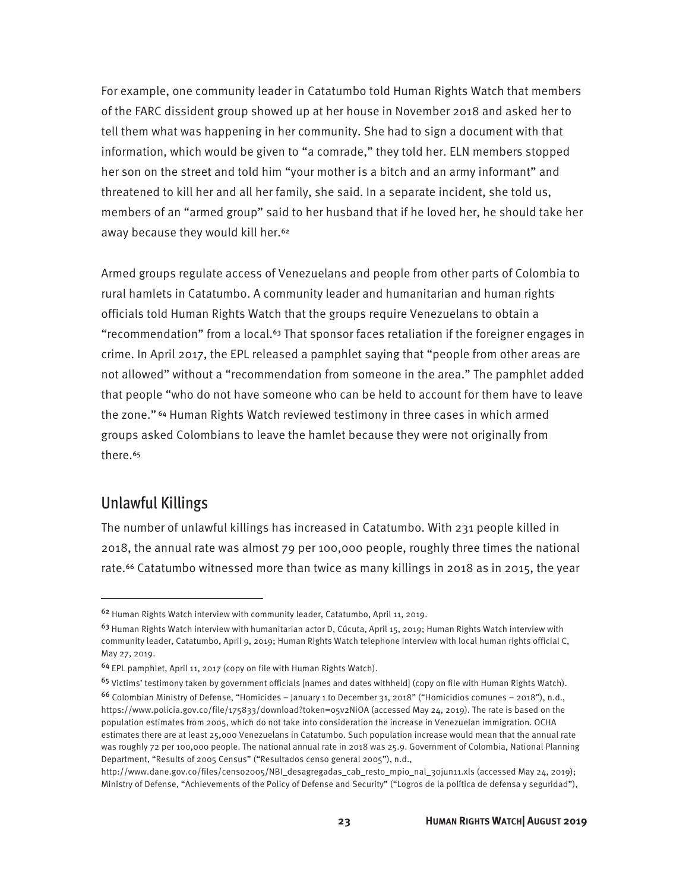For example, one community leader in Catatumbo told Human Rights Watch that members of the FARC dissident group showed up at her house in November 2018 and asked her to tell them what was happening in her community. She had to sign a document with that information, which would be given to "a comrade," they told her. ELN members stopped her son on the street and told him "your mother is a bitch and an army informant" and threatened to kill her and all her family, she said. In a separate incident, she told us, members of an "armed group" said to her husband that if he loved her, he should take her away because they would kill her.[62]

Armed groups regulate access of Venezuelans and people from other parts of Colombia to rural hamlets in Catatumbo. A community leader and humanitarian and human rights officials told Human Rights Watch that the groups require Venezuelans to obtain a "recommendation" from a local.[63] That sponsor faces retaliation if the foreigner engages in crime. In April 2017, the EPL released a pamphlet saying that "people from other areas are not allowed" without a "recommendation from someone in the area." The pamphlet added that people "who do not have someone who can be held to account for them have to leave the zone."[64] Human Rights Watch reviewed testimony in three cases in which armed groups asked Colombians to leave the hamlet because they were not originally from there.[65]

## Unlawful Killings

The number of unlawful killings has increased in Catatumbo. With 231 people killed in 2018, the annual rate was almost 79 per 100,000 people, roughly three times the national rate.[66] Catatumbo witnessed more than twice as many killings in 2018 as in 2015, the year

---

[62] Human Rights Watch interview with community leader, Catatumbo, April 11, 2019.

[63] Human Rights Watch interview with humanitarian actor D, Cúcuta, April 15, 2019; Human Rights Watch interview with community leader, Catatumbo, April 9, 2019; Human Rights Watch telephone interview with local human rights official C, May 27, 2019.

[64] EPL pamphlet, April 11, 2017 (copy on file with Human Rights Watch).

[65] Victims' testimony taken by government officials [names and dates withheld] (copy on file with Human Rights Watch).

[66] Colombian Ministry of Defense, "Homicides – January 1 to December 31, 2018" ("Homicidios comunes – 2018"), n.d., https://www.policia.gov.co/file/175833/download?token=05v2NiOA (accessed May 24, 2019). The rate is based on the population estimates from 2005, which do not take into consideration the increase in Venezuelan immigration. OCHA estimates there are at least 25,000 Venezuelans in Catatumbo. Such population increase would mean that the annual rate was roughly 72 per 100,000 people. The national annual rate in 2018 was 25.9. Government of Colombia, National Planning Department, "Results of 2005 Census" ("Resultados censo general 2005"), n.d., http://www.dane.gov.co/files/censo2005/NBI_desagregadas_cab_resto_mpio_nal_30jun11.xls (accessed May 24, 2019); Ministry of Defense, "Achievements of the Policy of Defense and Security" ("Logros de la política de defensa y seguridad"),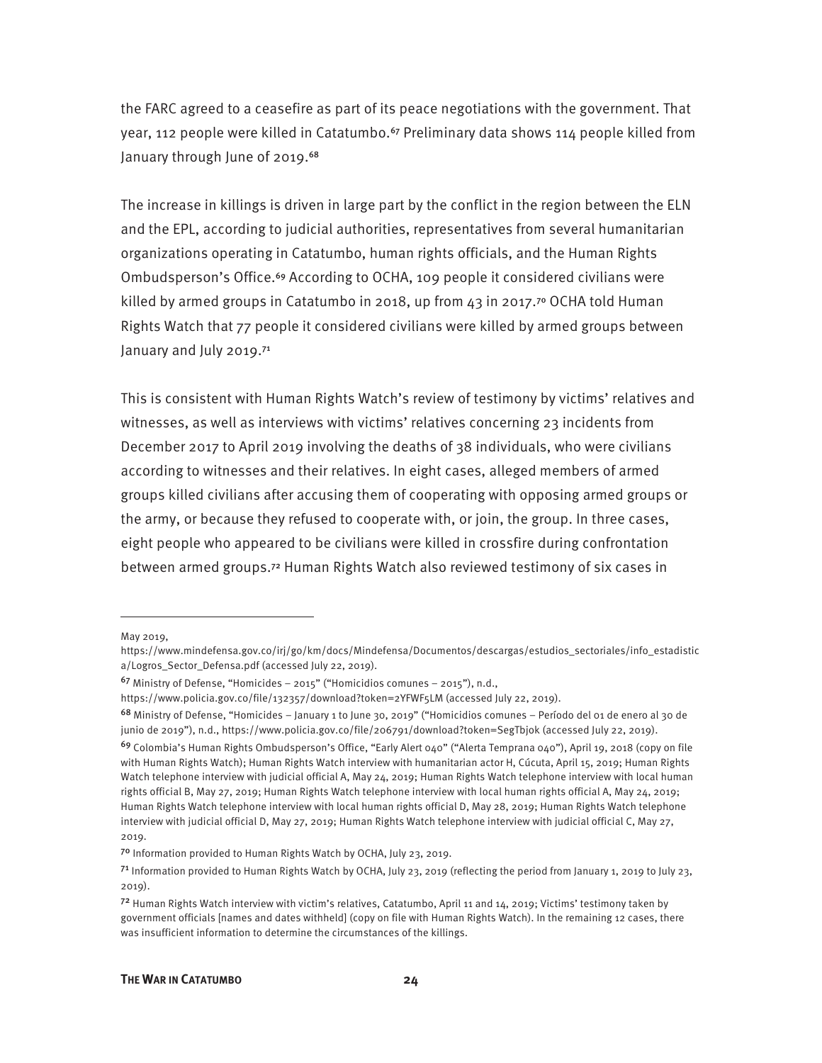the FARC agreed to a ceasefire as part of its peace negotiations with the government. That year, 112 people were killed in Catatumbo.[67] Preliminary data shows 114 people killed from January through June of 2019.[68]

The increase in killings is driven in large part by the conflict in the region between the ELN and the EPL, according to judicial authorities, representatives from several humanitarian organizations operating in Catatumbo, human rights officials, and the Human Rights Ombudsperson's Office.[69] According to OCHA, 109 people it considered civilians were killed by armed groups in Catatumbo in 2018, up from 43 in 2017.[70] OCHA told Human Rights Watch that 77 people it considered civilians were killed by armed groups between January and July 2019.[71]

This is consistent with Human Rights Watch's review of testimony by victims' relatives and witnesses, as well as interviews with victims' relatives concerning 23 incidents from December 2017 to April 2019 involving the deaths of 38 individuals, who were civilians according to witnesses and their relatives. In eight cases, alleged members of armed groups killed civilians after accusing them of cooperating with opposing armed groups or the army, or because they refused to cooperate with, or join, the group. In three cases, eight people who appeared to be civilians were killed in crossfire during confrontation between armed groups.[72] Human Rights Watch also reviewed testimony of six cases in

---

May 2019, https://www.mindefensa.gov.co/irj/go/km/docs/Mindefensa/Documentos/descargas/estudios_sectoriales/info_estadistica/Logros_Sector_Defensa.pdf (accessed July 22, 2019).

[67] Ministry of Defense, "Homicides – 2015" ("Homicidios comunes – 2015"), n.d., https://www.policia.gov.co/file/132357/download?token=2YFWF5LM (accessed July 22, 2019).

[68] Ministry of Defense, "Homicides – January 1 to June 30, 2019" ("Homicidios comunes – Período del 01 de enero al 30 de junio de 2019"), n.d., https://www.policia.gov.co/file/206791/download?token=SegTbjok (accessed July 22, 2019).

[69] Colombia's Human Rights Ombudsperson's Office, "Early Alert 040" ("Alerta Temprana 040"), April 19, 2018 (copy on file with Human Rights Watch); Human Rights Watch interview with humanitarian actor H, Cúcuta, April 15, 2019; Human Rights Watch telephone interview with judicial official A, May 24, 2019; Human Rights Watch telephone interview with local human rights official B, May 27, 2019; Human Rights Watch telephone interview with local human rights official A, May 24, 2019; Human Rights Watch telephone interview with local human rights official D, May 28, 2019; Human Rights Watch telephone interview with judicial official D, May 27, 2019; Human Rights Watch telephone interview with judicial official C, May 27, 2019.

[70] Information provided to Human Rights Watch by OCHA, July 23, 2019.

[71] Information provided to Human Rights Watch by OCHA, July 23, 2019 (reflecting the period from January 1, 2019 to July 23, 2019).

[72] Human Rights Watch interview with victim's relatives, Catatumbo, April 11 and 14, 2019; Victims' testimony taken by government officials [names and dates withheld] (copy on file with Human Rights Watch). In the remaining 12 cases, there was insufficient information to determine the circumstances of the killings.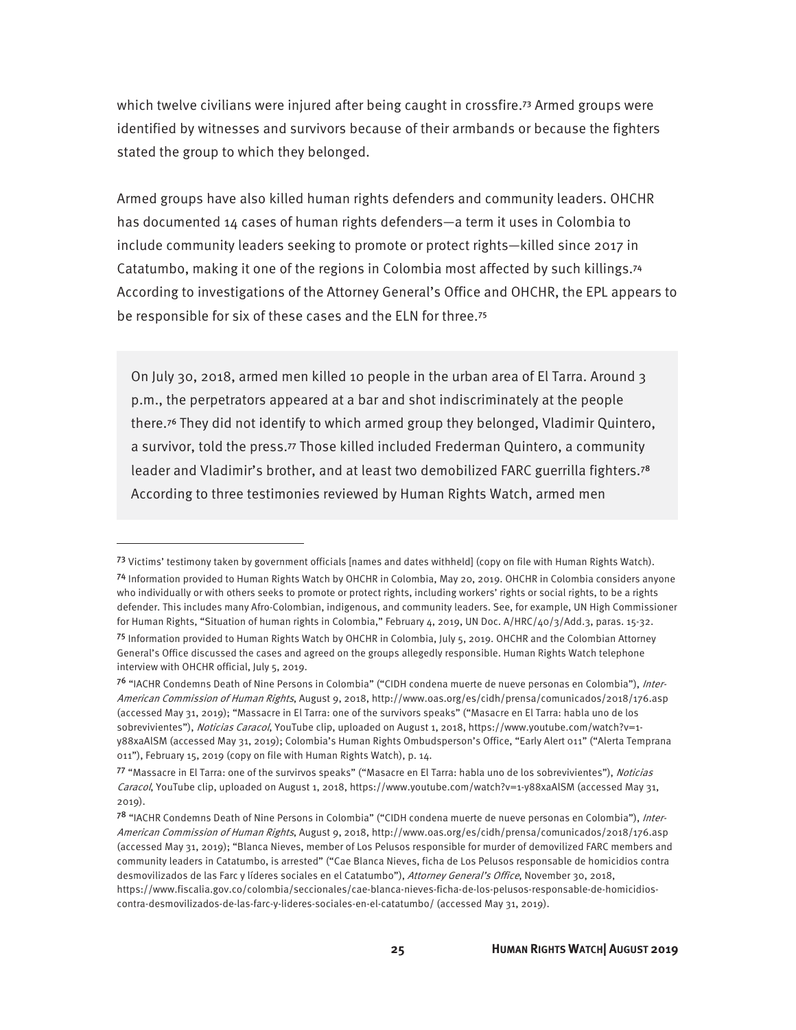which twelve civilians were injured after being caught in crossfire.[73] Armed groups were identified by witnesses and survivors because of their armbands or because the fighters stated the group to which they belonged.

Armed groups have also killed human rights defenders and community leaders. OHCHR has documented 14 cases of human rights defenders—a term it uses in Colombia to include community leaders seeking to promote or protect rights—killed since 2017 in Catatumbo, making it one of the regions in Colombia most affected by such killings.[74] According to investigations of the Attorney General's Office and OHCHR, the EPL appears to be responsible for six of these cases and the ELN for three.[75]

> On July 30, 2018, armed men killed 10 people in the urban area of El Tarra. Around 3 p.m., the perpetrators appeared at a bar and shot indiscriminately at the people there.[76] They did not identify to which armed group they belonged, Vladimir Quintero, a survivor, told the press.[77] Those killed included Frederman Quintero, a community leader and Vladimir's brother, and at least two demobilized FARC guerrilla fighters.[78] According to three testimonies reviewed by Human Rights Watch, armed men

---

[73] Victims' testimony taken by government officials [names and dates withheld] (copy on file with Human Rights Watch).

[74] Information provided to Human Rights Watch by OHCHR in Colombia, May 20, 2019. OHCHR in Colombia considers anyone who individually or with others seeks to promote or protect rights, including workers' rights or social rights, to be a rights defender. This includes many Afro-Colombian, indigenous, and community leaders. See, for example, UN High Commissioner for Human Rights, "Situation of human rights in Colombia," February 4, 2019, UN Doc. A/HRC/40/3/Add.3, paras. 15-32.

[75] Information provided to Human Rights Watch by OHCHR in Colombia, July 5, 2019. OHCHR and the Colombian Attorney General's Office discussed the cases and agreed on the groups allegedly responsible. Human Rights Watch telephone interview with OHCHR official, July 5, 2019.

[76] "IACHR Condemns Death of Nine Persons in Colombia" ("CIDH condena muerte de nueve personas en Colombia"), *Inter-American Commission of Human Rights*, August 9, 2018, http://www.oas.org/es/cidh/prensa/comunicados/2018/176.asp (accessed May 31, 2019); "Massacre in El Tarra: one of the survivors speaks" ("Masacre en El Tarra: habla uno de los sobrevivientes"), *Noticias Caracol*, YouTube clip, uploaded on August 1, 2018, https://www.youtube.com/watch?v=1-y88xaAlSM (accessed May 31, 2019); Colombia's Human Rights Ombudsperson's Office, "Early Alert 011" ("Alerta Temprana 011"), February 15, 2019 (copy on file with Human Rights Watch), p. 14.

[77] "Massacre in El Tarra: one of the survivos speaks" ("Masacre en El Tarra: habla uno de los sobrevivientes"), *Noticias Caracol*, YouTube clip, uploaded on August 1, 2018, https://www.youtube.com/watch?v=1-y88xaAlSM (accessed May 31, 2019).

[78] "IACHR Condemns Death of Nine Persons in Colombia" ("CIDH condena muerte de nueve personas en Colombia"), *Inter-American Commission of Human Rights*, August 9, 2018, http://www.oas.org/es/cidh/prensa/comunicados/2018/176.asp (accessed May 31, 2019); "Blanca Nieves, member of Los Pelusos responsible for murder of demovilized FARC members and community leaders in Catatumbo, is arrested" ("Cae Blanca Nieves, ficha de Los Pelusos responsable de homicidios contra desmovilizados de las Farc y líderes sociales en el Catatumbo"), *Attorney General's Office*, November 30, 2018, https://www.fiscalia.gov.co/colombia/seccionales/cae-blanca-nieves-ficha-de-los-pelusos-responsable-de-homicidios-contra-desmovilizados-de-las-farc-y-lideres-sociales-en-el-catatumbo/ (accessed May 31, 2019).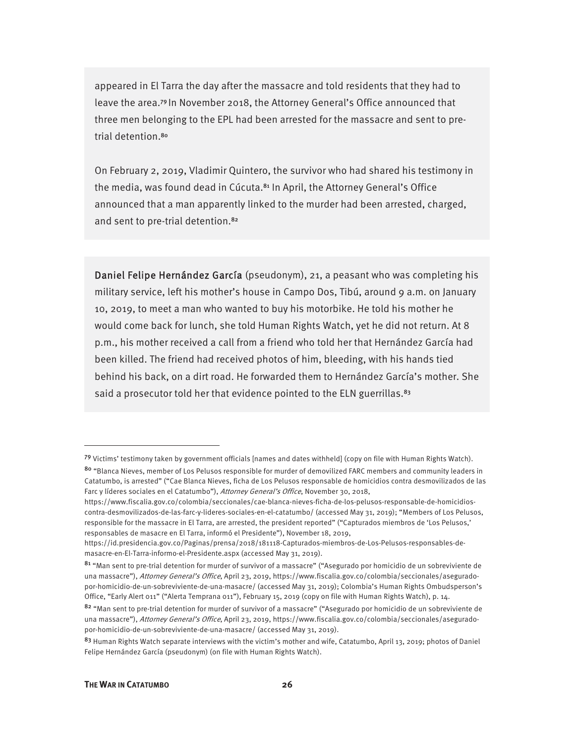appeared in El Tarra the day after the massacre and told residents that they had to leave the area.[79] In November 2018, the Attorney General's Office announced that three men belonging to the EPL had been arrested for the massacre and sent to pre-trial detention.[80]

On February 2, 2019, Vladimir Quintero, the survivor who had shared his testimony in the media, was found dead in Cúcuta.[81] In April, the Attorney General's Office announced that a man apparently linked to the murder had been arrested, charged, and sent to pre-trial detention.[82]

**Daniel Felipe Hernández García** (pseudonym), 21, a peasant who was completing his military service, left his mother's house in Campo Dos, Tibú, around 9 a.m. on January 10, 2019, to meet a man who wanted to buy his motorbike. He told his mother he would come back for lunch, she told Human Rights Watch, yet he did not return. At 8 p.m., his mother received a call from a friend who told her that Hernández García had been killed. The friend had received photos of him, bleeding, with his hands tied behind his back, on a dirt road. He forwarded them to Hernández García's mother. She said a prosecutor told her that evidence pointed to the ELN guerrillas.[83]

---

[79] Victims' testimony taken by government officials [names and dates withheld] (copy on file with Human Rights Watch).

[80] "Blanca Nieves, member of Los Pelusos responsible for murder of demovilized FARC members and community leaders in Catatumbo, is arrested" ("Cae Blanca Nieves, ficha de Los Pelusos responsable de homicidios contra desmovilizados de las Farc y líderes sociales en el Catatumbo"), *Attorney General's Office*, November 30, 2018, https://www.fiscalia.gov.co/colombia/seccionales/cae-blanca-nieves-ficha-de-los-pelusos-responsable-de-homicidios-contra-desmovilizados-de-las-farc-y-lideres-sociales-en-el-catatumbo/ (accessed May 31, 2019); "Members of Los Pelusos, responsible for the massacre in El Tarra, are arrested, the president reported" ("Capturados miembros de 'Los Pelusos,' responsables de masacre en El Tarra, informó el Presidente"), November 18, 2019, https://id.presidencia.gov.co/Paginas/prensa/2018/181118-Capturados-miembros-de-Los-Pelusos-responsables-de-masacre-en-El-Tarra-informo-el-Presidente.aspx (accessed May 31, 2019).

[81] "Man sent to pre-trial detention for murder of survivor of a massacre" ("Asegurado por homicidio de un sobreviviente de una massacre"), *Attorney General's Office*, April 23, 2019, https://www.fiscalia.gov.co/colombia/seccionales/asegurado-por-homicidio-de-un-sobreviviente-de-una-masacre/ (accessed May 31, 2019); Colombia's Human Rights Ombudsperson's Office, "Early Alert 011" ("Alerta Temprana 011"), February 15, 2019 (copy on file with Human Rights Watch), p. 14.

[82] "Man sent to pre-trial detention for murder of survivor of a massacre" ("Asegurado por homicidio de un sobreviviente de una massacre"), *Attorney General's Office*, April 23, 2019, https://www.fiscalia.gov.co/colombia/seccionales/asegurado-por-homicidio-de-un-sobreviviente-de-una-masacre/ (accessed May 31, 2019).

[83] Human Rights Watch separate interviews with the victim's mother and wife, Catatumbo, April 13, 2019; photos of Daniel Felipe Hernández García (pseudonym) (on file with Human Rights Watch).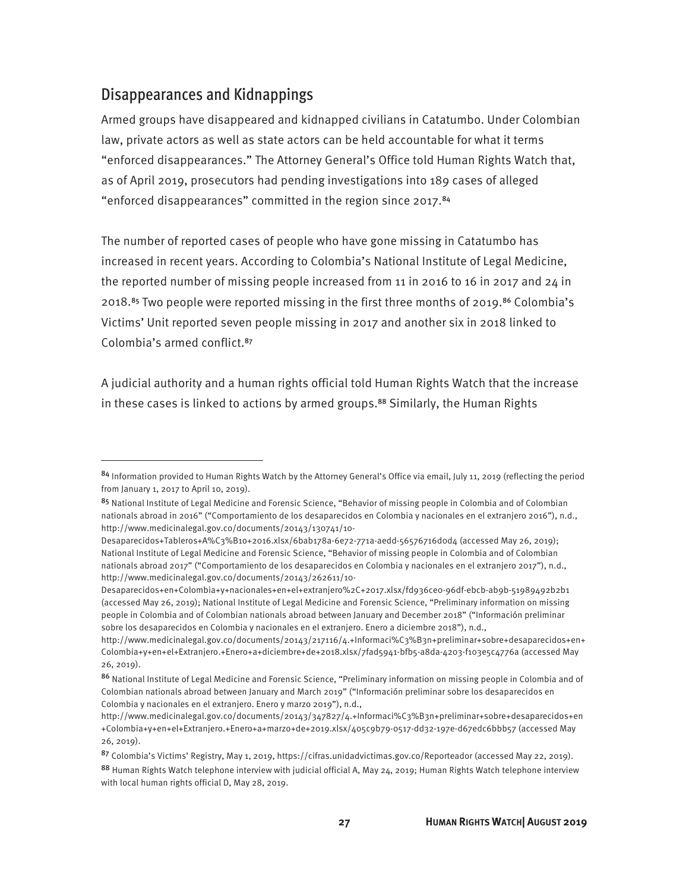## Disappearances and Kidnappings

Armed groups have disappeared and kidnapped civilians in Catatumbo. Under Colombian law, private actors as well as state actors can be held accountable for what it terms "enforced disappearances." The Attorney General's Office told Human Rights Watch that, as of April 2019, prosecutors had pending investigations into 189 cases of alleged "enforced disappearances" committed in the region since 2017.[84]

The number of reported cases of people who have gone missing in Catatumbo has increased in recent years. According to Colombia's National Institute of Legal Medicine, the reported number of missing people increased from 11 in 2016 to 16 in 2017 and 24 in 2018.[85] Two people were reported missing in the first three months of 2019.[86] Colombia's Victims' Unit reported seven people missing in 2017 and another six in 2018 linked to Colombia's armed conflict.[87]

A judicial authority and a human rights official told Human Rights Watch that the increase in these cases is linked to actions by armed groups.[88] Similarly, the Human Rights

---

[84] Information provided to Human Rights Watch by the Attorney General's Office via email, July 11, 2019 (reflecting the period from January 1, 2017 to April 10, 2019).

[85] National Institute of Legal Medicine and Forensic Science, "Behavior of missing people in Colombia and of Colombian nationals abroad in 2016" ("Comportamiento de los desaparecidos en Colombia y nacionales en el extranjero 2016"), n.d., http://www.medicinalegal.gov.co/documents/20143/130741/10-Desaparecidos+Tableros+A%C3%B10+2016.xlsx/6bab178a-6e72-771a-aedd-56576716d0d4 (accessed May 26, 2019); National Institute of Legal Medicine and Forensic Science, "Behavior of missing people in Colombia and of Colombian nationals abroad 2017" ("Comportamiento de los desaparecidos en Colombia y nacionales en el extranjero 2017"), n.d., http://www.medicinalegal.gov.co/documents/20143/262611/10-Desaparecidos+en+Colombia+y+nacionales+en+el+extranjero%2C+2017.xlsx/fd936ce0-96df-ebcb-ab9b-51989492b2b1 (accessed May 26, 2019); National Institute of Legal Medicine and Forensic Science, "Preliminary information on missing people in Colombia and of Colombian nationals abroad between January and December 2018" ("Información preliminar sobre los desaparecidos en Colombia y nacionales en el extranjero. Enero a diciembre 2018"), n.d., http://www.medicinalegal.gov.co/documents/20143/217116/4.+Informaci%C3%B3n+preliminar+sobre+desaparecidos+en+Colombia+y+en+el+Extranjero.+Enero+a+diciembre+de+2018.xlsx/7fad5941-bfb5-a8da-4203-f103e5c4776a (accessed May 26, 2019).

[86] National Institute of Legal Medicine and Forensic Science, "Preliminary information on missing people in Colombia and of Colombian nationals abroad between January and March 2019" ("Información preliminar sobre los desaparecidos en Colombia y nacionales en el extranjero. Enero y marzo 2019"), n.d., http://www.medicinalegal.gov.co/documents/20143/347827/4.+Informaci%C3%B3n+preliminar+sobre+desaparecidos+en+Colombia+y+en+el+Extranjero.+Enero+a+marzo+de+2019.xlsx/405c9b79-0517-dd32-197e-d67edc6bbb57 (accessed May 26, 2019).

[87] Colombia's Victims' Registry, May 1, 2019, https://cifras.unidadvictimas.gov.co/Reporteador (accessed May 22, 2019).

[88] Human Rights Watch telephone interview with judicial official A, May 24, 2019; Human Rights Watch telephone interview with local human rights official D, May 28, 2019.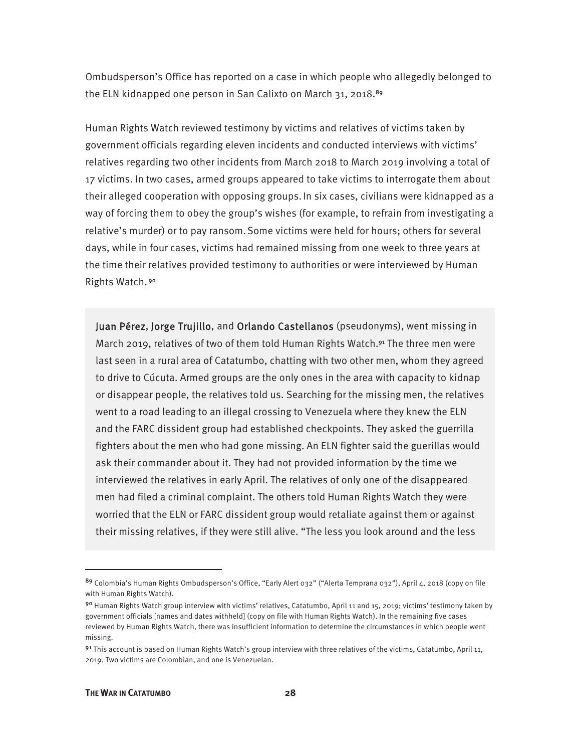Ombudsperson's Office has reported on a case in which people who allegedly belonged to the ELN kidnapped one person in San Calixto on March 31, 2018.[89]

Human Rights Watch reviewed testimony by victims and relatives of victims taken by government officials regarding eleven incidents and conducted interviews with victims' relatives regarding two other incidents from March 2018 to March 2019 involving a total of 17 victims. In two cases, armed groups appeared to take victims to interrogate them about their alleged cooperation with opposing groups. In six cases, civilians were kidnapped as a way of forcing them to obey the group's wishes (for example, to refrain from investigating a relative's murder) or to pay ransom. Some victims were held for hours; others for several days, while in four cases, victims had remained missing from one week to three years at the time their relatives provided testimony to authorities or were interviewed by Human Rights Watch.[90]

> **Juan Pérez**, **Jorge Trujillo**, and **Orlando Castellanos** (pseudonyms), went missing in March 2019, relatives of two of them told Human Rights Watch.[91] The three men were last seen in a rural area of Catatumbo, chatting with two other men, whom they agreed to drive to Cúcuta. Armed groups are the only ones in the area with capacity to kidnap or disappear people, the relatives told us. Searching for the missing men, the relatives went to a road leading to an illegal crossing to Venezuela where they knew the ELN and the FARC dissident group had established checkpoints. They asked the guerrilla fighters about the men who had gone missing. An ELN fighter said the guerillas would ask their commander about it. They had not provided information by the time we interviewed the relatives in early April. The relatives of only one of the disappeared men had filed a criminal complaint. The others told Human Rights Watch they were worried that the ELN or FARC dissident group would retaliate against them or against their missing relatives, if they were still alive. "The less you look around and the less

---

[89] Colombia's Human Rights Ombudsperson's Office, "Early Alert 032" ("Alerta Temprana 032"), April 4, 2018 (copy on file with Human Rights Watch).

[90] Human Rights Watch group interview with victims' relatives, Catatumbo, April 11 and 15, 2019; victims' testimony taken by government officials [names and dates withheld] (copy on file with Human Rights Watch). In the remaining five cases reviewed by Human Rights Watch, there was insufficient information to determine the circumstances in which people went missing.

[91] This account is based on Human Rights Watch's group interview with three relatives of the victims, Catatumbo, April 11, 2019. Two victims are Colombian, and one is Venezuelan.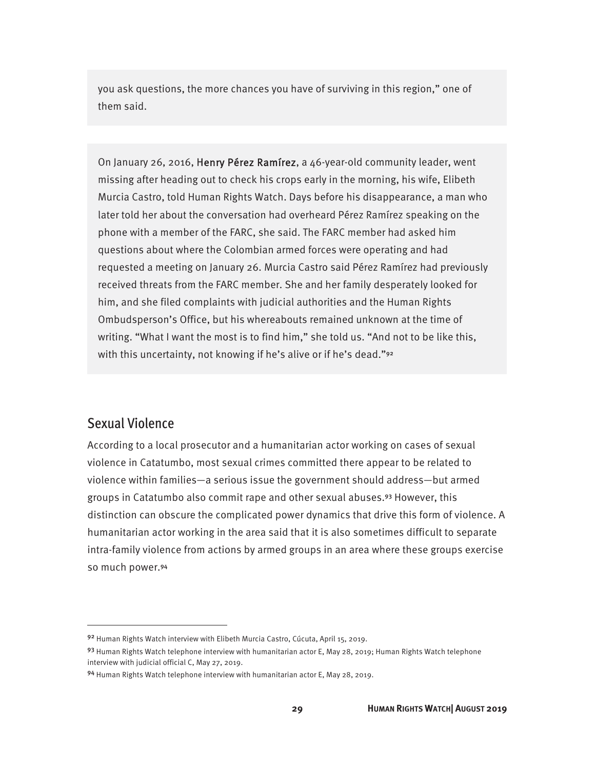you ask questions, the more chances you have of surviving in this region," one of them said.

On January 26, 2016, Henry Pérez Ramírez, a 46-year-old community leader, went missing after heading out to check his crops early in the morning, his wife, Elibeth Murcia Castro, told Human Rights Watch. Days before his disappearance, a man who later told her about the conversation had overheard Pérez Ramírez speaking on the phone with a member of the FARC, she said. The FARC member had asked him questions about where the Colombian armed forces were operating and had requested a meeting on January 26. Murcia Castro said Pérez Ramírez had previously received threats from the FARC member. She and her family desperately looked for him, and she filed complaints with judicial authorities and the Human Rights Ombudsperson's Office, but his whereabouts remained unknown at the time of writing. "What I want the most is to find him," she told us. "And not to be like this, with this uncertainty, not knowing if he's alive or if he's dead."[92]

## Sexual Violence

According to a local prosecutor and a humanitarian actor working on cases of sexual violence in Catatumbo, most sexual crimes committed there appear to be related to violence within families—a serious issue the government should address—but armed groups in Catatumbo also commit rape and other sexual abuses.[93] However, this distinction can obscure the complicated power dynamics that drive this form of violence. A humanitarian actor working in the area said that it is also sometimes difficult to separate intra-family violence from actions by armed groups in an area where these groups exercise so much power.[94]

---

[92] Human Rights Watch interview with Elibeth Murcia Castro, Cúcuta, April 15, 2019.

[93] Human Rights Watch telephone interview with humanitarian actor E, May 28, 2019; Human Rights Watch telephone interview with judicial official C, May 27, 2019.

[94] Human Rights Watch telephone interview with humanitarian actor E, May 28, 2019.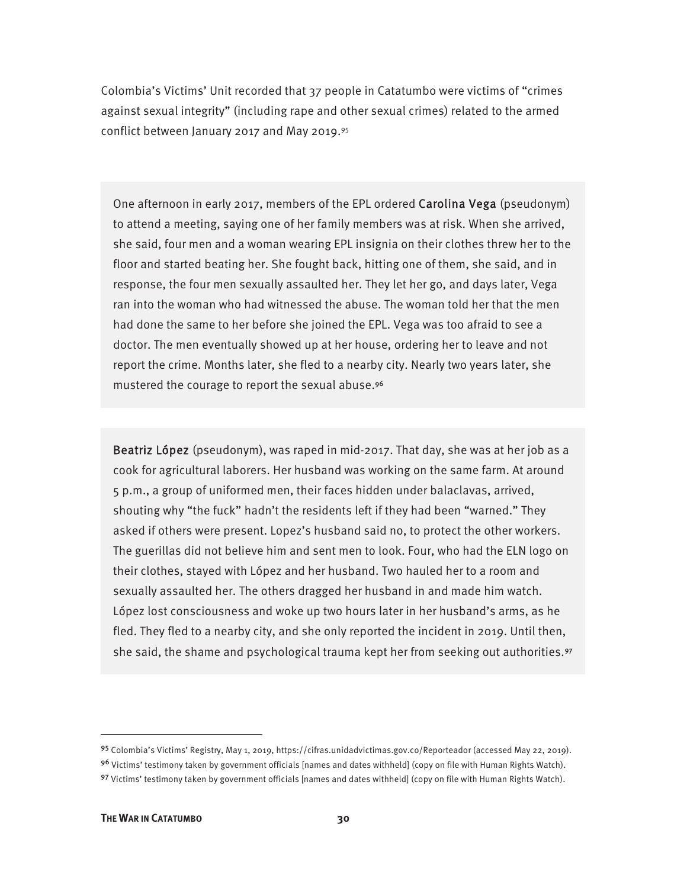Colombia's Victims' Unit recorded that 37 people in Catatumbo were victims of "crimes against sexual integrity" (including rape and other sexual crimes) related to the armed conflict between January 2017 and May 2019.[95]

> One afternoon in early 2017, members of the EPL ordered **Carolina Vega** (pseudonym) to attend a meeting, saying one of her family members was at risk. When she arrived, she said, four men and a woman wearing EPL insignia on their clothes threw her to the floor and started beating her. She fought back, hitting one of them, she said, and in response, the four men sexually assaulted her. They let her go, and days later, Vega ran into the woman who had witnessed the abuse. The woman told her that the men had done the same to her before she joined the EPL. Vega was too afraid to see a doctor. The men eventually showed up at her house, ordering her to leave and not report the crime. Months later, she fled to a nearby city. Nearly two years later, she mustered the courage to report the sexual abuse.[96]

> **Beatriz López** (pseudonym), was raped in mid-2017. That day, she was at her job as a cook for agricultural laborers. Her husband was working on the same farm. At around 5 p.m., a group of uniformed men, their faces hidden under balaclavas, arrived, shouting why "the fuck" hadn't the residents left if they had been "warned." They asked if others were present. Lopez's husband said no, to protect the other workers. The guerillas did not believe him and sent men to look. Four, who had the ELN logo on their clothes, stayed with López and her husband. Two hauled her to a room and sexually assaulted her. The others dragged her husband in and made him watch. López lost consciousness and woke up two hours later in her husband's arms, as he fled. They fled to a nearby city, and she only reported the incident in 2019. Until then, she said, the shame and psychological trauma kept her from seeking out authorities.[97]

---

[95] Colombia's Victims' Registry, May 1, 2019, https://cifras.unidadvictimas.gov.co/Reporteador (accessed May 22, 2019).

[96] Victims' testimony taken by government officials [names and dates withheld] (copy on file with Human Rights Watch).

[97] Victims' testimony taken by government officials [names and dates withheld] (copy on file with Human Rights Watch).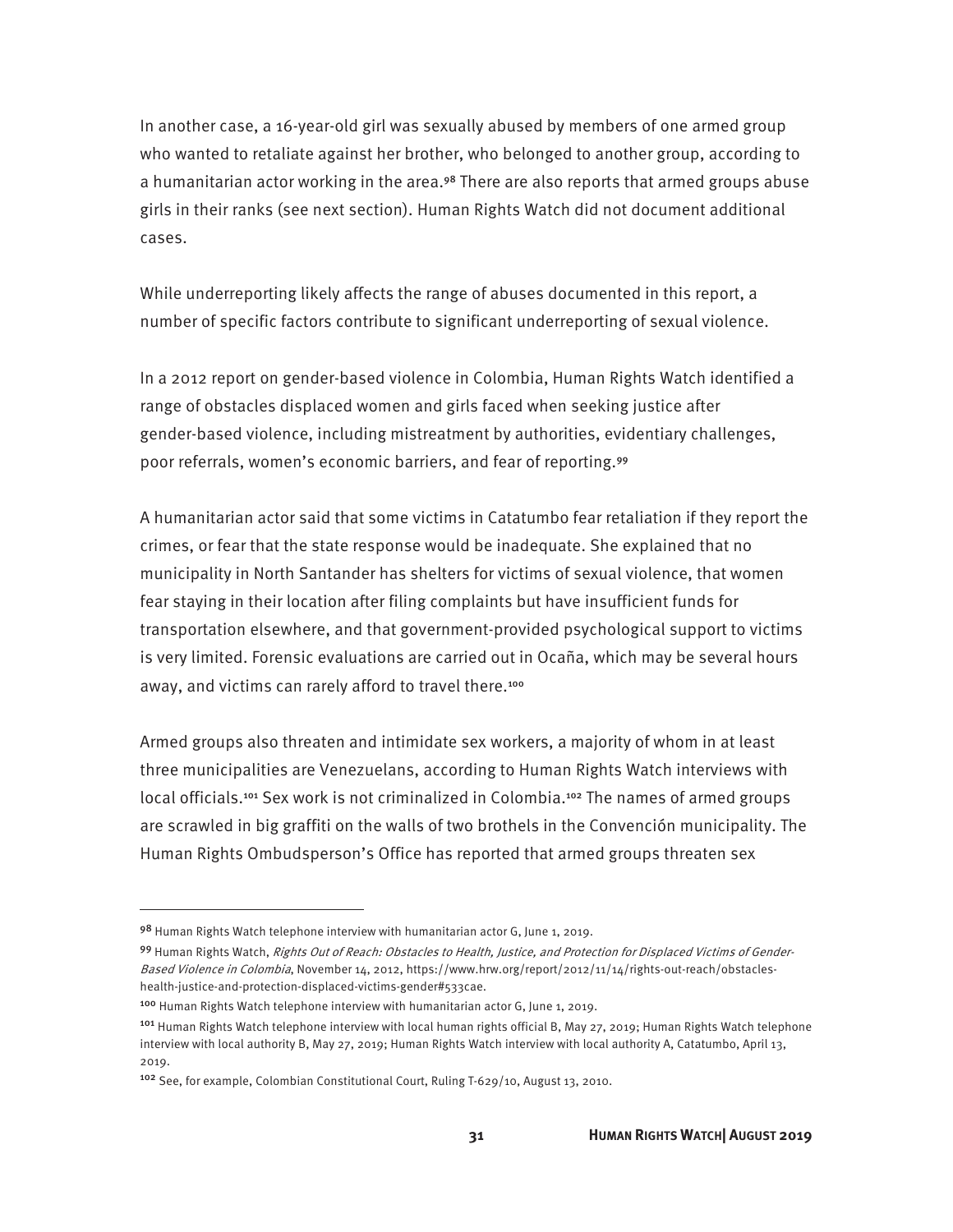In another case, a 16-year-old girl was sexually abused by members of one armed group who wanted to retaliate against her brother, who belonged to another group, according to a humanitarian actor working in the area.[98] There are also reports that armed groups abuse girls in their ranks (see next section). Human Rights Watch did not document additional cases.

While underreporting likely affects the range of abuses documented in this report, a number of specific factors contribute to significant underreporting of sexual violence.

In a 2012 report on gender-based violence in Colombia, Human Rights Watch identified a range of obstacles displaced women and girls faced when seeking justice after gender-based violence, including mistreatment by authorities, evidentiary challenges, poor referrals, women's economic barriers, and fear of reporting.[99]

A humanitarian actor said that some victims in Catatumbo fear retaliation if they report the crimes, or fear that the state response would be inadequate. She explained that no municipality in North Santander has shelters for victims of sexual violence, that women fear staying in their location after filing complaints but have insufficient funds for transportation elsewhere, and that government-provided psychological support to victims is very limited. Forensic evaluations are carried out in Ocaña, which may be several hours away, and victims can rarely afford to travel there.[100]

Armed groups also threaten and intimidate sex workers, a majority of whom in at least three municipalities are Venezuelans, according to Human Rights Watch interviews with local officials.[101] Sex work is not criminalized in Colombia.[102] The names of armed groups are scrawled in big graffiti on the walls of two brothels in the Convención municipality. The Human Rights Ombudsperson's Office has reported that armed groups threaten sex

---

[98] Human Rights Watch telephone interview with humanitarian actor G, June 1, 2019.

[99] Human Rights Watch, *Rights Out of Reach: Obstacles to Health, Justice, and Protection for Displaced Victims of Gender-Based Violence in Colombia*, November 14, 2012, https://www.hrw.org/report/2012/11/14/rights-out-reach/obstacles-health-justice-and-protection-displaced-victims-gender#533cae.

[100] Human Rights Watch telephone interview with humanitarian actor G, June 1, 2019.

[101] Human Rights Watch telephone interview with local human rights official B, May 27, 2019; Human Rights Watch telephone interview with local authority B, May 27, 2019; Human Rights Watch interview with local authority A, Catatumbo, April 13, 2019.

[102] See, for example, Colombian Constitutional Court, Ruling T-629/10, August 13, 2010.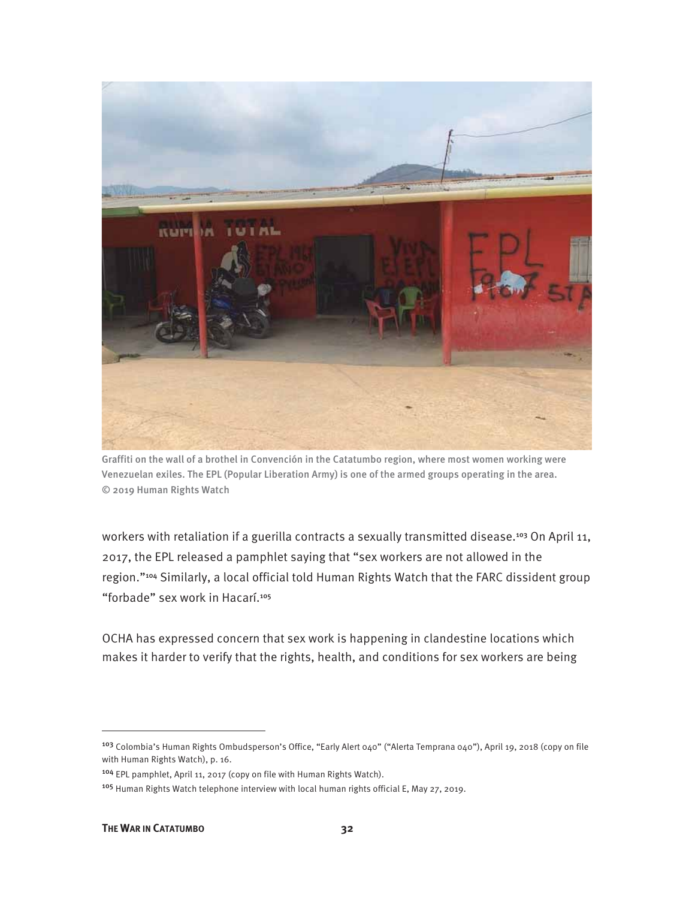Graffiti on the wall of a brothel in Convención in the Catatumbo region, where most women working were Venezuelan exiles. The EPL (Popular Liberation Army) is one of the armed groups operating in the area. © 2019 Human Rights Watch

workers with retaliation if a guerilla contracts a sexually transmitted disease.[103] On April 11, 2017, the EPL released a pamphlet saying that "sex workers are not allowed in the region."[104] Similarly, a local official told Human Rights Watch that the FARC dissident group "forbade" sex work in Hacarí.[105]

OCHA has expressed concern that sex work is happening in clandestine locations which makes it harder to verify that the rights, health, and conditions for sex workers are being

---

[103] Colombia's Human Rights Ombudsperson's Office, "Early Alert 040" ("Alerta Temprana 040"), April 19, 2018 (copy on file with Human Rights Watch), p. 16.

[104] EPL pamphlet, April 11, 2017 (copy on file with Human Rights Watch).

[105] Human Rights Watch telephone interview with local human rights official E, May 27, 2019.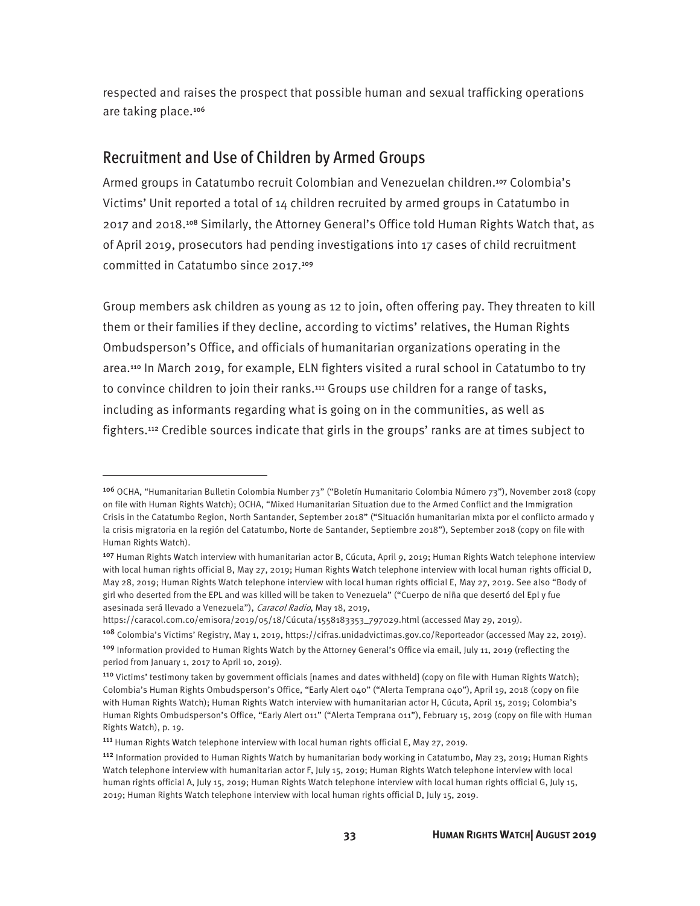respected and raises the prospect that possible human and sexual trafficking operations are taking place.[106]

## Recruitment and Use of Children by Armed Groups

Armed groups in Catatumbo recruit Colombian and Venezuelan children.[107] Colombia's Victims' Unit reported a total of 14 children recruited by armed groups in Catatumbo in 2017 and 2018.[108] Similarly, the Attorney General's Office told Human Rights Watch that, as of April 2019, prosecutors had pending investigations into 17 cases of child recruitment committed in Catatumbo since 2017.[109]

Group members ask children as young as 12 to join, often offering pay. They threaten to kill them or their families if they decline, according to victims' relatives, the Human Rights Ombudsperson's Office, and officials of humanitarian organizations operating in the area.[110] In March 2019, for example, ELN fighters visited a rural school in Catatumbo to try to convince children to join their ranks.[111] Groups use children for a range of tasks, including as informants regarding what is going on in the communities, as well as fighters.[112] Credible sources indicate that girls in the groups' ranks are at times subject to

---

[106] OCHA, "Humanitarian Bulletin Colombia Number 73" ("Boletín Humanitario Colombia Número 73"), November 2018 (copy on file with Human Rights Watch); OCHA, "Mixed Humanitarian Situation due to the Armed Conflict and the Immigration Crisis in the Catatumbo Region, North Santander, September 2018" ("Situación humanitarian mixta por el conflicto armado y la crisis migratoria en la región del Catatumbo, Norte de Santander, Septiembre 2018"), September 2018 (copy on file with Human Rights Watch).

[107] Human Rights Watch interview with humanitarian actor B, Cúcuta, April 9, 2019; Human Rights Watch telephone interview with local human rights official B, May 27, 2019; Human Rights Watch telephone interview with local human rights official D, May 28, 2019; Human Rights Watch telephone interview with local human rights official E, May 27, 2019. See also "Body of girl who deserted from the EPL and was killed will be taken to Venezuela" ("Cuerpo de niña que desertó del Epl y fue asesinada será llevado a Venezuela"), *Caracol Radio*, May 18, 2019, https://caracol.com.co/emisora/2019/05/18/Cúcuta/1558183353_797029.html (accessed May 29, 2019).

[108] Colombia's Victims' Registry, May 1, 2019, https://cifras.unidadvictimas.gov.co/Reporteador (accessed May 22, 2019).

[109] Information provided to Human Rights Watch by the Attorney General's Office via email, July 11, 2019 (reflecting the period from January 1, 2017 to April 10, 2019).

[110] Victims' testimony taken by government officials [names and dates withheld] (copy on file with Human Rights Watch); Colombia's Human Rights Ombudsperson's Office, "Early Alert 040" ("Alerta Temprana 040"), April 19, 2018 (copy on file with Human Rights Watch); Human Rights Watch interview with humanitarian actor H, Cúcuta, April 15, 2019; Colombia's Human Rights Ombudsperson's Office, "Early Alert 011" ("Alerta Temprana 011"), February 15, 2019 (copy on file with Human Rights Watch), p. 19.

[111] Human Rights Watch telephone interview with local human rights official E, May 27, 2019.

[112] Information provided to Human Rights Watch by humanitarian body working in Catatumbo, May 23, 2019; Human Rights Watch telephone interview with humanitarian actor F, July 15, 2019; Human Rights Watch telephone interview with local human rights official A, July 15, 2019; Human Rights Watch telephone interview with local human rights official G, July 15, 2019; Human Rights Watch telephone interview with local human rights official D, July 15, 2019.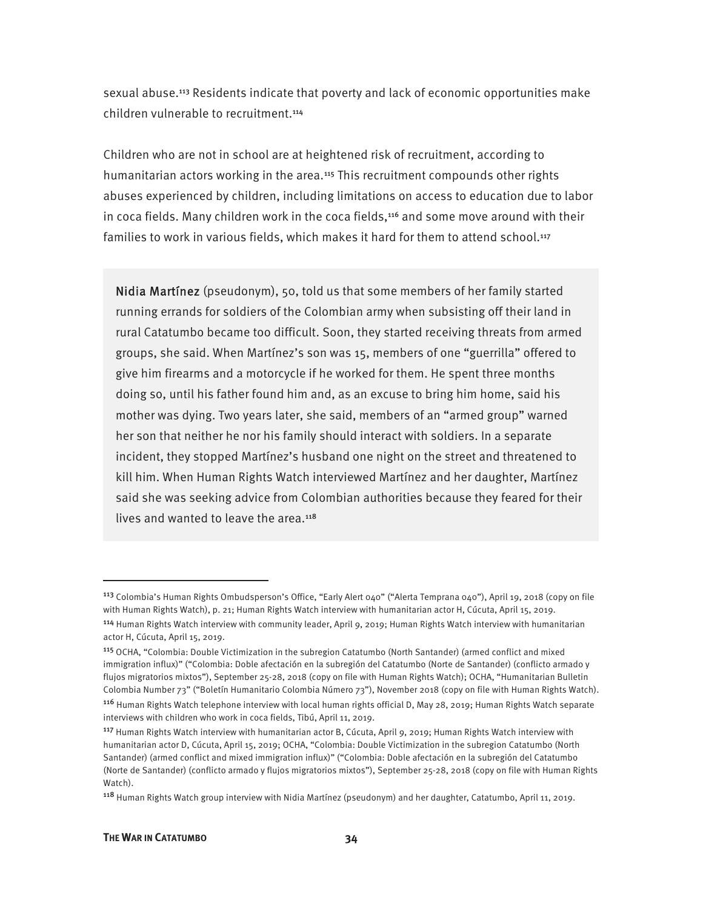sexual abuse.[113] Residents indicate that poverty and lack of economic opportunities make children vulnerable to recruitment.[114]

Children who are not in school are at heightened risk of recruitment, according to humanitarian actors working in the area.[115] This recruitment compounds other rights abuses experienced by children, including limitations on access to education due to labor in coca fields. Many children work in the coca fields,[116] and some move around with their families to work in various fields, which makes it hard for them to attend school.[117]

> **Nidia Martínez** (pseudonym), 50, told us that some members of her family started running errands for soldiers of the Colombian army when subsisting off their land in rural Catatumbo became too difficult. Soon, they started receiving threats from armed groups, she said. When Martínez's son was 15, members of one "guerrilla" offered to give him firearms and a motorcycle if he worked for them. He spent three months doing so, until his father found him and, as an excuse to bring him home, said his mother was dying. Two years later, she said, members of an "armed group" warned her son that neither he nor his family should interact with soldiers. In a separate incident, they stopped Martínez's husband one night on the street and threatened to kill him. When Human Rights Watch interviewed Martínez and her daughter, Martínez said she was seeking advice from Colombian authorities because they feared for their lives and wanted to leave the area.[118]

---

[113] Colombia's Human Rights Ombudsperson's Office, "Early Alert 040" ("Alerta Temprana 040"), April 19, 2018 (copy on file with Human Rights Watch), p. 21; Human Rights Watch interview with humanitarian actor H, Cúcuta, April 15, 2019.

[114] Human Rights Watch interview with community leader, April 9, 2019; Human Rights Watch interview with humanitarian actor H, Cúcuta, April 15, 2019.

[115] OCHA, "Colombia: Double Victimization in the subregion Catatumbo (North Santander) (armed conflict and mixed immigration influx)" ("Colombia: Doble afectación en la subregión del Catatumbo (Norte de Santander) (conflicto armado y flujos migratorios mixtos"), September 25-28, 2018 (copy on file with Human Rights Watch); OCHA, "Humanitarian Bulletin Colombia Number 73" ("Boletín Humanitario Colombia Número 73"), November 2018 (copy on file with Human Rights Watch).

[116] Human Rights Watch telephone interview with local human rights official D, May 28, 2019; Human Rights Watch separate interviews with children who work in coca fields, Tibú, April 11, 2019.

[117] Human Rights Watch interview with humanitarian actor B, Cúcuta, April 9, 2019; Human Rights Watch interview with humanitarian actor D, Cúcuta, April 15, 2019; OCHA, "Colombia: Double Victimization in the subregion Catatumbo (North Santander) (armed conflict and mixed immigration influx)" ("Colombia: Doble afectación en la subregión del Catatumbo (Norte de Santander) (conflicto armado y flujos migratorios mixtos"), September 25-28, 2018 (copy on file with Human Rights Watch).

[118] Human Rights Watch group interview with Nidia Martínez (pseudonym) and her daughter, Catatumbo, April 11, 2019.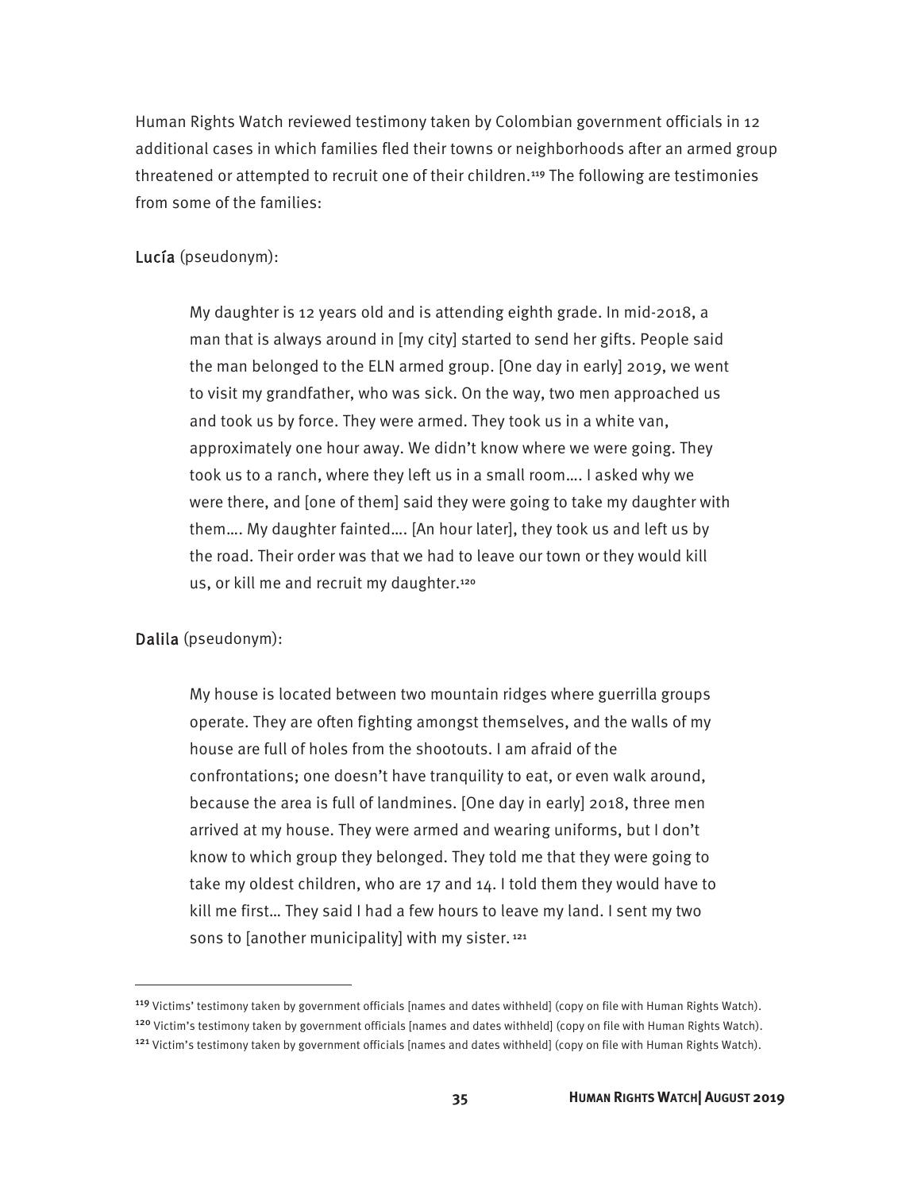Human Rights Watch reviewed testimony taken by Colombian government officials in 12 additional cases in which families fled their towns or neighborhoods after an armed group threatened or attempted to recruit one of their children.[119] The following are testimonies from some of the families:

Lucía (pseudonym):

> My daughter is 12 years old and is attending eighth grade. In mid-2018, a man that is always around in [my city] started to send her gifts. People said the man belonged to the ELN armed group. [One day in early] 2019, we went to visit my grandfather, who was sick. On the way, two men approached us and took us by force. They were armed. They took us in a white van, approximately one hour away. We didn't know where we were going. They took us to a ranch, where they left us in a small room…. I asked why we were there, and [one of them] said they were going to take my daughter with them…. My daughter fainted…. [An hour later], they took us and left us by the road. Their order was that we had to leave our town or they would kill us, or kill me and recruit my daughter.[120]

Dalila (pseudonym):

> My house is located between two mountain ridges where guerrilla groups operate. They are often fighting amongst themselves, and the walls of my house are full of holes from the shootouts. I am afraid of the confrontations; one doesn't have tranquility to eat, or even walk around, because the area is full of landmines. [One day in early] 2018, three men arrived at my house. They were armed and wearing uniforms, but I don't know to which group they belonged. They told me that they were going to take my oldest children, who are 17 and 14. I told them they would have to kill me first… They said I had a few hours to leave my land. I sent my two sons to [another municipality] with my sister.[121]

---

[119] Victims' testimony taken by government officials [names and dates withheld] (copy on file with Human Rights Watch).

[120] Victim's testimony taken by government officials [names and dates withheld] (copy on file with Human Rights Watch).

[121] Victim's testimony taken by government officials [names and dates withheld] (copy on file with Human Rights Watch).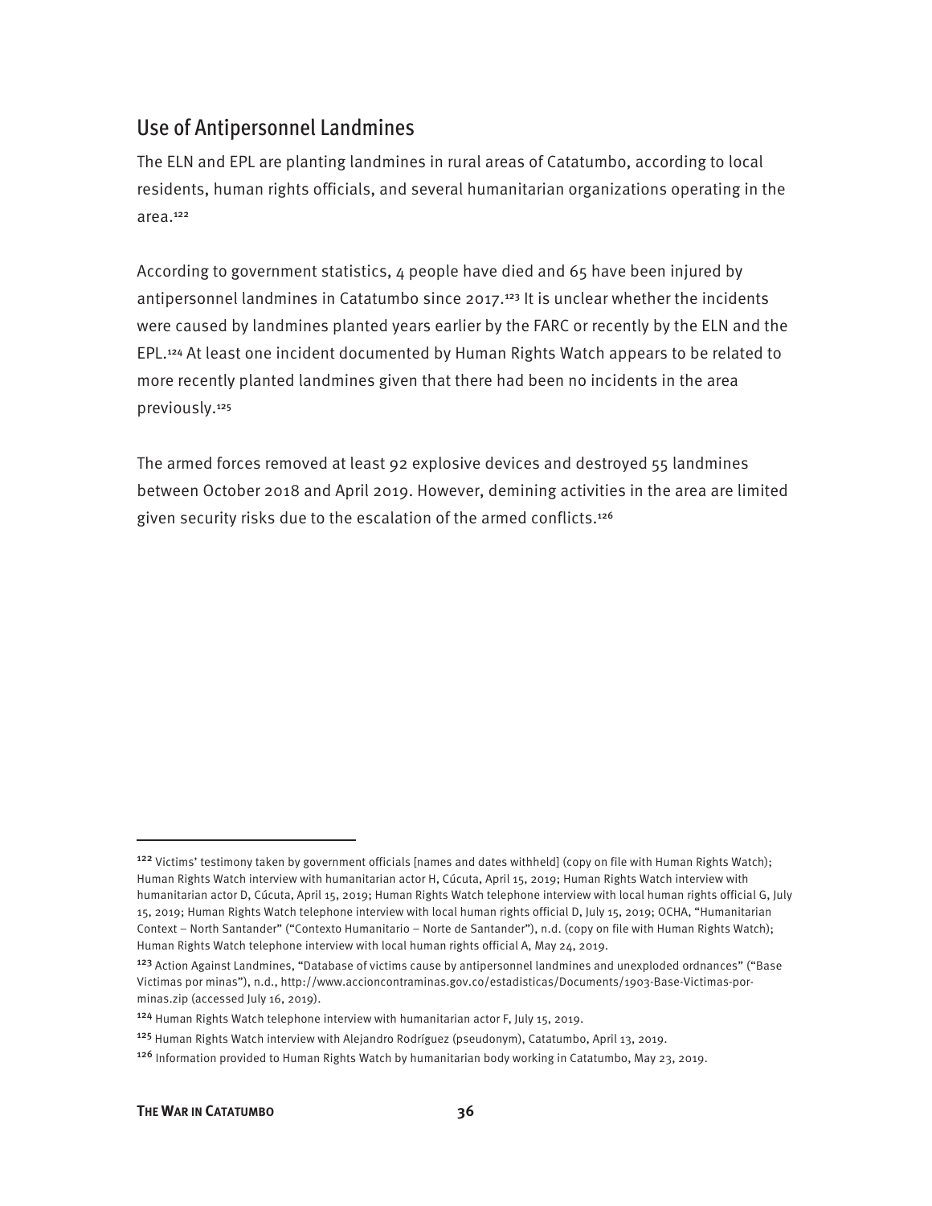## Use of Antipersonnel Landmines

The ELN and EPL are planting landmines in rural areas of Catatumbo, according to local residents, human rights officials, and several humanitarian organizations operating in the area.[122]

According to government statistics, 4 people have died and 65 have been injured by antipersonnel landmines in Catatumbo since 2017.[123] It is unclear whether the incidents were caused by landmines planted years earlier by the FARC or recently by the ELN and the EPL.[124] At least one incident documented by Human Rights Watch appears to be related to more recently planted landmines given that there had been no incidents in the area previously.[125]

The armed forces removed at least 92 explosive devices and destroyed 55 landmines between October 2018 and April 2019. However, demining activities in the area are limited given security risks due to the escalation of the armed conflicts.[126]

---

[122] Victims' testimony taken by government officials [names and dates withheld] (copy on file with Human Rights Watch); Human Rights Watch interview with humanitarian actor H, Cúcuta, April 15, 2019; Human Rights Watch interview with humanitarian actor D, Cúcuta, April 15, 2019; Human Rights Watch telephone interview with local human rights official G, July 15, 2019; Human Rights Watch telephone interview with local human rights official D, July 15, 2019; OCHA, "Humanitarian Context – North Santander" ("Contexto Humanitario – Norte de Santander"), n.d. (copy on file with Human Rights Watch); Human Rights Watch telephone interview with local human rights official A, May 24, 2019.

[123] Action Against Landmines, "Database of victims cause by antipersonnel landmines and unexploded ordnances" ("Base Victimas por minas"), n.d., http://www.accioncontraminas.gov.co/estadisticas/Documents/1903-Base-Victimas-por-minas.zip (accessed July 16, 2019).

[124] Human Rights Watch telephone interview with humanitarian actor F, July 15, 2019.

[125] Human Rights Watch interview with Alejandro Rodríguez (pseudonym), Catatumbo, April 13, 2019.

[126] Information provided to Human Rights Watch by humanitarian body working in Catatumbo, May 23, 2019.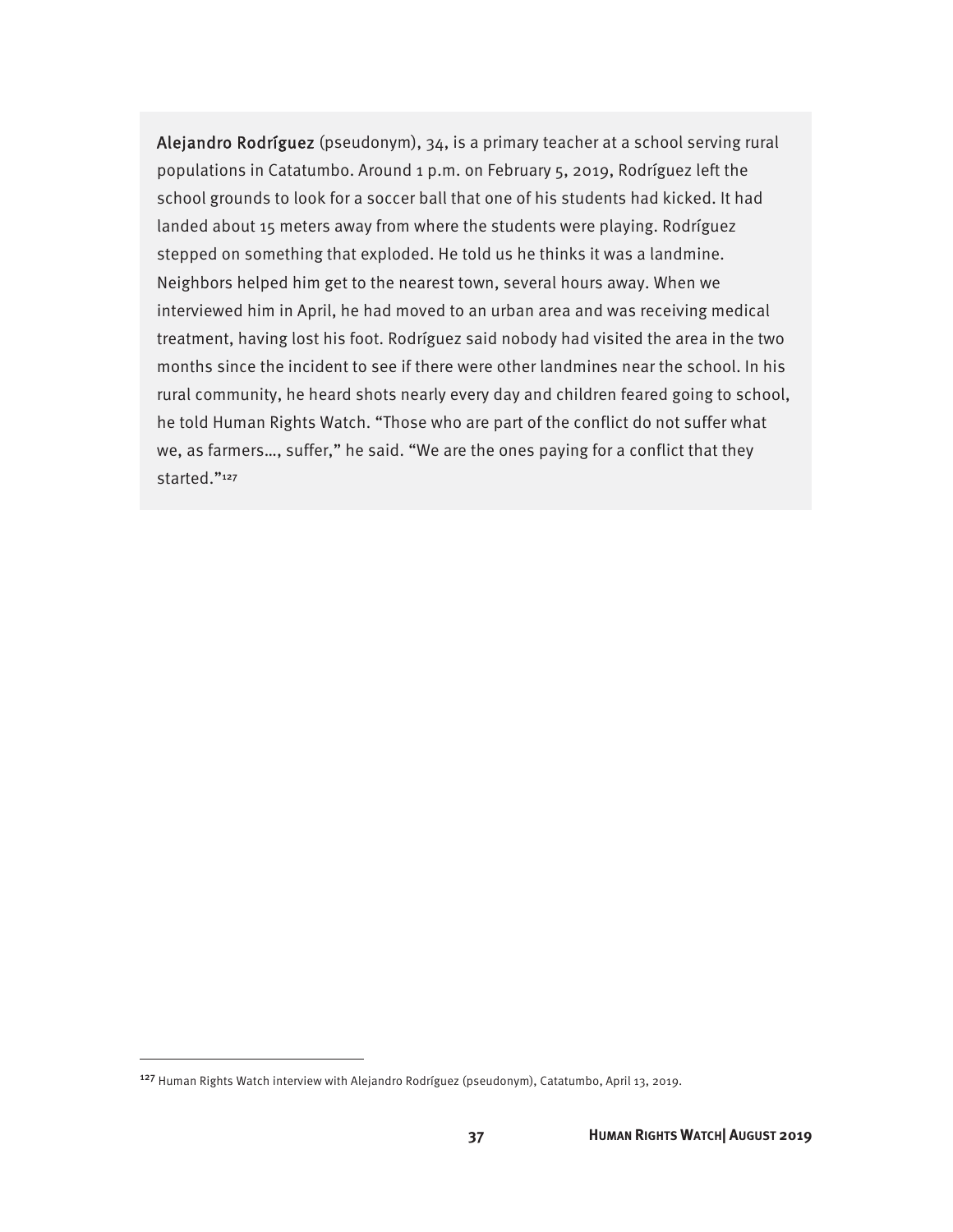**Alejandro Rodríguez** (pseudonym), 34, is a primary teacher at a school serving rural populations in Catatumbo. Around 1 p.m. on February 5, 2019, Rodríguez left the school grounds to look for a soccer ball that one of his students had kicked. It had landed about 15 meters away from where the students were playing. Rodríguez stepped on something that exploded. He told us he thinks it was a landmine. Neighbors helped him get to the nearest town, several hours away. When we interviewed him in April, he had moved to an urban area and was receiving medical treatment, having lost his foot. Rodríguez said nobody had visited the area in the two months since the incident to see if there were other landmines near the school. In his rural community, he heard shots nearly every day and children feared going to school, he told Human Rights Watch. "Those who are part of the conflict do not suffer what we, as farmers…, suffer," he said. "We are the ones paying for a conflict that they started."[127]

---

[127] Human Rights Watch interview with Alejandro Rodríguez (pseudonym), Catatumbo, April 13, 2019.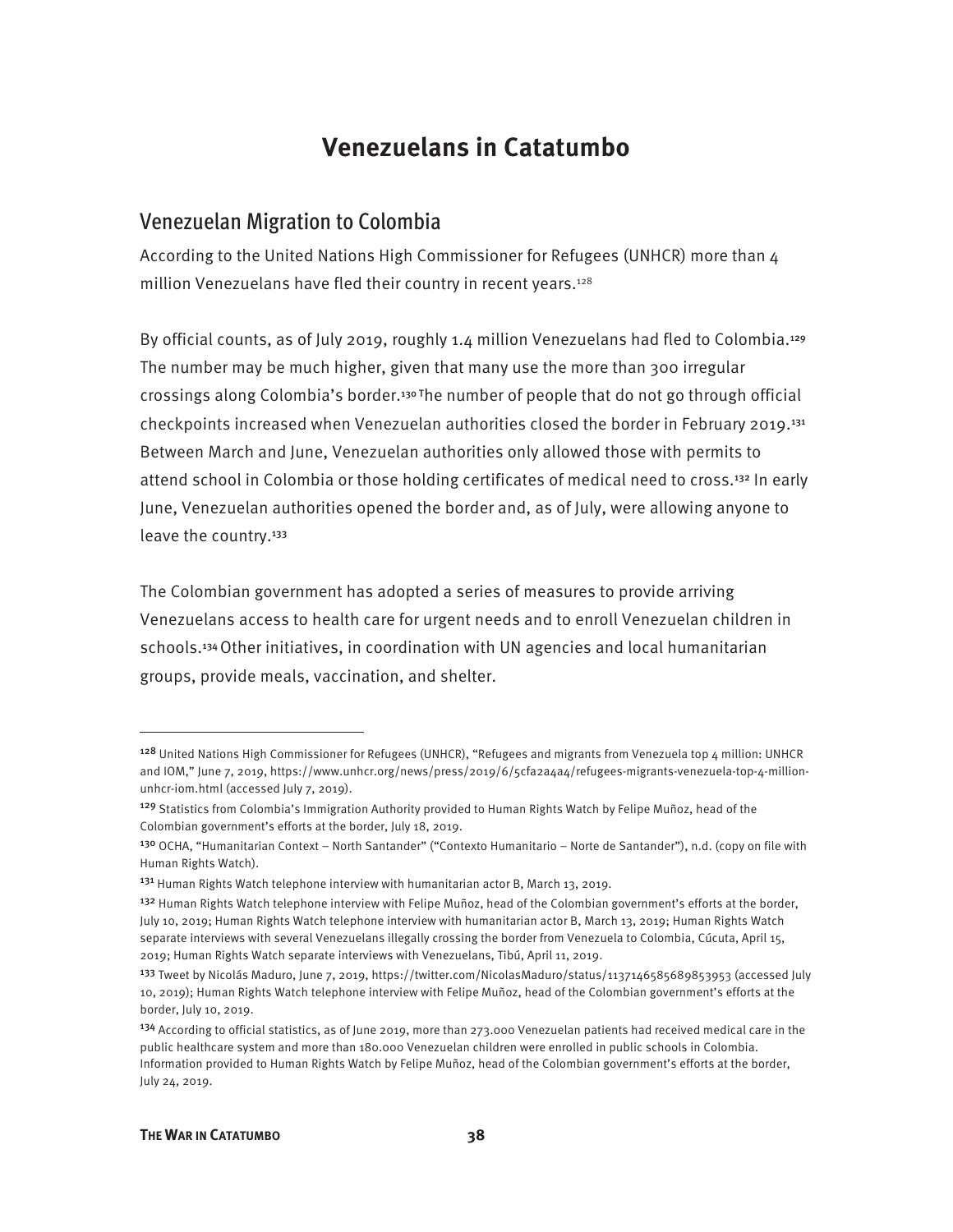# Venezuelans in Catatumbo

## Venezuelan Migration to Colombia

According to the United Nations High Commissioner for Refugees (UNHCR) more than 4 million Venezuelans have fled their country in recent years.[128]

By official counts, as of July 2019, roughly 1.4 million Venezuelans had fled to Colombia.[129] The number may be much higher, given that many use the more than 300 irregular crossings along Colombia's border.[130] The number of people that do not go through official checkpoints increased when Venezuelan authorities closed the border in February 2019.[131] Between March and June, Venezuelan authorities only allowed those with permits to attend school in Colombia or those holding certificates of medical need to cross.[132] In early June, Venezuelan authorities opened the border and, as of July, were allowing anyone to leave the country.[133]

The Colombian government has adopted a series of measures to provide arriving Venezuelans access to health care for urgent needs and to enroll Venezuelan children in schools.[134] Other initiatives, in coordination with UN agencies and local humanitarian groups, provide meals, vaccination, and shelter.

---

[128] United Nations High Commissioner for Refugees (UNHCR), "Refugees and migrants from Venezuela top 4 million: UNHCR and IOM," June 7, 2019, https://www.unhcr.org/news/press/2019/6/5cfa2a4a4/refugees-migrants-venezuela-top-4-million-unhcr-iom.html (accessed July 7, 2019).

[129] Statistics from Colombia's Immigration Authority provided to Human Rights Watch by Felipe Muñoz, head of the Colombian government's efforts at the border, July 18, 2019.

[130] OCHA, "Humanitarian Context – North Santander" ("Contexto Humanitario – Norte de Santander"), n.d. (copy on file with Human Rights Watch).

[131] Human Rights Watch telephone interview with humanitarian actor B, March 13, 2019.

[132] Human Rights Watch telephone interview with Felipe Muñoz, head of the Colombian government's efforts at the border, July 10, 2019; Human Rights Watch telephone interview with humanitarian actor B, March 13, 2019; Human Rights Watch separate interviews with several Venezuelans illegally crossing the border from Venezuela to Colombia, Cúcuta, April 15, 2019; Human Rights Watch separate interviews with Venezuelans, Tibú, April 11, 2019.

[133] Tweet by Nicolás Maduro, June 7, 2019, https://twitter.com/NicolasMaduro/status/1137146585689853953 (accessed July 10, 2019); Human Rights Watch telephone interview with Felipe Muñoz, head of the Colombian government's efforts at the border, July 10, 2019.

[134] According to official statistics, as of June 2019, more than 273.000 Venezuelan patients had received medical care in the public healthcare system and more than 180.000 Venezuelan children were enrolled in public schools in Colombia. Information provided to Human Rights Watch by Felipe Muñoz, head of the Colombian government's efforts at the border, July 24, 2019.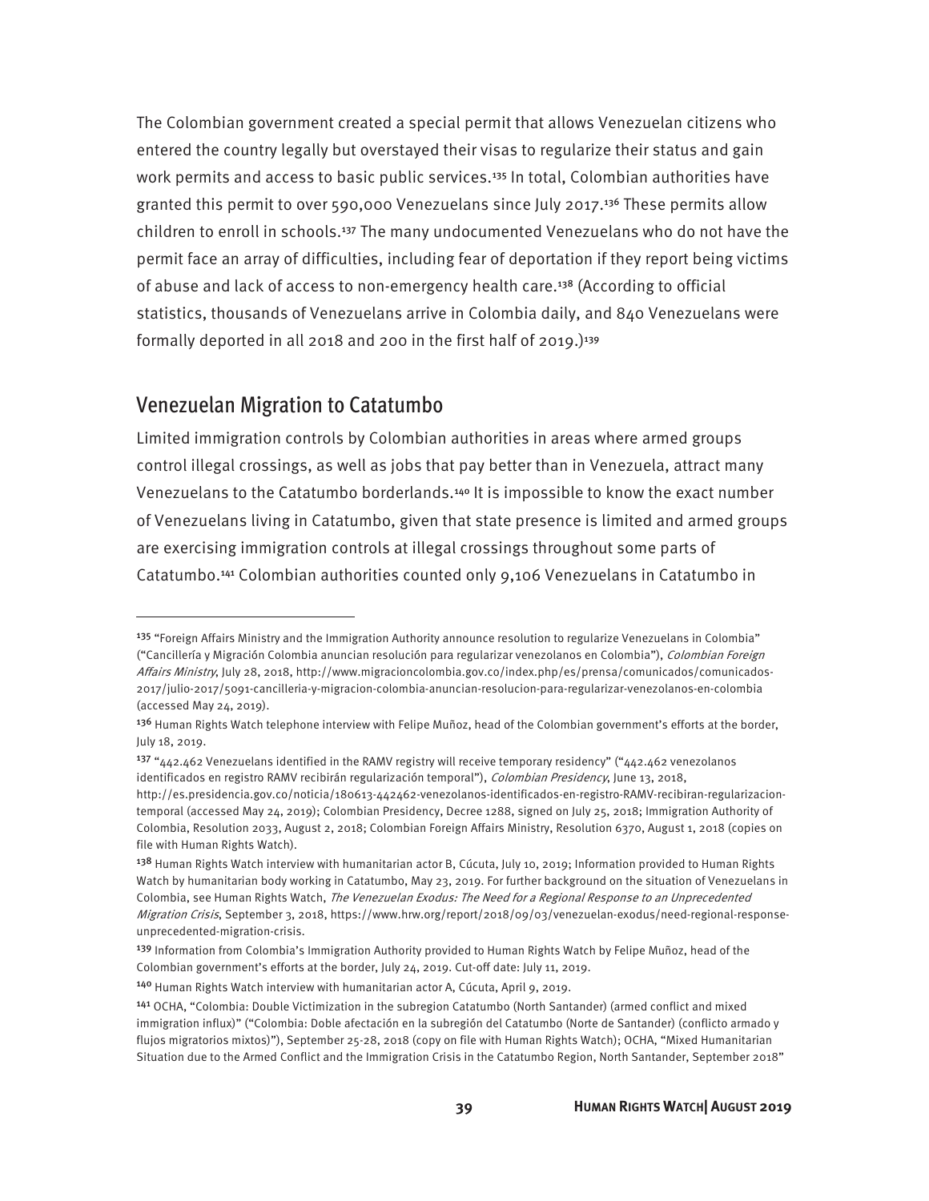The Colombian government created a special permit that allows Venezuelan citizens who entered the country legally but overstayed their visas to regularize their status and gain work permits and access to basic public services.[135] In total, Colombian authorities have granted this permit to over 590,000 Venezuelans since July 2017.[136] These permits allow children to enroll in schools.[137] The many undocumented Venezuelans who do not have the permit face an array of difficulties, including fear of deportation if they report being victims of abuse and lack of access to non-emergency health care.[138] (According to official statistics, thousands of Venezuelans arrive in Colombia daily, and 840 Venezuelans were formally deported in all 2018 and 200 in the first half of 2019.)[139]

## Venezuelan Migration to Catatumbo

Limited immigration controls by Colombian authorities in areas where armed groups control illegal crossings, as well as jobs that pay better than in Venezuela, attract many Venezuelans to the Catatumbo borderlands.[140] It is impossible to know the exact number of Venezuelans living in Catatumbo, given that state presence is limited and armed groups are exercising immigration controls at illegal crossings throughout some parts of Catatumbo.[141] Colombian authorities counted only 9,106 Venezuelans in Catatumbo in

---

[135] "Foreign Affairs Ministry and the Immigration Authority announce resolution to regularize Venezuelans in Colombia" ("Cancillería y Migración Colombia anuncian resolución para regularizar venezolanos en Colombia"), *Colombian Foreign Affairs Ministry*, July 28, 2018, http://www.migracioncolombia.gov.co/index.php/es/prensa/comunicados/comunicados-2017/julio-2017/5091-cancilleria-y-migracion-colombia-anuncian-resolucion-para-regularizar-venezolanos-en-colombia (accessed May 24, 2019).

[136] Human Rights Watch telephone interview with Felipe Muñoz, head of the Colombian government's efforts at the border, July 18, 2019.

[137] "442.462 Venezuelans identified in the RAMV registry will receive temporary residency" ("442.462 venezolanos identificados en registro RAMV recibirán regularización temporal"), *Colombian Presidency*, June 13, 2018, http://es.presidencia.gov.co/noticia/180613-442462-venezolanos-identificados-en-registro-RAMV-recibiran-regularizacion-temporal (accessed May 24, 2019); Colombian Presidency, Decree 1288, signed on July 25, 2018; Immigration Authority of Colombia, Resolution 2033, August 2, 2018; Colombian Foreign Affairs Ministry, Resolution 6370, August 1, 2018 (copies on file with Human Rights Watch).

[138] Human Rights Watch interview with humanitarian actor B, Cúcuta, July 10, 2019; Information provided to Human Rights Watch by humanitarian body working in Catatumbo, May 23, 2019. For further background on the situation of Venezuelans in Colombia, see Human Rights Watch, *The Venezuelan Exodus: The Need for a Regional Response to an Unprecedented Migration Crisis*, September 3, 2018, https://www.hrw.org/report/2018/09/03/venezuelan-exodus/need-regional-response-unprecedented-migration-crisis.

[139] Information from Colombia's Immigration Authority provided to Human Rights Watch by Felipe Muñoz, head of the Colombian government's efforts at the border, July 24, 2019. Cut-off date: July 11, 2019.

[140] Human Rights Watch interview with humanitarian actor A, Cúcuta, April 9, 2019.

[141] OCHA, "Colombia: Double Victimization in the subregion Catatumbo (North Santander) (armed conflict and mixed immigration influx)" ("Colombia: Doble afectación en la subregión del Catatumbo (Norte de Santander) (conflicto armado y flujos migratorios mixtos)"), September 25-28, 2018 (copy on file with Human Rights Watch); OCHA, "Mixed Humanitarian Situation due to the Armed Conflict and the Immigration Crisis in the Catatumbo Region, North Santander, September 2018"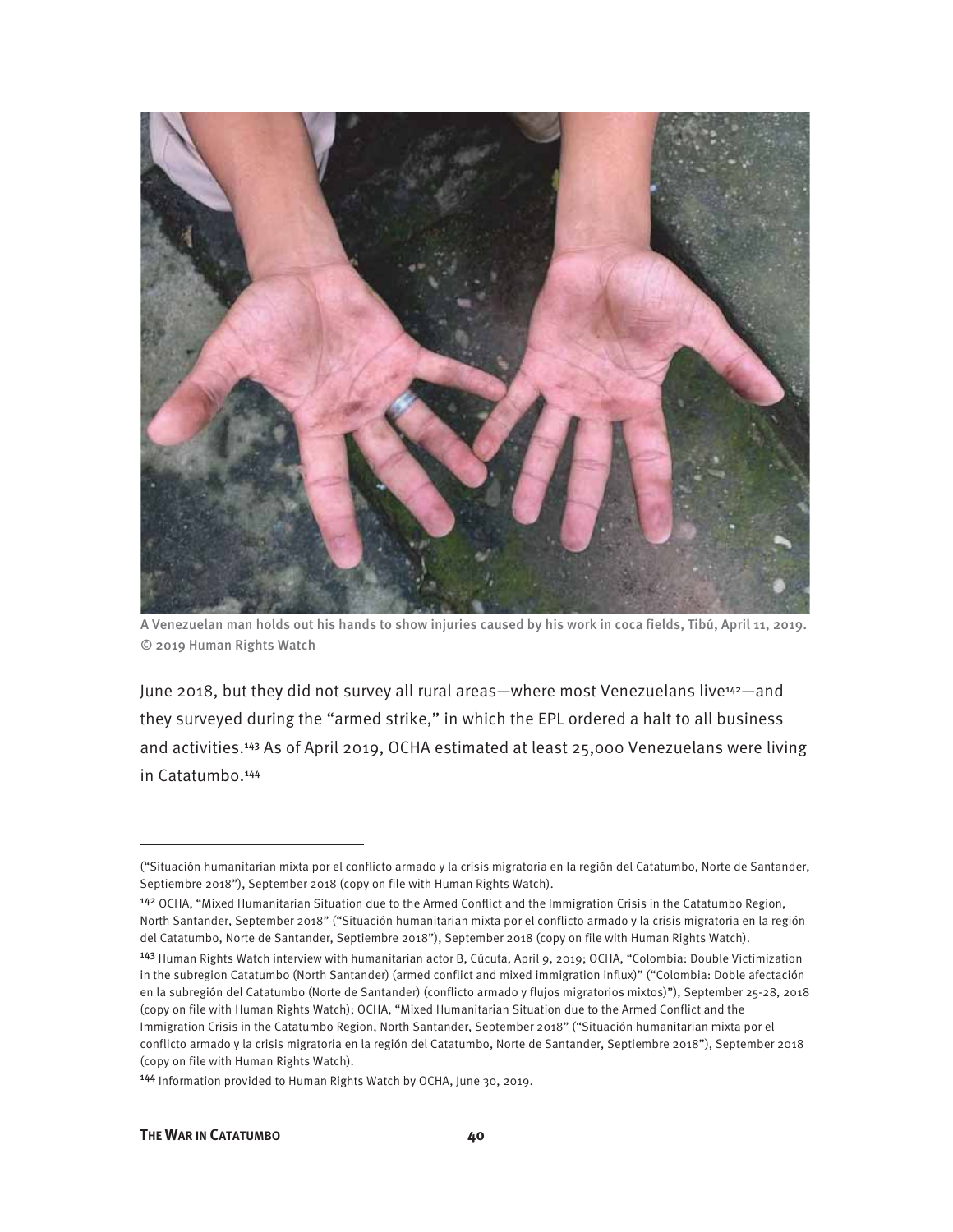A Venezuelan man holds out his hands to show injuries caused by his work in coca fields, Tibú, April 11, 2019. © 2019 Human Rights Watch

June 2018, but they did not survey all rural areas—where most Venezuelans live[142]—and they surveyed during the "armed strike," in which the EPL ordered a halt to all business and activities.[143] As of April 2019, OCHA estimated at least 25,000 Venezuelans were living in Catatumbo.[144]

---

("Situación humanitarian mixta por el conflicto armado y la crisis migratoria en la región del Catatumbo, Norte de Santander, Septiembre 2018"), September 2018 (copy on file with Human Rights Watch).

[142] OCHA, "Mixed Humanitarian Situation due to the Armed Conflict and the Immigration Crisis in the Catatumbo Region, North Santander, September 2018" ("Situación humanitarian mixta por el conflicto armado y la crisis migratoria en la región del Catatumbo, Norte de Santander, Septiembre 2018"), September 2018 (copy on file with Human Rights Watch).

[143] Human Rights Watch interview with humanitarian actor B, Cúcuta, April 9, 2019; OCHA, "Colombia: Double Victimization in the subregion Catatumbo (North Santander) (armed conflict and mixed immigration influx)" ("Colombia: Doble afectación en la subregión del Catatumbo (Norte de Santander) (conflicto armado y flujos migratorios mixtos)"), September 25-28, 2018 (copy on file with Human Rights Watch); OCHA, "Mixed Humanitarian Situation due to the Armed Conflict and the Immigration Crisis in the Catatumbo Region, North Santander, September 2018" ("Situación humanitarian mixta por el conflicto armado y la crisis migratoria en la región del Catatumbo, Norte de Santander, Septiembre 2018"), September 2018 (copy on file with Human Rights Watch).

[144] Information provided to Human Rights Watch by OCHA, June 30, 2019.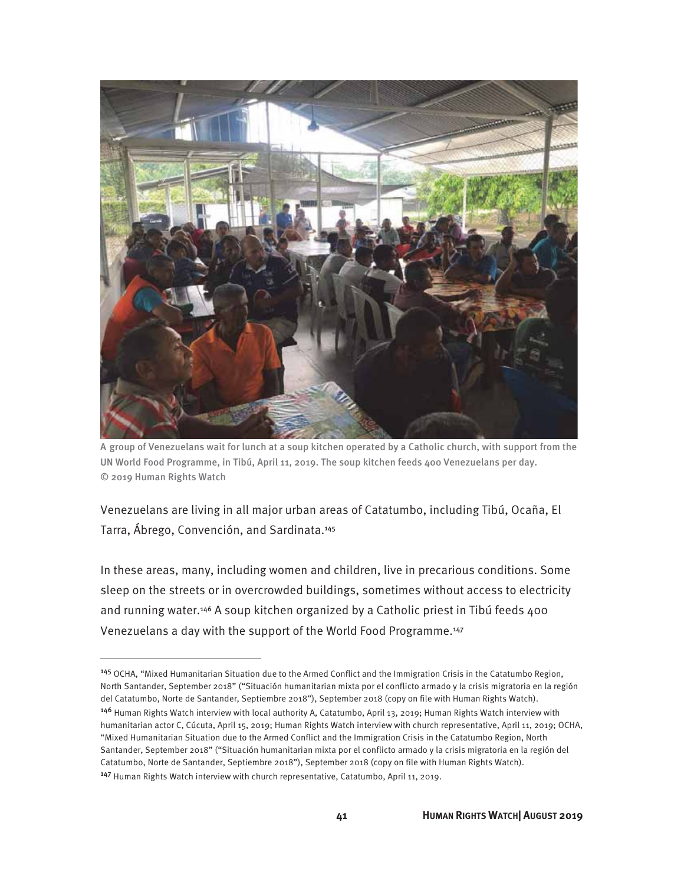A group of Venezuelans wait for lunch at a soup kitchen operated by a Catholic church, with support from the UN World Food Programme, in Tibú, April 11, 2019. The soup kitchen feeds 400 Venezuelans per day. © 2019 Human Rights Watch

Venezuelans are living in all major urban areas of Catatumbo, including Tibú, Ocaña, El Tarra, Ábrego, Convención, and Sardinata.[145]

In these areas, many, including women and children, live in precarious conditions. Some sleep on the streets or in overcrowded buildings, sometimes without access to electricity and running water.[146] A soup kitchen organized by a Catholic priest in Tibú feeds 400 Venezuelans a day with the support of the World Food Programme.[147]

---

[145] OCHA, "Mixed Humanitarian Situation due to the Armed Conflict and the Immigration Crisis in the Catatumbo Region, North Santander, September 2018" ("Situación humanitarian mixta por el conflicto armado y la crisis migratoria en la región del Catatumbo, Norte de Santander, Septiembre 2018"), September 2018 (copy on file with Human Rights Watch).

[146] Human Rights Watch interview with local authority A, Catatumbo, April 13, 2019; Human Rights Watch interview with humanitarian actor C, Cúcuta, April 15, 2019; Human Rights Watch interview with church representative, April 11, 2019; OCHA, "Mixed Humanitarian Situation due to the Armed Conflict and the Immigration Crisis in the Catatumbo Region, North Santander, September 2018" ("Situación humanitarian mixta por el conflicto armado y la crisis migratoria en la región del Catatumbo, Norte de Santander, Septiembre 2018"), September 2018 (copy on file with Human Rights Watch).

[147] Human Rights Watch interview with church representative, Catatumbo, April 11, 2019.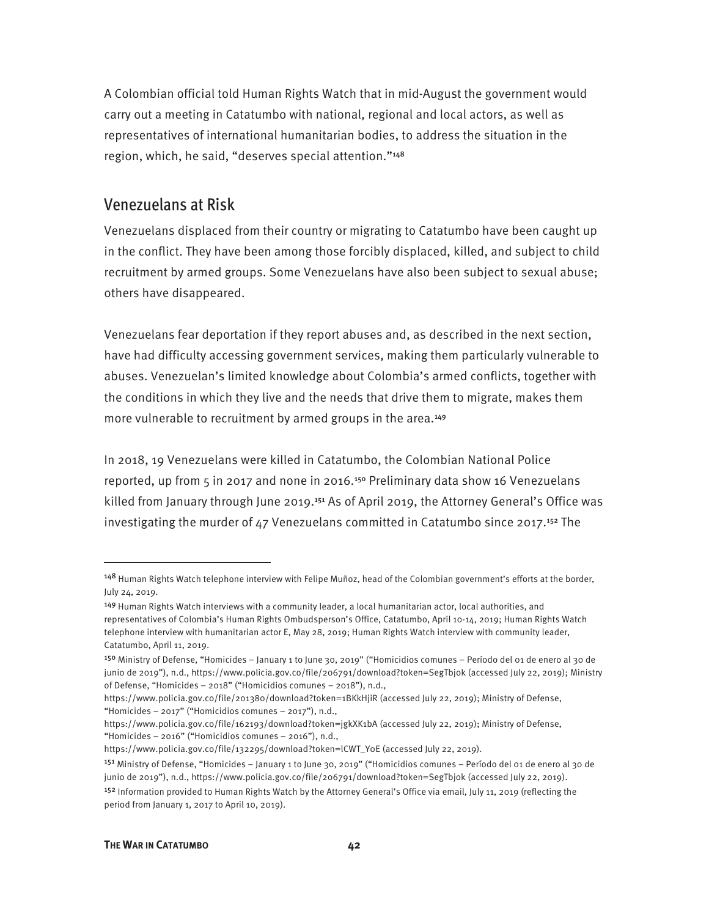A Colombian official told Human Rights Watch that in mid-August the government would carry out a meeting in Catatumbo with national, regional and local actors, as well as representatives of international humanitarian bodies, to address the situation in the region, which, he said, "deserves special attention."[148]

## Venezuelans at Risk

Venezuelans displaced from their country or migrating to Catatumbo have been caught up in the conflict. They have been among those forcibly displaced, killed, and subject to child recruitment by armed groups. Some Venezuelans have also been subject to sexual abuse; others have disappeared.

Venezuelans fear deportation if they report abuses and, as described in the next section, have had difficulty accessing government services, making them particularly vulnerable to abuses. Venezuelan's limited knowledge about Colombia's armed conflicts, together with the conditions in which they live and the needs that drive them to migrate, makes them more vulnerable to recruitment by armed groups in the area.[149]

In 2018, 19 Venezuelans were killed in Catatumbo, the Colombian National Police reported, up from 5 in 2017 and none in 2016.[150] Preliminary data show 16 Venezuelans killed from January through June 2019.[151] As of April 2019, the Attorney General's Office was investigating the murder of 47 Venezuelans committed in Catatumbo since 2017.[152] The

---

[148] Human Rights Watch telephone interview with Felipe Muñoz, head of the Colombian government's efforts at the border, July 24, 2019.

[149] Human Rights Watch interviews with a community leader, a local humanitarian actor, local authorities, and representatives of Colombia's Human Rights Ombudsperson's Office, Catatumbo, April 10-14, 2019; Human Rights Watch telephone interview with humanitarian actor E, May 28, 2019; Human Rights Watch interview with community leader, Catatumbo, April 11, 2019.

[150] Ministry of Defense, "Homicides – January 1 to June 30, 2019" ("Homicidios comunes – Período del 01 de enero al 30 de junio de 2019"), n.d., https://www.policia.gov.co/file/206791/download?token=SegTbjok (accessed July 22, 2019); Ministry of Defense, "Homicides – 2018" ("Homicidios comunes – 2018"), n.d., https://www.policia.gov.co/file/201380/download?token=1BKkHjiR (accessed July 22, 2019); Ministry of Defense, "Homicides – 2017" ("Homicidios comunes – 2017"), n.d., https://www.policia.gov.co/file/162193/download?token=jgkXK1bA (accessed July 22, 2019); Ministry of Defense, "Homicides – 2016" ("Homicidios comunes – 2016"), n.d., https://www.policia.gov.co/file/132295/download?token=lCWT_YoE (accessed July 22, 2019).

[151] Ministry of Defense, "Homicides – January 1 to June 30, 2019" ("Homicidios comunes – Período del 01 de enero al 30 de junio de 2019"), n.d., https://www.policia.gov.co/file/206791/download?token=SegTbjok (accessed July 22, 2019).

[152] Information provided to Human Rights Watch by the Attorney General's Office via email, July 11, 2019 (reflecting the period from January 1, 2017 to April 10, 2019).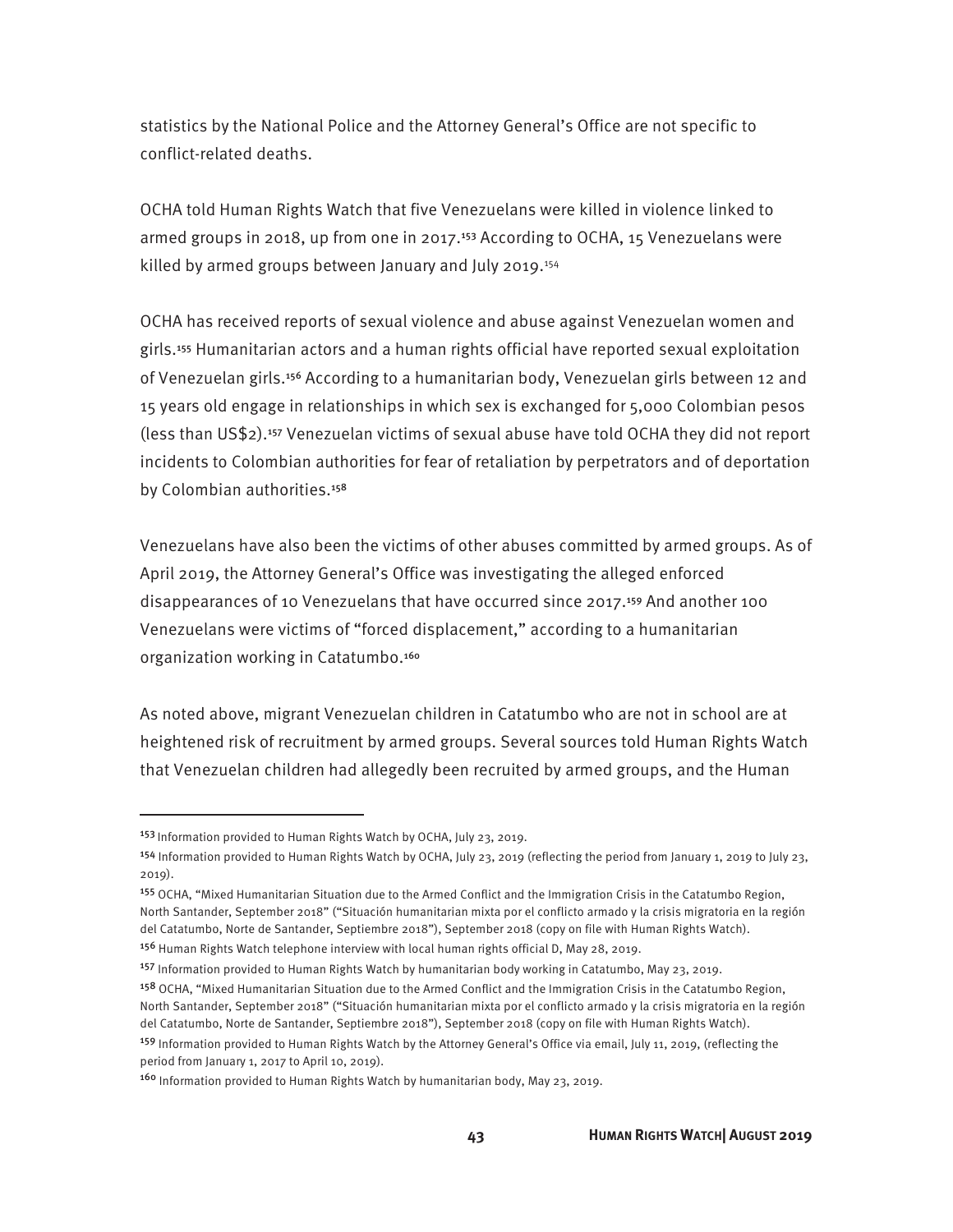statistics by the National Police and the Attorney General's Office are not specific to conflict-related deaths.

OCHA told Human Rights Watch that five Venezuelans were killed in violence linked to armed groups in 2018, up from one in 2017.[153] According to OCHA, 15 Venezuelans were killed by armed groups between January and July 2019.[154]

OCHA has received reports of sexual violence and abuse against Venezuelan women and girls.[155] Humanitarian actors and a human rights official have reported sexual exploitation of Venezuelan girls.[156] According to a humanitarian body, Venezuelan girls between 12 and 15 years old engage in relationships in which sex is exchanged for 5,000 Colombian pesos (less than US$2).[157] Venezuelan victims of sexual abuse have told OCHA they did not report incidents to Colombian authorities for fear of retaliation by perpetrators and of deportation by Colombian authorities.[158]

Venezuelans have also been the victims of other abuses committed by armed groups. As of April 2019, the Attorney General's Office was investigating the alleged enforced disappearances of 10 Venezuelans that have occurred since 2017.[159] And another 100 Venezuelans were victims of "forced displacement," according to a humanitarian organization working in Catatumbo.[160]

As noted above, migrant Venezuelan children in Catatumbo who are not in school are at heightened risk of recruitment by armed groups. Several sources told Human Rights Watch that Venezuelan children had allegedly been recruited by armed groups, and the Human

---

[153] Information provided to Human Rights Watch by OCHA, July 23, 2019.

[154] Information provided to Human Rights Watch by OCHA, July 23, 2019 (reflecting the period from January 1, 2019 to July 23, 2019).

[155] OCHA, "Mixed Humanitarian Situation due to the Armed Conflict and the Immigration Crisis in the Catatumbo Region, North Santander, September 2018" ("Situación humanitarian mixta por el conflicto armado y la crisis migratoria en la región del Catatumbo, Norte de Santander, Septiembre 2018"), September 2018 (copy on file with Human Rights Watch).

[156] Human Rights Watch telephone interview with local human rights official D, May 28, 2019.

[157] Information provided to Human Rights Watch by humanitarian body working in Catatumbo, May 23, 2019.

[158] OCHA, "Mixed Humanitarian Situation due to the Armed Conflict and the Immigration Crisis in the Catatumbo Region, North Santander, September 2018" ("Situación humanitarian mixta por el conflicto armado y la crisis migratoria en la región del Catatumbo, Norte de Santander, Septiembre 2018"), September 2018 (copy on file with Human Rights Watch).

[159] Information provided to Human Rights Watch by the Attorney General's Office via email, July 11, 2019, (reflecting the period from January 1, 2017 to April 10, 2019).

[160] Information provided to Human Rights Watch by humanitarian body, May 23, 2019.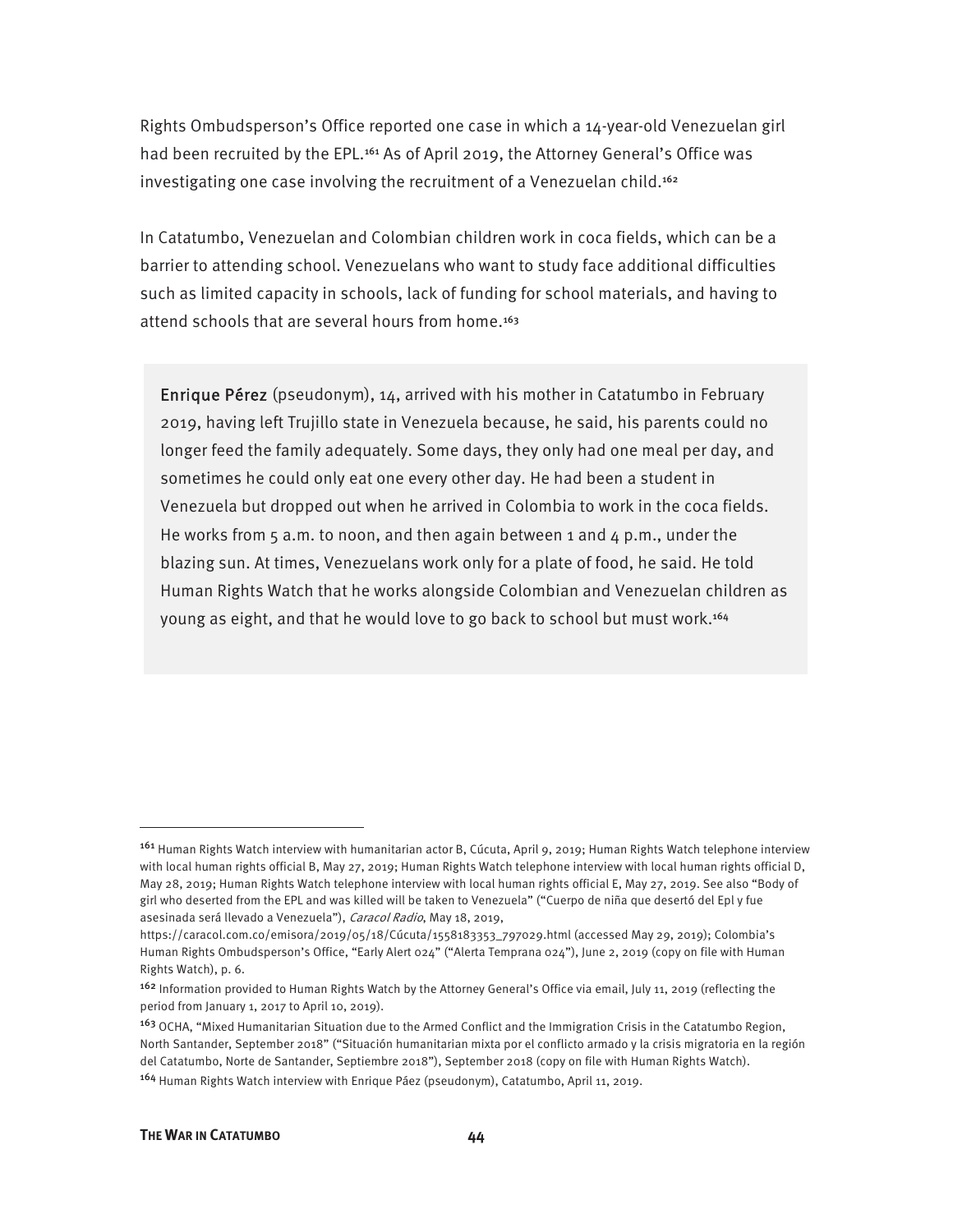Rights Ombudsperson's Office reported one case in which a 14-year-old Venezuelan girl had been recruited by the EPL.[161] As of April 2019, the Attorney General's Office was investigating one case involving the recruitment of a Venezuelan child.[162]

In Catatumbo, Venezuelan and Colombian children work in coca fields, which can be a barrier to attending school. Venezuelans who want to study face additional difficulties such as limited capacity in schools, lack of funding for school materials, and having to attend schools that are several hours from home.[163]

> **Enrique Pérez** (pseudonym), 14, arrived with his mother in Catatumbo in February 2019, having left Trujillo state in Venezuela because, he said, his parents could no longer feed the family adequately. Some days, they only had one meal per day, and sometimes he could only eat one every other day. He had been a student in Venezuela but dropped out when he arrived in Colombia to work in the coca fields. He works from 5 a.m. to noon, and then again between 1 and 4 p.m., under the blazing sun. At times, Venezuelans work only for a plate of food, he said. He told Human Rights Watch that he works alongside Colombian and Venezuelan children as young as eight, and that he would love to go back to school but must work.[164]

---

[161] Human Rights Watch interview with humanitarian actor B, Cúcuta, April 9, 2019; Human Rights Watch telephone interview with local human rights official B, May 27, 2019; Human Rights Watch telephone interview with local human rights official D, May 28, 2019; Human Rights Watch telephone interview with local human rights official E, May 27, 2019. See also "Body of girl who deserted from the EPL and was killed will be taken to Venezuela" ("Cuerpo de niña que desertó del Epl y fue asesinada será llevado a Venezuela"), *Caracol Radio*, May 18, 2019, https://caracol.com.co/emisora/2019/05/18/Cúcuta/1558183353_797029.html (accessed May 29, 2019); Colombia's Human Rights Ombudsperson's Office, "Early Alert 024" ("Alerta Temprana 024"), June 2, 2019 (copy on file with Human Rights Watch), p. 6.

[162] Information provided to Human Rights Watch by the Attorney General's Office via email, July 11, 2019 (reflecting the period from January 1, 2017 to April 10, 2019).

[163] OCHA, "Mixed Humanitarian Situation due to the Armed Conflict and the Immigration Crisis in the Catatumbo Region, North Santander, September 2018" ("Situación humanitaria mixta por el conflicto armado y la crisis migratoria en la región del Catatumbo, Norte de Santander, Septiembre 2018"), September 2018 (copy on file with Human Rights Watch).

[164] Human Rights Watch interview with Enrique Páez (pseudonym), Catatumbo, April 11, 2019.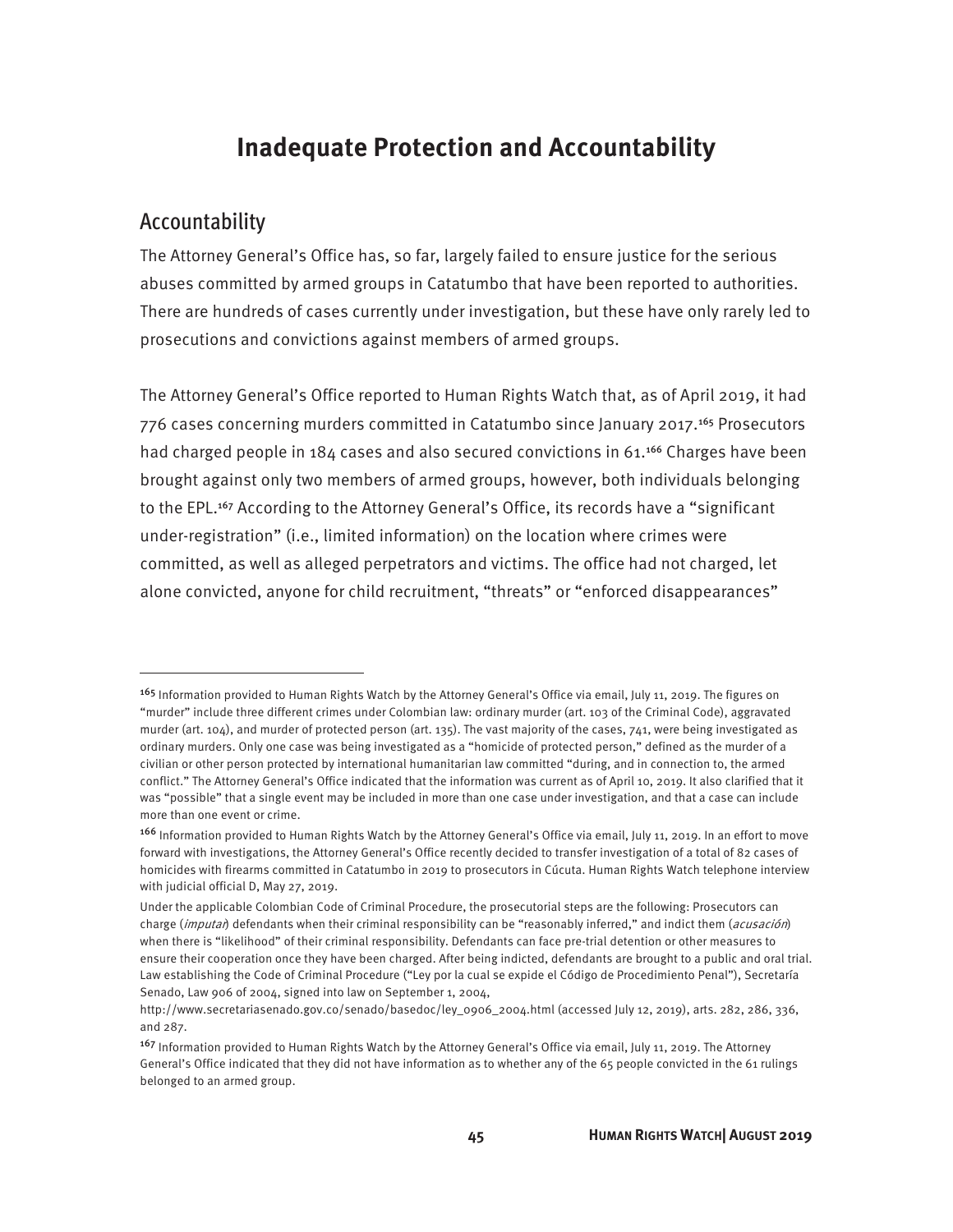# Inadequate Protection and Accountability

## Accountability

The Attorney General's Office has, so far, largely failed to ensure justice for the serious abuses committed by armed groups in Catatumbo that have been reported to authorities. There are hundreds of cases currently under investigation, but these have only rarely led to prosecutions and convictions against members of armed groups.

The Attorney General's Office reported to Human Rights Watch that, as of April 2019, it had 776 cases concerning murders committed in Catatumbo since January 2017.[165] Prosecutors had charged people in 184 cases and also secured convictions in 61.[166] Charges have been brought against only two members of armed groups, however, both individuals belonging to the EPL.[167] According to the Attorney General's Office, its records have a "significant under-registration" (i.e., limited information) on the location where crimes were committed, as well as alleged perpetrators and victims. The office had not charged, let alone convicted, anyone for child recruitment, "threats" or "enforced disappearances"

---

[165] Information provided to Human Rights Watch by the Attorney General's Office via email, July 11, 2019. The figures on "murder" include three different crimes under Colombian law: ordinary murder (art. 103 of the Criminal Code), aggravated murder (art. 104), and murder of protected person (art. 135). The vast majority of the cases, 741, were being investigated as ordinary murders. Only one case was being investigated as a "homicide of protected person," defined as the murder of a civilian or other person protected by international humanitarian law committed "during, and in connection to, the armed conflict." The Attorney General's Office indicated that the information was current as of April 10, 2019. It also clarified that it was "possible" that a single event may be included in more than one case under investigation, and that a case can include more than one event or crime.

[166] Information provided to Human Rights Watch by the Attorney General's Office via email, July 11, 2019. In an effort to move forward with investigations, the Attorney General's Office recently decided to transfer investigation of a total of 82 cases of homicides with firearms committed in Catatumbo in 2019 to prosecutors in Cúcuta. Human Rights Watch telephone interview with judicial official D, May 27, 2019.

Under the applicable Colombian Code of Criminal Procedure, the prosecutorial steps are the following: Prosecutors can charge (*imputar*) defendants when their criminal responsibility can be "reasonably inferred," and indict them (*acusación*) when there is "likelihood" of their criminal responsibility. Defendants can face pre-trial detention or other measures to ensure their cooperation once they have been charged. After being indicted, defendants are brought to a public and oral trial. Law establishing the Code of Criminal Procedure ("Ley por la cual se expide el Código de Procedimiento Penal"), Secretaría Senado, Law 906 of 2004, signed into law on September 1, 2004, http://www.secretariasenado.gov.co/senado/basedoc/ley_0906_2004.html (accessed July 12, 2019), arts. 282, 286, 336, and 287.

[167] Information provided to Human Rights Watch by the Attorney General's Office via email, July 11, 2019. The Attorney General's Office indicated that they did not have information as to whether any of the 65 people convicted in the 61 rulings belonged to an armed group.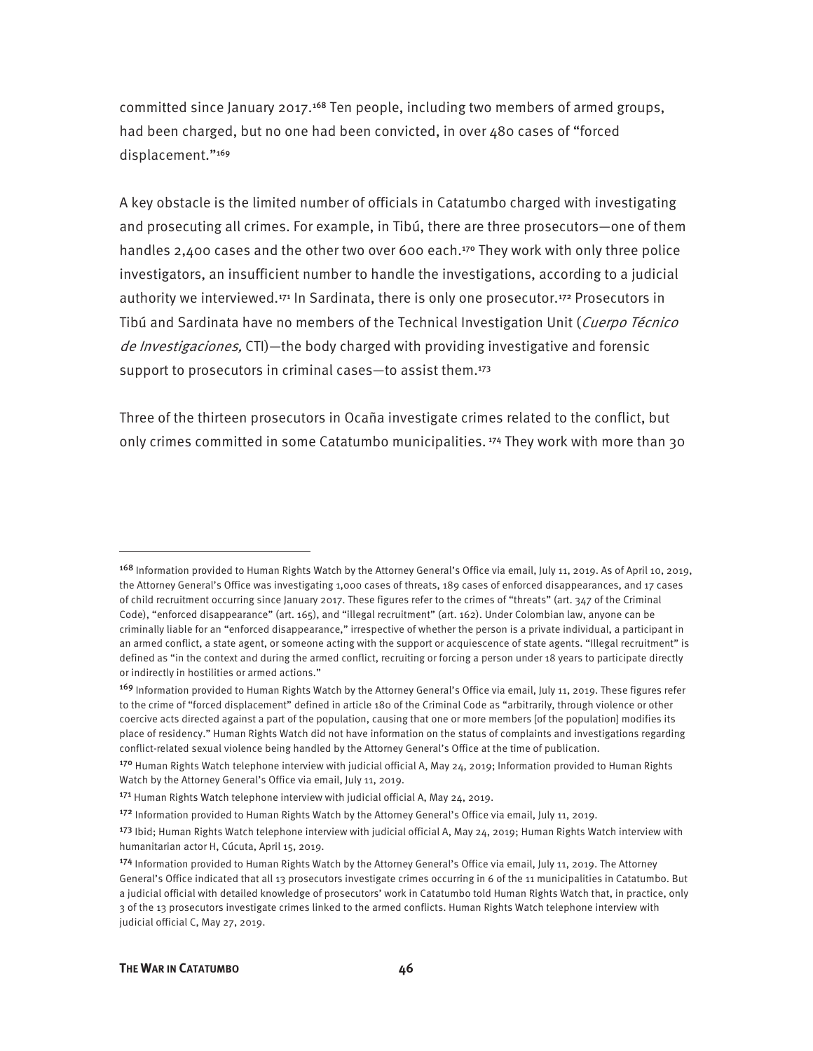committed since January 2017.[168] Ten people, including two members of armed groups, had been charged, but no one had been convicted, in over 480 cases of "forced displacement."[169]

A key obstacle is the limited number of officials in Catatumbo charged with investigating and prosecuting all crimes. For example, in Tibú, there are three prosecutors—one of them handles 2,400 cases and the other two over 600 each.[170] They work with only three police investigators, an insufficient number to handle the investigations, according to a judicial authority we interviewed.[171] In Sardinata, there is only one prosecutor.[172] Prosecutors in Tibú and Sardinata have no members of the Technical Investigation Unit (*Cuerpo Técnico de Investigaciones,* CTI)—the body charged with providing investigative and forensic support to prosecutors in criminal cases—to assist them.[173]

Three of the thirteen prosecutors in Ocaña investigate crimes related to the conflict, but only crimes committed in some Catatumbo municipalities.[174] They work with more than 30

---

[168] Information provided to Human Rights Watch by the Attorney General's Office via email, July 11, 2019. As of April 10, 2019, the Attorney General's Office was investigating 1,000 cases of threats, 189 cases of enforced disappearances, and 17 cases of child recruitment occurring since January 2017. These figures refer to the crimes of "threats" (art. 347 of the Criminal Code), "enforced disappearance" (art. 165), and "illegal recruitment" (art. 162). Under Colombian law, anyone can be criminally liable for an "enforced disappearance," irrespective of whether the person is a private individual, a participant in an armed conflict, a state agent, or someone acting with the support or acquiescence of state agents. "Illegal recruitment" is defined as "in the context and during the armed conflict, recruiting or forcing a person under 18 years to participate directly or indirectly in hostilities or armed actions."

[169] Information provided to Human Rights Watch by the Attorney General's Office via email, July 11, 2019. These figures refer to the crime of "forced displacement" defined in article 180 of the Criminal Code as "arbitrarily, through violence or other coercive acts directed against a part of the population, causing that one or more members [of the population] modifies its place of residency." Human Rights Watch did not have information on the status of complaints and investigations regarding conflict-related sexual violence being handled by the Attorney General's Office at the time of publication.

[170] Human Rights Watch telephone interview with judicial official A, May 24, 2019; Information provided to Human Rights Watch by the Attorney General's Office via email, July 11, 2019.

[171] Human Rights Watch telephone interview with judicial official A, May 24, 2019.

[172] Information provided to Human Rights Watch by the Attorney General's Office via email, July 11, 2019.

[173] Ibid; Human Rights Watch telephone interview with judicial official A, May 24, 2019; Human Rights Watch interview with humanitarian actor H, Cúcuta, April 15, 2019.

[174] Information provided to Human Rights Watch by the Attorney General's Office via email, July 11, 2019. The Attorney General's Office indicated that all 13 prosecutors investigate crimes occurring in 6 of the 11 municipalities in Catatumbo. But a judicial official with detailed knowledge of prosecutors' work in Catatumbo told Human Rights Watch that, in practice, only 3 of the 13 prosecutors investigate crimes linked to the armed conflicts. Human Rights Watch telephone interview with judicial official C, May 27, 2019.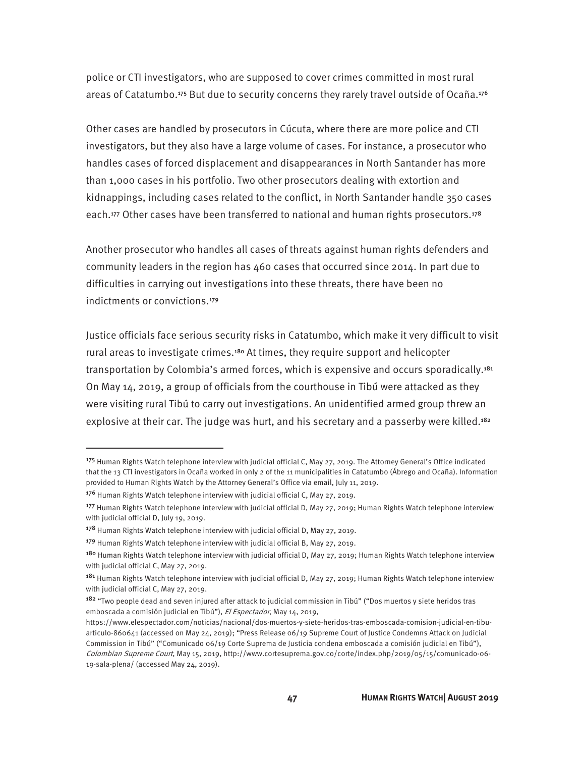police or CTI investigators, who are supposed to cover crimes committed in most rural areas of Catatumbo.[175] But due to security concerns they rarely travel outside of Ocaña.[176]

Other cases are handled by prosecutors in Cúcuta, where there are more police and CTI investigators, but they also have a large volume of cases. For instance, a prosecutor who handles cases of forced displacement and disappearances in North Santander has more than 1,000 cases in his portfolio. Two other prosecutors dealing with extortion and kidnappings, including cases related to the conflict, in North Santander handle 350 cases each.[177] Other cases have been transferred to national and human rights prosecutors.[178]

Another prosecutor who handles all cases of threats against human rights defenders and community leaders in the region has 460 cases that occurred since 2014. In part due to difficulties in carrying out investigations into these threats, there have been no indictments or convictions.[179]

Justice officials face serious security risks in Catatumbo, which make it very difficult to visit rural areas to investigate crimes.[180] At times, they require support and helicopter transportation by Colombia's armed forces, which is expensive and occurs sporadically.[181] On May 14, 2019, a group of officials from the courthouse in Tibú were attacked as they were visiting rural Tibú to carry out investigations. An unidentified armed group threw an explosive at their car. The judge was hurt, and his secretary and a passerby were killed.[182]

---

[175] Human Rights Watch telephone interview with judicial official C, May 27, 2019. The Attorney General's Office indicated that the 13 CTI investigators in Ocaña worked in only 2 of the 11 municipalities in Catatumbo (Ábrego and Ocaña). Information provided to Human Rights Watch by the Attorney General's Office via email, July 11, 2019.

[176] Human Rights Watch telephone interview with judicial official C, May 27, 2019.

[177] Human Rights Watch telephone interview with judicial official D, May 27, 2019; Human Rights Watch telephone interview with judicial official D, July 19, 2019.

[178] Human Rights Watch telephone interview with judicial official D, May 27, 2019.

[179] Human Rights Watch telephone interview with judicial official B, May 27, 2019.

[180] Human Rights Watch telephone interview with judicial official D, May 27, 2019; Human Rights Watch telephone interview with judicial official C, May 27, 2019.

[181] Human Rights Watch telephone interview with judicial official D, May 27, 2019; Human Rights Watch telephone interview with judicial official C, May 27, 2019.

[182] "Two people dead and seven injured after attack to judicial commission in Tibú" ("Dos muertos y siete heridos tras emboscada a comisión judicial en Tibú"), *El Espectador*, May 14, 2019, https://www.elespectador.com/noticias/nacional/dos-muertos-y-siete-heridos-tras-emboscada-comision-judicial-en-tibu-articulo-860641 (accessed on May 24, 2019); "Press Release 06/19 Supreme Court of Justice Condemns Attack on Judicial Commission in Tibú" ("Comunicado 06/19 Corte Suprema de Justicia condena emboscada a comisión judicial en Tibú"), *Colombian Supreme Court*, May 15, 2019, http://www.cortesuprema.gov.co/corte/index.php/2019/05/15/comunicado-06-19-sala-plena/ (accessed May 24, 2019).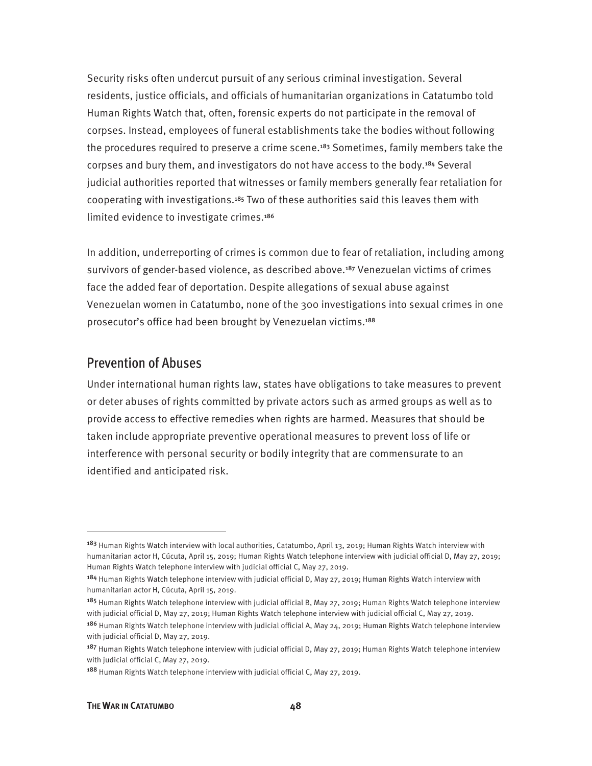Security risks often undercut pursuit of any serious criminal investigation. Several residents, justice officials, and officials of humanitarian organizations in Catatumbo told Human Rights Watch that, often, forensic experts do not participate in the removal of corpses. Instead, employees of funeral establishments take the bodies without following the procedures required to preserve a crime scene.[183] Sometimes, family members take the corpses and bury them, and investigators do not have access to the body.[184] Several judicial authorities reported that witnesses or family members generally fear retaliation for cooperating with investigations.[185] Two of these authorities said this leaves them with limited evidence to investigate crimes.[186]

In addition, underreporting of crimes is common due to fear of retaliation, including among survivors of gender-based violence, as described above.[187] Venezuelan victims of crimes face the added fear of deportation. Despite allegations of sexual abuse against Venezuelan women in Catatumbo, none of the 300 investigations into sexual crimes in one prosecutor's office had been brought by Venezuelan victims.[188]

## Prevention of Abuses

Under international human rights law, states have obligations to take measures to prevent or deter abuses of rights committed by private actors such as armed groups as well as to provide access to effective remedies when rights are harmed. Measures that should be taken include appropriate preventive operational measures to prevent loss of life or interference with personal security or bodily integrity that are commensurate to an identified and anticipated risk.

---

[183] Human Rights Watch interview with local authorities, Catatumbo, April 13, 2019; Human Rights Watch interview with humanitarian actor H, Cúcuta, April 15, 2019; Human Rights Watch telephone interview with judicial official D, May 27, 2019; Human Rights Watch telephone interview with judicial official C, May 27, 2019.

[184] Human Rights Watch telephone interview with judicial official D, May 27, 2019; Human Rights Watch interview with humanitarian actor H, Cúcuta, April 15, 2019.

[185] Human Rights Watch telephone interview with judicial official B, May 27, 2019; Human Rights Watch telephone interview with judicial official D, May 27, 2019; Human Rights Watch telephone interview with judicial official C, May 27, 2019.

[186] Human Rights Watch telephone interview with judicial official A, May 24, 2019; Human Rights Watch telephone interview with judicial official D, May 27, 2019.

[187] Human Rights Watch telephone interview with judicial official D, May 27, 2019; Human Rights Watch telephone interview with judicial official C, May 27, 2019.

[188] Human Rights Watch telephone interview with judicial official C, May 27, 2019.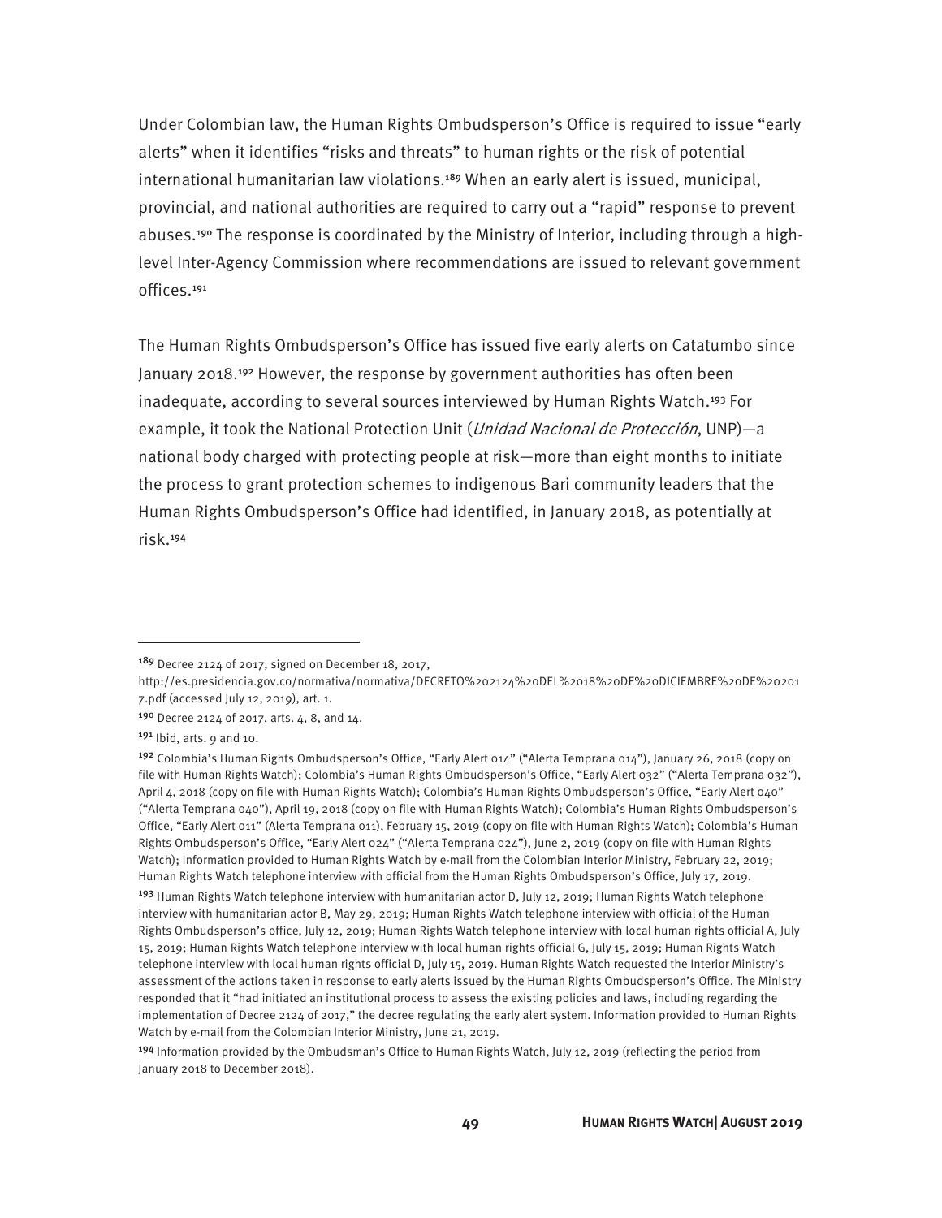Under Colombian law, the Human Rights Ombudsperson's Office is required to issue "early alerts" when it identifies "risks and threats" to human rights or the risk of potential international humanitarian law violations.[189] When an early alert is issued, municipal, provincial, and national authorities are required to carry out a "rapid" response to prevent abuses.[190] The response is coordinated by the Ministry of Interior, including through a high-level Inter-Agency Commission where recommendations are issued to relevant government offices.[191]

The Human Rights Ombudsperson's Office has issued five early alerts on Catatumbo since January 2018.[192] However, the response by government authorities has often been inadequate, according to several sources interviewed by Human Rights Watch.[193] For example, it took the National Protection Unit (*Unidad Nacional de Protección*, UNP)—a national body charged with protecting people at risk—more than eight months to initiate the process to grant protection schemes to indigenous Bari community leaders that the Human Rights Ombudsperson's Office had identified, in January 2018, as potentially at risk.[194]

---

[189] Decree 2124 of 2017, signed on December 18, 2017, http://es.presidencia.gov.co/normativa/normativa/DECRETO%202124%20DEL%2018%20DE%20DICIEMBRE%20DE%202017.pdf (accessed July 12, 2019), art. 1.

[190] Decree 2124 of 2017, arts. 4, 8, and 14.

[191] Ibid, arts. 9 and 10.

[192] Colombia's Human Rights Ombudsperson's Office, "Early Alert 014" ("Alerta Temprana 014"), January 26, 2018 (copy on file with Human Rights Watch); Colombia's Human Rights Ombudsperson's Office, "Early Alert 032" ("Alerta Temprana 032"), April 4, 2018 (copy on file with Human Rights Watch); Colombia's Human Rights Ombudsperson's Office, "Early Alert 040" ("Alerta Temprana 040"), April 19, 2018 (copy on file with Human Rights Watch); Colombia's Human Rights Ombudsperson's Office, "Early Alert 011" (Alerta Temprana 011), February 15, 2019 (copy on file with Human Rights Watch); Colombia's Human Rights Ombudsperson's Office, "Early Alert 024" ("Alerta Temprana 024"), June 2, 2019 (copy on file with Human Rights Watch); Information provided to Human Rights Watch by e-mail from the Colombian Interior Ministry, February 22, 2019; Human Rights Watch telephone interview with official from the Human Rights Ombudsperson's Office, July 17, 2019.

[193] Human Rights Watch telephone interview with humanitarian actor D, July 12, 2019; Human Rights Watch telephone interview with humanitarian actor B, May 29, 2019; Human Rights Watch telephone interview with official of the Human Rights Ombudsperson's office, July 12, 2019; Human Rights Watch telephone interview with local human rights official A, July 15, 2019; Human Rights Watch telephone interview with local human rights official G, July 15, 2019; Human Rights Watch telephone interview with local human rights official D, July 15, 2019. Human Rights Watch requested the Interior Ministry's assessment of the actions taken in response to early alerts issued by the Human Rights Ombudsperson's Office. The Ministry responded that it "had initiated an institutional process to assess the existing policies and laws, including regarding the implementation of Decree 2124 of 2017," the decree regulating the early alert system. Information provided to Human Rights Watch by e-mail from the Colombian Interior Ministry, June 21, 2019.

[194] Information provided by the Ombudsman's Office to Human Rights Watch, July 12, 2019 (reflecting the period from January 2018 to December 2018).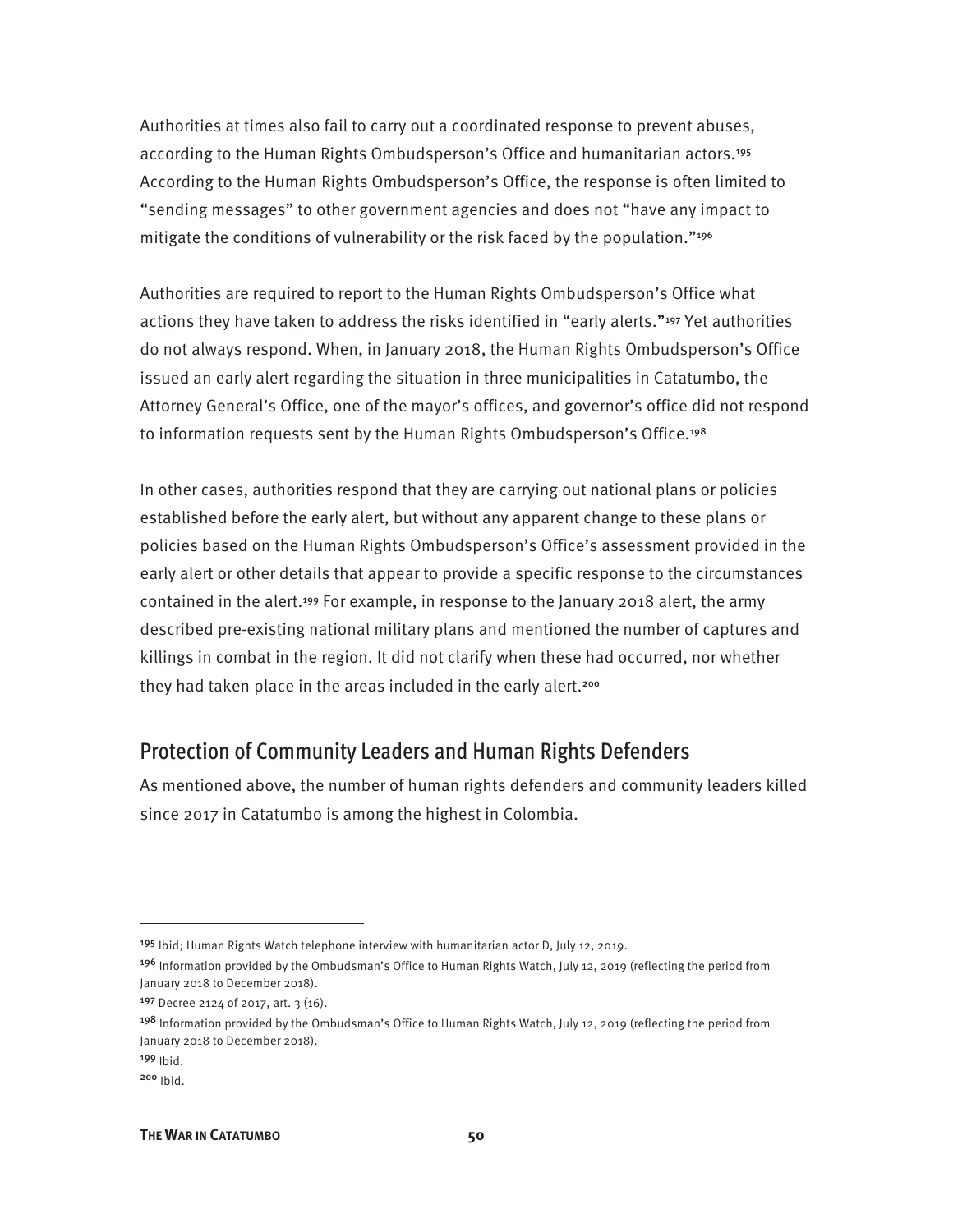Authorities at times also fail to carry out a coordinated response to prevent abuses, according to the Human Rights Ombudsperson's Office and humanitarian actors.[195] According to the Human Rights Ombudsperson's Office, the response is often limited to "sending messages" to other government agencies and does not "have any impact to mitigate the conditions of vulnerability or the risk faced by the population."[196]

Authorities are required to report to the Human Rights Ombudsperson's Office what actions they have taken to address the risks identified in "early alerts."[197] Yet authorities do not always respond. When, in January 2018, the Human Rights Ombudsperson's Office issued an early alert regarding the situation in three municipalities in Catatumbo, the Attorney General's Office, one of the mayor's offices, and governor's office did not respond to information requests sent by the Human Rights Ombudsperson's Office.[198]

In other cases, authorities respond that they are carrying out national plans or policies established before the early alert, but without any apparent change to these plans or policies based on the Human Rights Ombudsperson's Office's assessment provided in the early alert or other details that appear to provide a specific response to the circumstances contained in the alert.[199] For example, in response to the January 2018 alert, the army described pre-existing national military plans and mentioned the number of captures and killings in combat in the region. It did not clarify when these had occurred, nor whether they had taken place in the areas included in the early alert.[200]

## Protection of Community Leaders and Human Rights Defenders

As mentioned above, the number of human rights defenders and community leaders killed since 2017 in Catatumbo is among the highest in Colombia.

---

[195] Ibid; Human Rights Watch telephone interview with humanitarian actor D, July 12, 2019.

[196] Information provided by the Ombudsman's Office to Human Rights Watch, July 12, 2019 (reflecting the period from January 2018 to December 2018).

[197] Decree 2124 of 2017, art. 3 (16).

[198] Information provided by the Ombudsman's Office to Human Rights Watch, July 12, 2019 (reflecting the period from January 2018 to December 2018).

[199] Ibid.

[200] Ibid.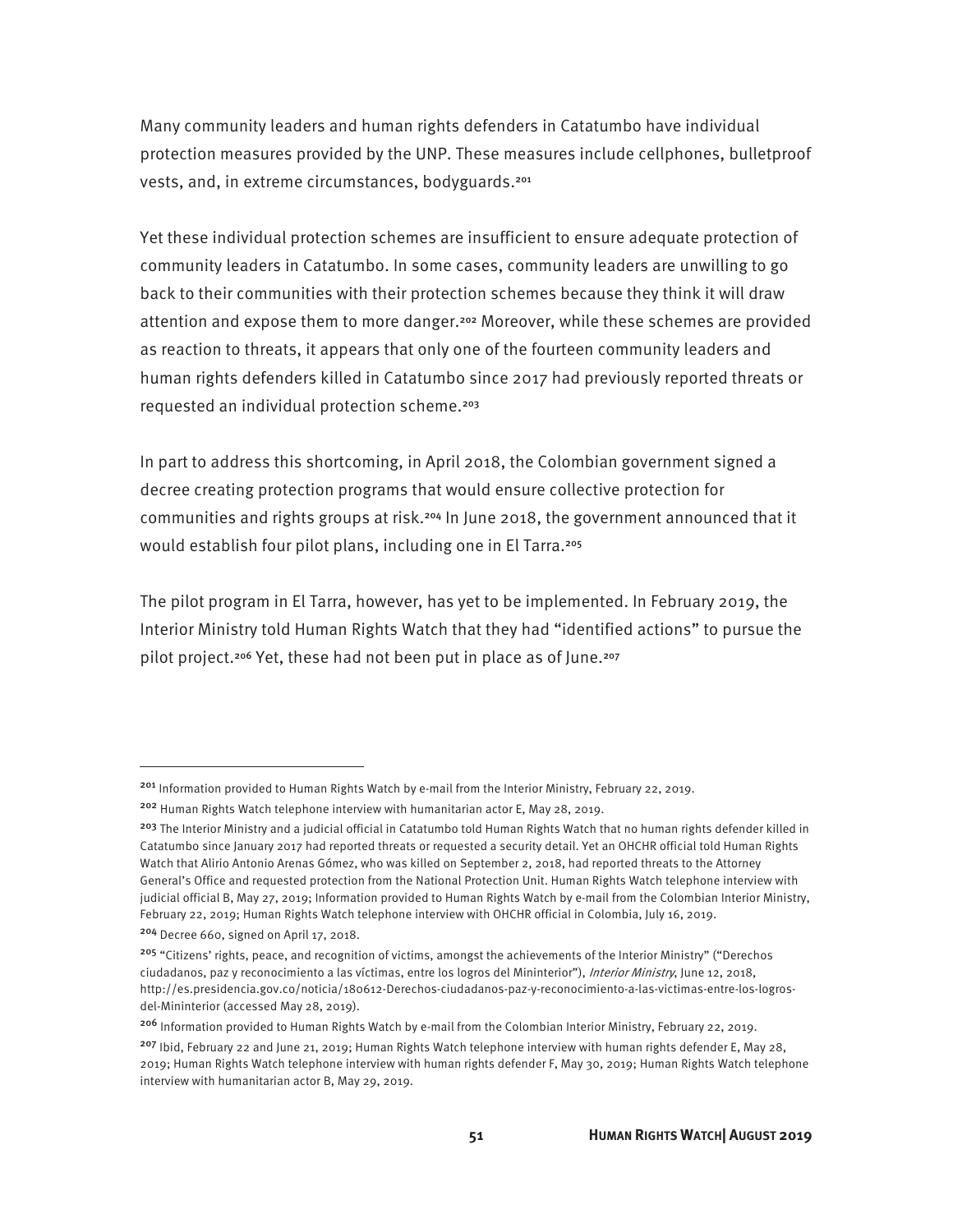Many community leaders and human rights defenders in Catatumbo have individual protection measures provided by the UNP. These measures include cellphones, bulletproof vests, and, in extreme circumstances, bodyguards.[201]

Yet these individual protection schemes are insufficient to ensure adequate protection of community leaders in Catatumbo. In some cases, community leaders are unwilling to go back to their communities with their protection schemes because they think it will draw attention and expose them to more danger.[202] Moreover, while these schemes are provided as reaction to threats, it appears that only one of the fourteen community leaders and human rights defenders killed in Catatumbo since 2017 had previously reported threats or requested an individual protection scheme.[203]

In part to address this shortcoming, in April 2018, the Colombian government signed a decree creating protection programs that would ensure collective protection for communities and rights groups at risk.[204] In June 2018, the government announced that it would establish four pilot plans, including one in El Tarra.[205]

The pilot program in El Tarra, however, has yet to be implemented. In February 2019, the Interior Ministry told Human Rights Watch that they had "identified actions" to pursue the pilot project.[206] Yet, these had not been put in place as of June.[207]

---

[201] Information provided to Human Rights Watch by e-mail from the Interior Ministry, February 22, 2019.

[202] Human Rights Watch telephone interview with humanitarian actor E, May 28, 2019.

[203] The Interior Ministry and a judicial official in Catatumbo told Human Rights Watch that no human rights defender killed in Catatumbo since January 2017 had reported threats or requested a security detail. Yet an OHCHR official told Human Rights Watch that Alirio Antonio Arenas Gómez, who was killed on September 2, 2018, had reported threats to the Attorney General's Office and requested protection from the National Protection Unit. Human Rights Watch telephone interview with judicial official B, May 27, 2019; Information provided to Human Rights Watch by e-mail from the Colombian Interior Ministry, February 22, 2019; Human Rights Watch telephone interview with OHCHR official in Colombia, July 16, 2019.

[204] Decree 660, signed on April 17, 2018.

[205] "Citizens' rights, peace, and recognition of victims, amongst the achievements of the Interior Ministry" ("Derechos ciudadanos, paz y reconocimiento a las víctimas, entre los logros del Mininterior"), *Interior Ministry*, June 12, 2018, http://es.presidencia.gov.co/noticia/180612-Derechos-ciudadanos-paz-y-reconocimiento-a-las-victimas-entre-los-logros-del-Mininterior (accessed May 28, 2019).

[206] Information provided to Human Rights Watch by e-mail from the Colombian Interior Ministry, February 22, 2019.

[207] Ibid, February 22 and June 21, 2019; Human Rights Watch telephone interview with human rights defender E, May 28, 2019; Human Rights Watch telephone interview with human rights defender F, May 30, 2019; Human Rights Watch telephone interview with humanitarian actor B, May 29, 2019.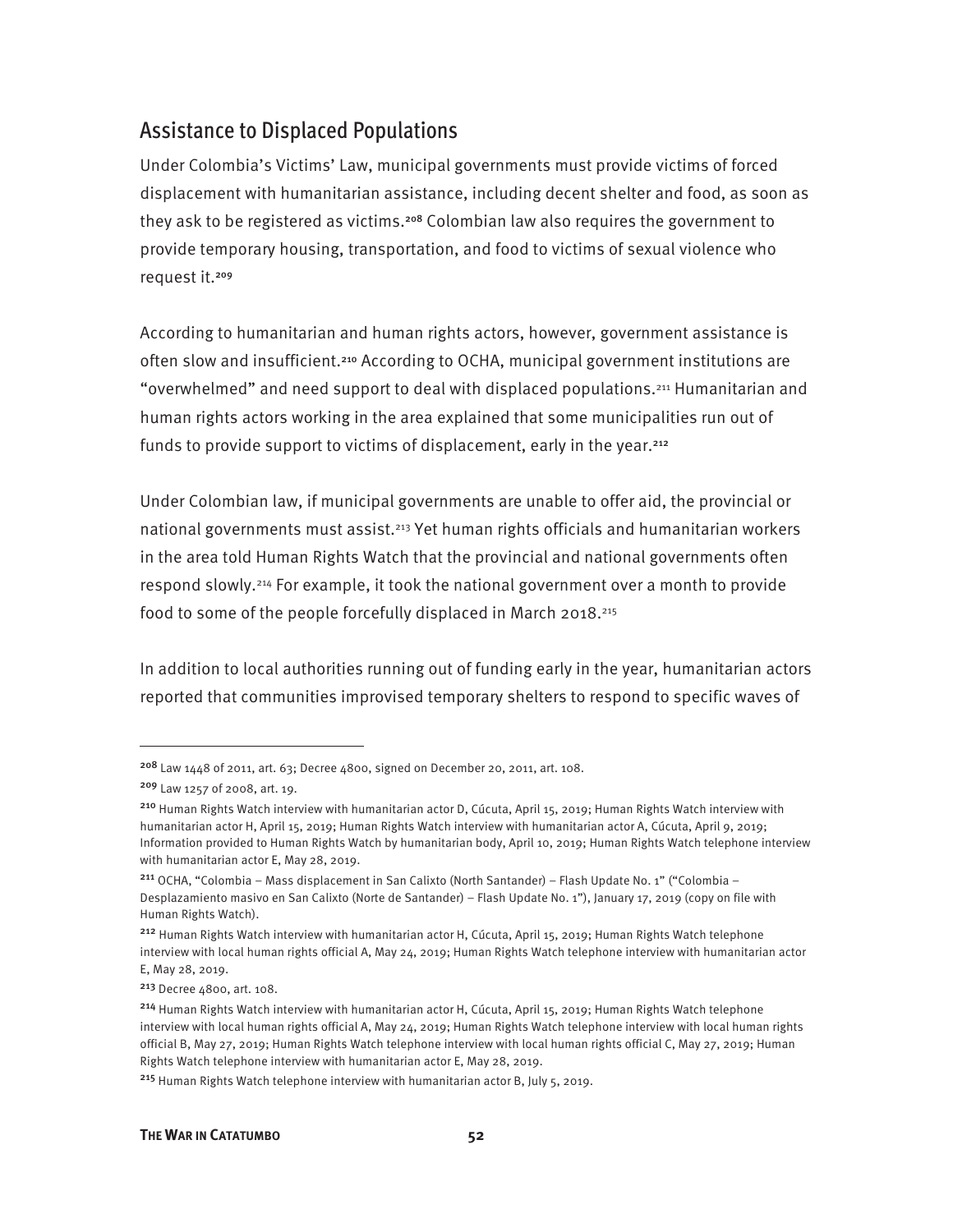## Assistance to Displaced Populations

Under Colombia's Victims' Law, municipal governments must provide victims of forced displacement with humanitarian assistance, including decent shelter and food, as soon as they ask to be registered as victims.[208] Colombian law also requires the government to provide temporary housing, transportation, and food to victims of sexual violence who request it.[209]

According to humanitarian and human rights actors, however, government assistance is often slow and insufficient.[210] According to OCHA, municipal government institutions are "overwhelmed" and need support to deal with displaced populations.[211] Humanitarian and human rights actors working in the area explained that some municipalities run out of funds to provide support to victims of displacement, early in the year.[212]

Under Colombian law, if municipal governments are unable to offer aid, the provincial or national governments must assist.[213] Yet human rights officials and humanitarian workers in the area told Human Rights Watch that the provincial and national governments often respond slowly.[214] For example, it took the national government over a month to provide food to some of the people forcefully displaced in March 2018.[215]

In addition to local authorities running out of funding early in the year, humanitarian actors reported that communities improvised temporary shelters to respond to specific waves of

---

[208] Law 1448 of 2011, art. 63; Decree 4800, signed on December 20, 2011, art. 108.

[209] Law 1257 of 2008, art. 19.

[210] Human Rights Watch interview with humanitarian actor D, Cúcuta, April 15, 2019; Human Rights Watch interview with humanitarian actor H, April 15, 2019; Human Rights Watch interview with humanitarian actor A, Cúcuta, April 9, 2019; Information provided to Human Rights Watch by humanitarian body, April 10, 2019; Human Rights Watch telephone interview with humanitarian actor E, May 28, 2019.

[211] OCHA, "Colombia – Mass displacement in San Calixto (North Santander) – Flash Update No. 1" ("Colombia – Desplazamiento masivo en San Calixto (Norte de Santander) – Flash Update No. 1"), January 17, 2019 (copy on file with Human Rights Watch).

[212] Human Rights Watch interview with humanitarian actor H, Cúcuta, April 15, 2019; Human Rights Watch telephone interview with local human rights official A, May 24, 2019; Human Rights Watch telephone interview with humanitarian actor E, May 28, 2019.

[213] Decree 4800, art. 108.

[214] Human Rights Watch interview with humanitarian actor H, Cúcuta, April 15, 2019; Human Rights Watch telephone interview with local human rights official A, May 24, 2019; Human Rights Watch telephone interview with local human rights official B, May 27, 2019; Human Rights Watch telephone interview with local human rights official C, May 27, 2019; Human Rights Watch telephone interview with humanitarian actor E, May 28, 2019.

[215] Human Rights Watch telephone interview with humanitarian actor B, July 5, 2019.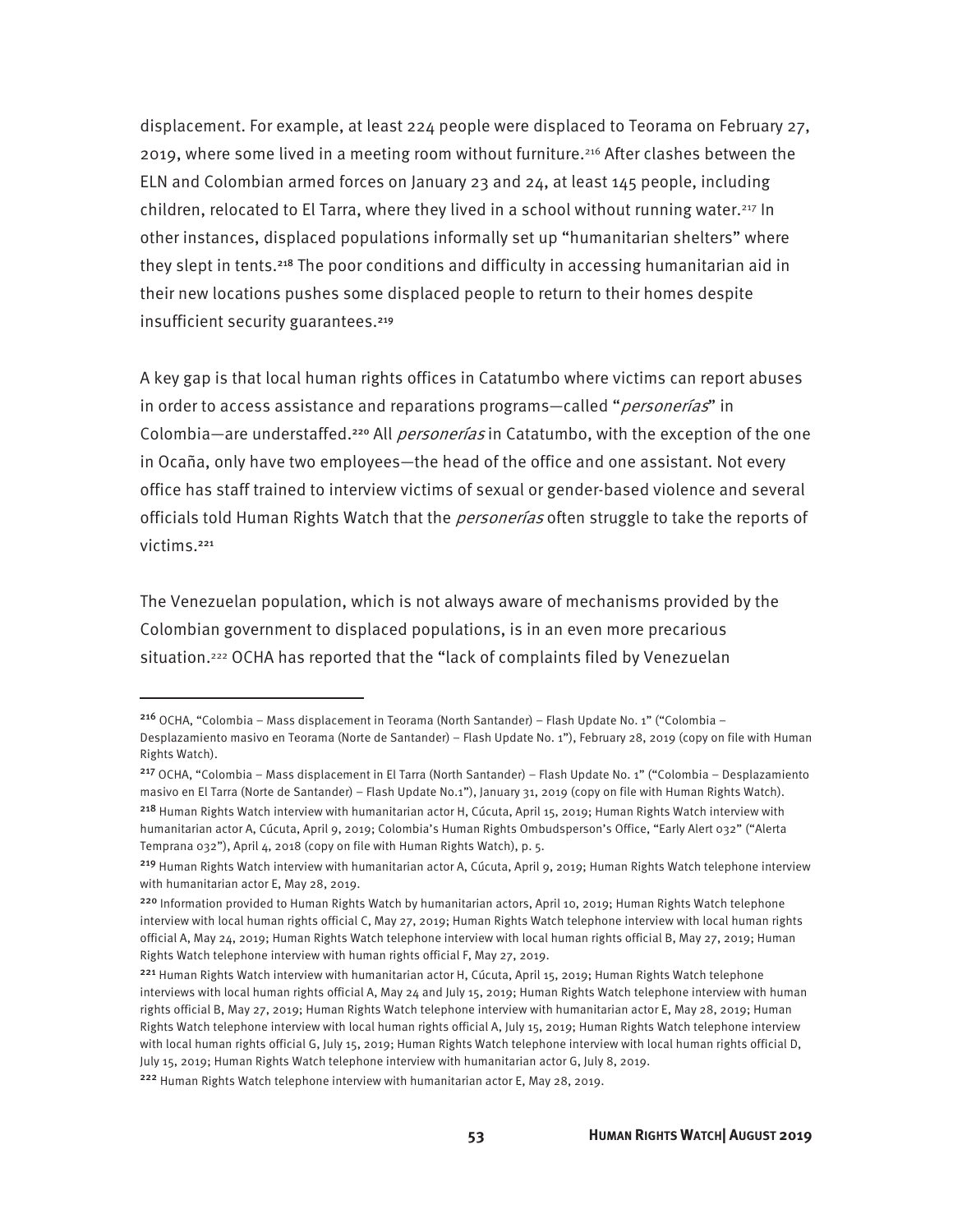displacement. For example, at least 224 people were displaced to Teorama on February 27, 2019, where some lived in a meeting room without furniture.[216] After clashes between the ELN and Colombian armed forces on January 23 and 24, at least 145 people, including children, relocated to El Tarra, where they lived in a school without running water.[217] In other instances, displaced populations informally set up "humanitarian shelters" where they slept in tents.[218] The poor conditions and difficulty in accessing humanitarian aid in their new locations pushes some displaced people to return to their homes despite insufficient security guarantees.[219]

A key gap is that local human rights offices in Catatumbo where victims can report abuses in order to access assistance and reparations programs—called "*personerías*" in Colombia—are understaffed.[220] All *personerías* in Catatumbo, with the exception of the one in Ocaña, only have two employees—the head of the office and one assistant. Not every office has staff trained to interview victims of sexual or gender-based violence and several officials told Human Rights Watch that the *personerías* often struggle to take the reports of victims.[221]

The Venezuelan population, which is not always aware of mechanisms provided by the Colombian government to displaced populations, is in an even more precarious situation.[222] OCHA has reported that the "lack of complaints filed by Venezuelan

---

[216] OCHA, "Colombia – Mass displacement in Teorama (North Santander) – Flash Update No. 1" ("Colombia – Desplazamiento masivo en Teorama (Norte de Santander) – Flash Update No. 1"), February 28, 2019 (copy on file with Human Rights Watch).

[217] OCHA, "Colombia – Mass displacement in El Tarra (North Santander) – Flash Update No. 1" ("Colombia – Desplazamiento masivo en El Tarra (Norte de Santander) – Flash Update No.1"), January 31, 2019 (copy on file with Human Rights Watch).

[218] Human Rights Watch interview with humanitarian actor H, Cúcuta, April 15, 2019; Human Rights Watch interview with humanitarian actor A, Cúcuta, April 9, 2019; Colombia's Human Rights Ombudsperson's Office, "Early Alert 032" ("Alerta Temprana 032"), April 4, 2018 (copy on file with Human Rights Watch), p. 5.

[219] Human Rights Watch interview with humanitarian actor A, Cúcuta, April 9, 2019; Human Rights Watch telephone interview with humanitarian actor E, May 28, 2019.

[220] Information provided to Human Rights Watch by humanitarian actors, April 10, 2019; Human Rights Watch telephone interview with local human rights official C, May 27, 2019; Human Rights Watch telephone interview with local human rights official A, May 24, 2019; Human Rights Watch telephone interview with local human rights official B, May 27, 2019; Human Rights Watch telephone interview with human rights official F, May 27, 2019.

[221] Human Rights Watch interview with humanitarian actor H, Cúcuta, April 15, 2019; Human Rights Watch telephone interviews with local human rights official A, May 24 and July 15, 2019; Human Rights Watch telephone interview with human rights official B, May 27, 2019; Human Rights Watch telephone interview with humanitarian actor E, May 28, 2019; Human Rights Watch telephone interview with local human rights official A, July 15, 2019; Human Rights Watch telephone interview with local human rights official G, July 15, 2019; Human Rights Watch telephone interview with local human rights official D, July 15, 2019; Human Rights Watch telephone interview with humanitarian actor G, July 8, 2019.

[222] Human Rights Watch telephone interview with humanitarian actor E, May 28, 2019.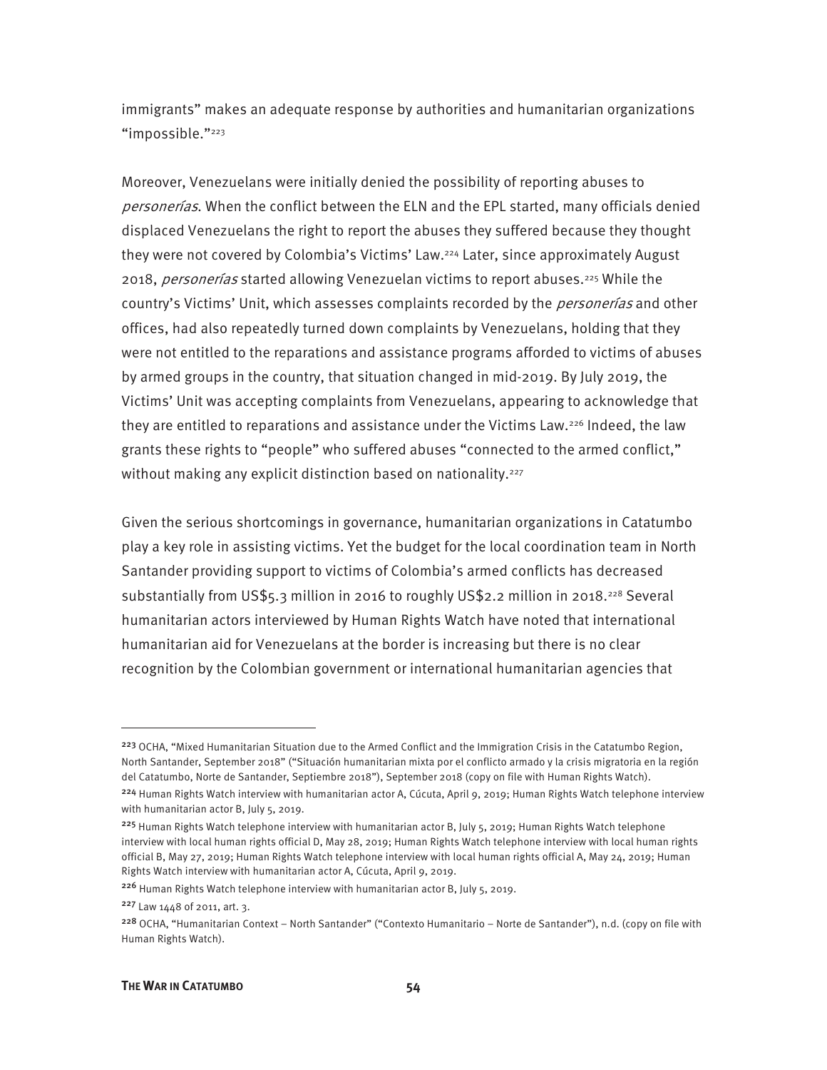immigrants" makes an adequate response by authorities and humanitarian organizations "impossible."[223]

Moreover, Venezuelans were initially denied the possibility of reporting abuses to *personerías*. When the conflict between the ELN and the EPL started, many officials denied displaced Venezuelans the right to report the abuses they suffered because they thought they were not covered by Colombia's Victims' Law.[224] Later, since approximately August 2018, *personerías* started allowing Venezuelan victims to report abuses.[225] While the country's Victims' Unit, which assesses complaints recorded by the *personerías* and other offices, had also repeatedly turned down complaints by Venezuelans, holding that they were not entitled to the reparations and assistance programs afforded to victims of abuses by armed groups in the country, that situation changed in mid-2019. By July 2019, the Victims' Unit was accepting complaints from Venezuelans, appearing to acknowledge that they are entitled to reparations and assistance under the Victims Law.[226] Indeed, the law grants these rights to "people" who suffered abuses "connected to the armed conflict," without making any explicit distinction based on nationality.[227]

Given the serious shortcomings in governance, humanitarian organizations in Catatumbo play a key role in assisting victims. Yet the budget for the local coordination team in North Santander providing support to victims of Colombia's armed conflicts has decreased substantially from US$5.3 million in 2016 to roughly US$2.2 million in 2018.[228] Several humanitarian actors interviewed by Human Rights Watch have noted that international humanitarian aid for Venezuelans at the border is increasing but there is no clear recognition by the Colombian government or international humanitarian agencies that

---

[223] OCHA, "Mixed Humanitarian Situation due to the Armed Conflict and the Immigration Crisis in the Catatumbo Region, North Santander, September 2018" ("Situación humanitaria mixta por el conflicto armado y la crisis migratoria en la región del Catatumbo, Norte de Santander, Septiembre 2018"), September 2018 (copy on file with Human Rights Watch).

[224] Human Rights Watch interview with humanitarian actor A, Cúcuta, April 9, 2019; Human Rights Watch telephone interview with humanitarian actor B, July 5, 2019.

[225] Human Rights Watch telephone interview with humanitarian actor B, July 5, 2019; Human Rights Watch telephone interview with local human rights official D, May 28, 2019; Human Rights Watch telephone interview with local human rights official B, May 27, 2019; Human Rights Watch telephone interview with local human rights official A, May 24, 2019; Human Rights Watch interview with humanitarian actor A, Cúcuta, April 9, 2019.

[226] Human Rights Watch telephone interview with humanitarian actor B, July 5, 2019.

[227] Law 1448 of 2011, art. 3.

[228] OCHA, "Humanitarian Context – North Santander" ("Contexto Humanitario – Norte de Santander"), n.d. (copy on file with Human Rights Watch).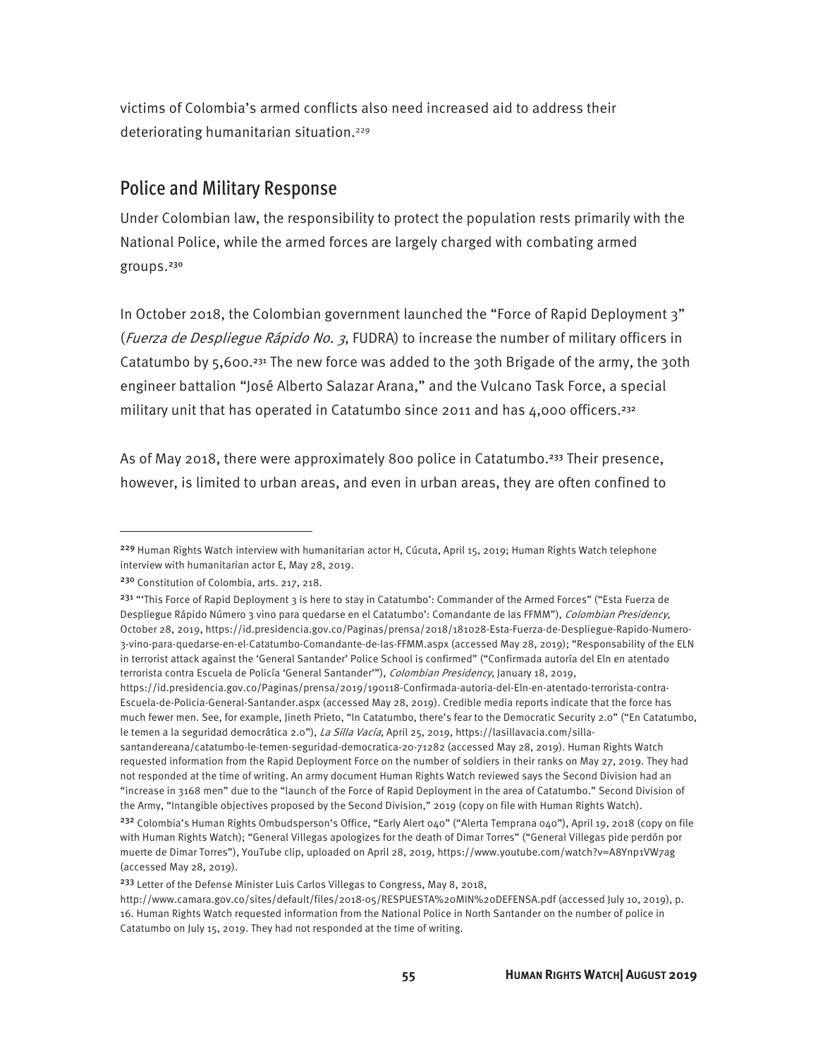victims of Colombia's armed conflicts also need increased aid to address their deteriorating humanitarian situation.[229]

## Police and Military Response

Under Colombian law, the responsibility to protect the population rests primarily with the National Police, while the armed forces are largely charged with combating armed groups.[230]

In October 2018, the Colombian government launched the "Force of Rapid Deployment 3" (*Fuerza de Despliegue Rápido No. 3*, FUDRA) to increase the number of military officers in Catatumbo by 5,600.[231] The new force was added to the 30th Brigade of the army, the 30th engineer battalion "José Alberto Salazar Arana," and the Vulcano Task Force, a special military unit that has operated in Catatumbo since 2011 and has 4,000 officers.[232]

As of May 2018, there were approximately 800 police in Catatumbo.[233] Their presence, however, is limited to urban areas, and even in urban areas, they are often confined to

---

[229] Human Rights Watch interview with humanitarian actor H, Cúcuta, April 15, 2019; Human Rights Watch telephone interview with humanitarian actor E, May 28, 2019.

[230] Constitution of Colombia, arts. 217, 218.

[231] "'This Force of Rapid Deployment 3 is here to stay in Catatumbo': Commander of the Armed Forces" ("Esta Fuerza de Despliegue Rápido Número 3 vino para quedarse en el Catatumbo': Comandante de las FFMM"), *Colombian Presidency*, October 28, 2019, https://id.presidencia.gov.co/Paginas/prensa/2018/181028-Esta-Fuerza-de-Despliegue-Rapido-Numero-3-vino-para-quedarse-en-el-Catatumbo-Comandante-de-las-FFMM.aspx (accessed May 28, 2019); "Responsability of the ELN in terrorist attack against the 'General Santander' Police School is confirmed" ("Confirmada autoría del Eln en atentado terrorista contra Escuela de Policía 'General Santander'"), *Colombian Presidency*, January 18, 2019, https://id.presidencia.gov.co/Paginas/prensa/2019/190118-Confirmada-autoria-del-Eln-en-atentado-terrorista-contra-Escuela-de-Policia-General-Santander.aspx (accessed May 28, 2019). Credible media reports indicate that the force has much fewer men. See, for example, Jineth Prieto, "In Catatumbo, there's fear to the Democratic Security 2.0" ("En Catatumbo, le temen a la seguridad democrática 2.0"), *La Silla Vacía*, April 25, 2019, https://lasillavacia.com/silla-santandereana/catatumbo-le-temen-seguridad-democratica-20-71282 (accessed May 28, 2019). Human Rights Watch requested information from the Rapid Deployment Force on the number of soldiers in their ranks on May 27, 2019. They had not responded at the time of writing. An army document Human Rights Watch reviewed says the Second Division had an "increase in 3168 men" due to the "launch of the Force of Rapid Deployment in the area of Catatumbo." Second Division of the Army, "Intangible objectives proposed by the Second Division," 2019 (copy on file with Human Rights Watch).

[232] Colombia's Human Rights Ombudsperson's Office, "Early Alert 040" ("Alerta Temprana 040"), April 19, 2018 (copy on file with Human Rights Watch); "General Villegas apologizes for the death of Dimar Torres" ("General Villegas pide perdón por muerte de Dimar Torres"), YouTube clip, uploaded on April 28, 2019, https://www.youtube.com/watch?v=A8Ynp1VW7ag (accessed May 28, 2019).

[233] Letter of the Defense Minister Luis Carlos Villegas to Congress, May 8, 2018, http://www.camara.gov.co/sites/default/files/2018-05/RESPUESTA%20MIN%20DEFENSA.pdf (accessed July 10, 2019), p. 16. Human Rights Watch requested information from the National Police in North Santander on the number of police in Catatumbo on July 15, 2019. They had not responded at the time of writing.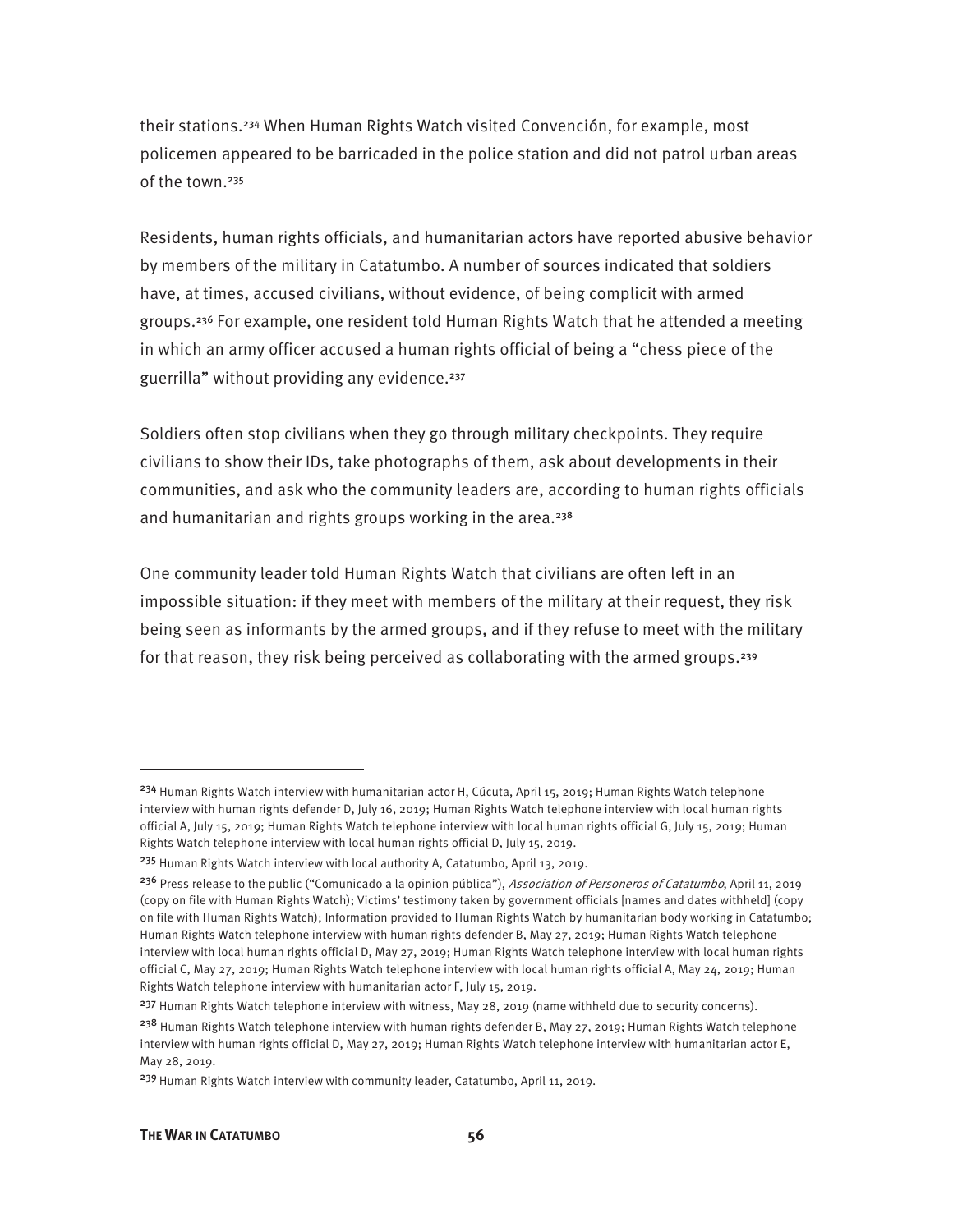their stations.[234] When Human Rights Watch visited Convención, for example, most policemen appeared to be barricaded in the police station and did not patrol urban areas of the town.[235]

Residents, human rights officials, and humanitarian actors have reported abusive behavior by members of the military in Catatumbo. A number of sources indicated that soldiers have, at times, accused civilians, without evidence, of being complicit with armed groups.[236] For example, one resident told Human Rights Watch that he attended a meeting in which an army officer accused a human rights official of being a "chess piece of the guerrilla" without providing any evidence.[237]

Soldiers often stop civilians when they go through military checkpoints. They require civilians to show their IDs, take photographs of them, ask about developments in their communities, and ask who the community leaders are, according to human rights officials and humanitarian and rights groups working in the area.[238]

One community leader told Human Rights Watch that civilians are often left in an impossible situation: if they meet with members of the military at their request, they risk being seen as informants by the armed groups, and if they refuse to meet with the military for that reason, they risk being perceived as collaborating with the armed groups.[239]

---

[234] Human Rights Watch interview with humanitarian actor H, Cúcuta, April 15, 2019; Human Rights Watch telephone interview with human rights defender D, July 16, 2019; Human Rights Watch telephone interview with local human rights official A, July 15, 2019; Human Rights Watch telephone interview with local human rights official G, July 15, 2019; Human Rights Watch telephone interview with local human rights official D, July 15, 2019.

[235] Human Rights Watch interview with local authority A, Catatumbo, April 13, 2019.

[236] Press release to the public ("Comunicado a la opinion pública"), *Association of Personeros of Catatumbo*, April 11, 2019 (copy on file with Human Rights Watch); Victims' testimony taken by government officials [names and dates withheld] (copy on file with Human Rights Watch); Information provided to Human Rights Watch by humanitarian body working in Catatumbo; Human Rights Watch telephone interview with human rights defender B, May 27, 2019; Human Rights Watch telephone interview with local human rights official D, May 27, 2019; Human Rights Watch telephone interview with local human rights official C, May 27, 2019; Human Rights Watch telephone interview with local human rights official A, May 24, 2019; Human Rights Watch telephone interview with humanitarian actor F, July 15, 2019.

[237] Human Rights Watch telephone interview with witness, May 28, 2019 (name withheld due to security concerns).

[238] Human Rights Watch telephone interview with human rights defender B, May 27, 2019; Human Rights Watch telephone interview with human rights official D, May 27, 2019; Human Rights Watch telephone interview with humanitarian actor E, May 28, 2019.

[239] Human Rights Watch interview with community leader, Catatumbo, April 11, 2019.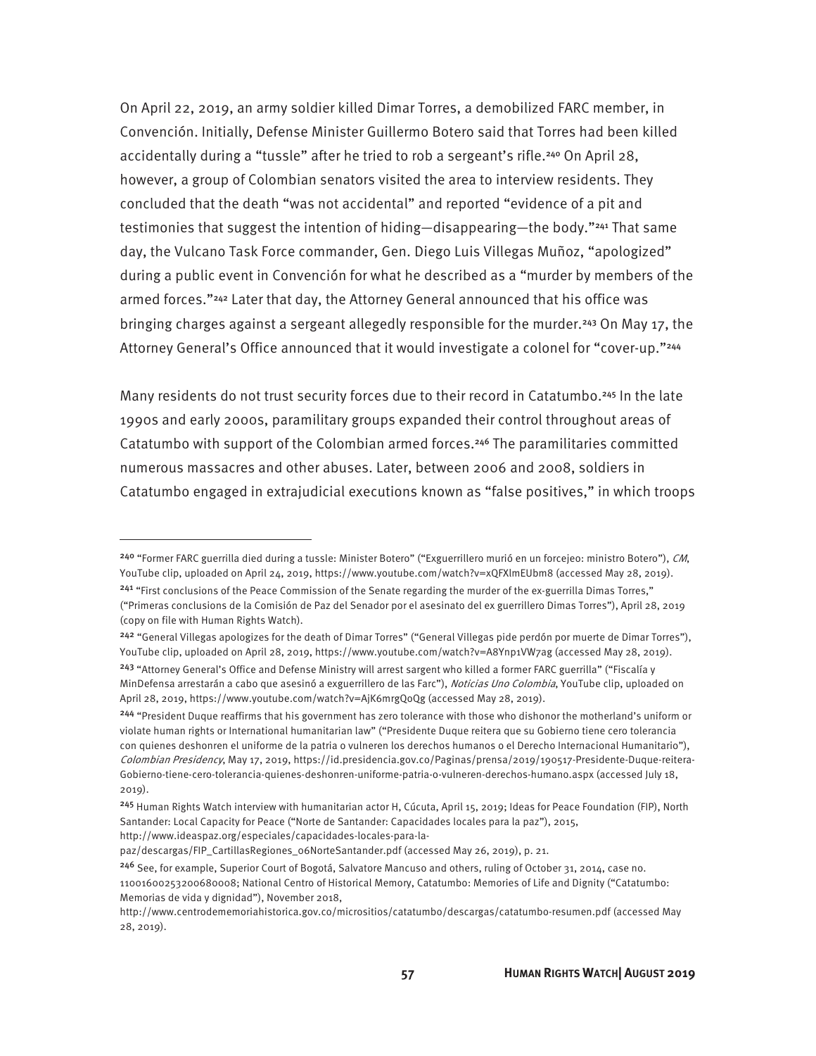On April 22, 2019, an army soldier killed Dimar Torres, a demobilized FARC member, in Convención. Initially, Defense Minister Guillermo Botero said that Torres had been killed accidentally during a "tussle" after he tried to rob a sergeant's rifle.[240] On April 28, however, a group of Colombian senators visited the area to interview residents. They concluded that the death "was not accidental" and reported "evidence of a pit and testimonies that suggest the intention of hiding—disappearing—the body."[241] That same day, the Vulcano Task Force commander, Gen. Diego Luis Villegas Muñoz, "apologized" during a public event in Convención for what he described as a "murder by members of the armed forces."[242] Later that day, the Attorney General announced that his office was bringing charges against a sergeant allegedly responsible for the murder.[243] On May 17, the Attorney General's Office announced that it would investigate a colonel for "cover-up."[244]

Many residents do not trust security forces due to their record in Catatumbo.[245] In the late 1990s and early 2000s, paramilitary groups expanded their control throughout areas of Catatumbo with support of the Colombian armed forces.[246] The paramilitaries committed numerous massacres and other abuses. Later, between 2006 and 2008, soldiers in Catatumbo engaged in extrajudicial executions known as "false positives," in which troops

---

[240] "Former FARC guerrilla died during a tussle: Minister Botero" ("Exguerrillero murió en un forcejeo: ministro Botero"), *CM*, YouTube clip, uploaded on April 24, 2019, https://www.youtube.com/watch?v=xQFXlmEUbm8 (accessed May 28, 2019).

[241] "First conclusions of the Peace Commission of the Senate regarding the murder of the ex-guerrilla Dimas Torres," ("Primeras conclusions de la Comisión de Paz del Senador por el asesinato del ex guerrillero Dimas Torres"), April 28, 2019 (copy on file with Human Rights Watch).

[242] "General Villegas apologizes for the death of Dimar Torres" ("General Villegas pide perdón por muerte de Dimar Torres"), YouTube clip, uploaded on April 28, 2019, https://www.youtube.com/watch?v=A8Ynp1VW7ag (accessed May 28, 2019).

[243] "Attorney General's Office and Defense Ministry will arrest sargent who killed a former FARC guerrilla" ("Fiscalía y MinDefensa arrestarán a cabo que asesinó a exguerrillero de las Farc"), *Noticias Uno Colombia*, YouTube clip, uploaded on April 28, 2019, https://www.youtube.com/watch?v=AjK6mrgQoQg (accessed May 28, 2019).

[244] "President Duque reaffirms that his government has zero tolerance with those who dishonor the motherland's uniform or violate human rights or International humanitarian law" ("Presidente Duque reitera que su Gobierno tiene cero tolerancia con quienes deshonren el uniforme de la patria o vulneren los derechos humanos o el Derecho Internacional Humanitario"), *Colombian Presidency*, May 17, 2019, https://id.presidencia.gov.co/Paginas/prensa/2019/190517-Presidente-Duque-reitera-Gobierno-tiene-cero-tolerancia-quienes-deshonren-uniforme-patria-o-vulneren-derechos-humano.aspx (accessed July 18, 2019).

[245] Human Rights Watch interview with humanitarian actor H, Cúcuta, April 15, 2019; Ideas for Peace Foundation (FIP), North Santander: Local Capacity for Peace ("Norte de Santander: Capacidades locales para la paz"), 2015, http://www.ideaspaz.org/especiales/capacidades-locales-para-la-paz/descargas/FIP_CartillasRegiones_06NorteSantander.pdf (accessed May 26, 2019), p. 21.

[246] See, for example, Superior Court of Bogotá, Salvatore Mancuso and others, ruling of October 31, 2014, case no. 110016002532006800008; National Centro of Historical Memory, Catatumbo: Memories of Life and Dignity ("Catatumbo: Memorias de vida y dignidad"), November 2018, http://www.centrodememoriahistorica.gov.co/micrositios/catatumbo/descargas/catatumbo-resumen.pdf (accessed May 28, 2019).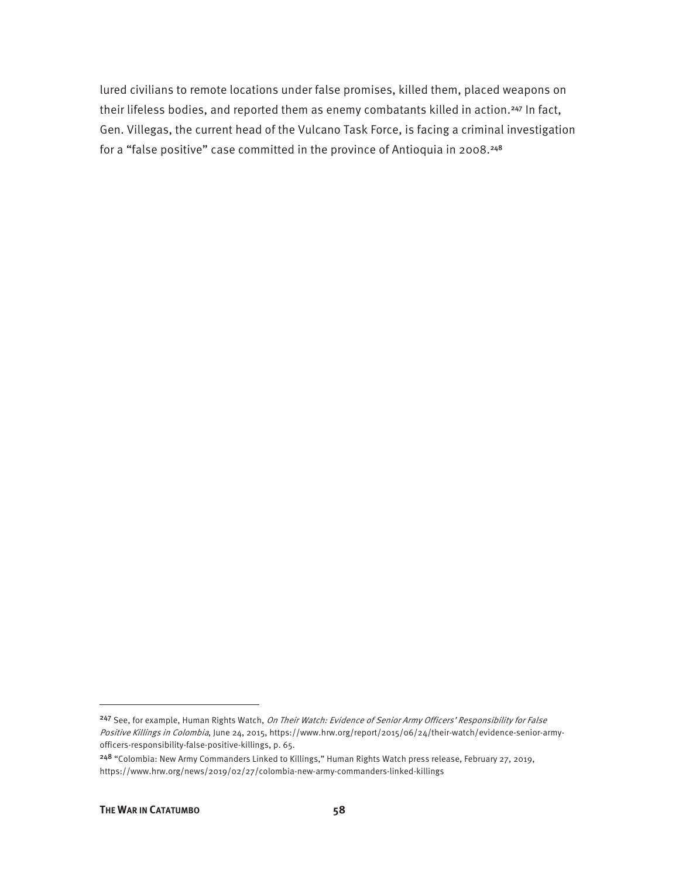lured civilians to remote locations under false promises, killed them, placed weapons on their lifeless bodies, and reported them as enemy combatants killed in action.[247] In fact, Gen. Villegas, the current head of the Vulcano Task Force, is facing a criminal investigation for a "false positive" case committed in the province of Antioquia in 2008.[248]

---

[247] See, for example, Human Rights Watch, *On Their Watch: Evidence of Senior Army Officers' Responsibility for False Positive Killings in Colombia*, June 24, 2015, https://www.hrw.org/report/2015/06/24/their-watch/evidence-senior-army-officers-responsibility-false-positive-killings, p. 65.

[248] "Colombia: New Army Commanders Linked to Killings," Human Rights Watch press release, February 27, 2019, https://www.hrw.org/news/2019/02/27/colombia-new-army-commanders-linked-killings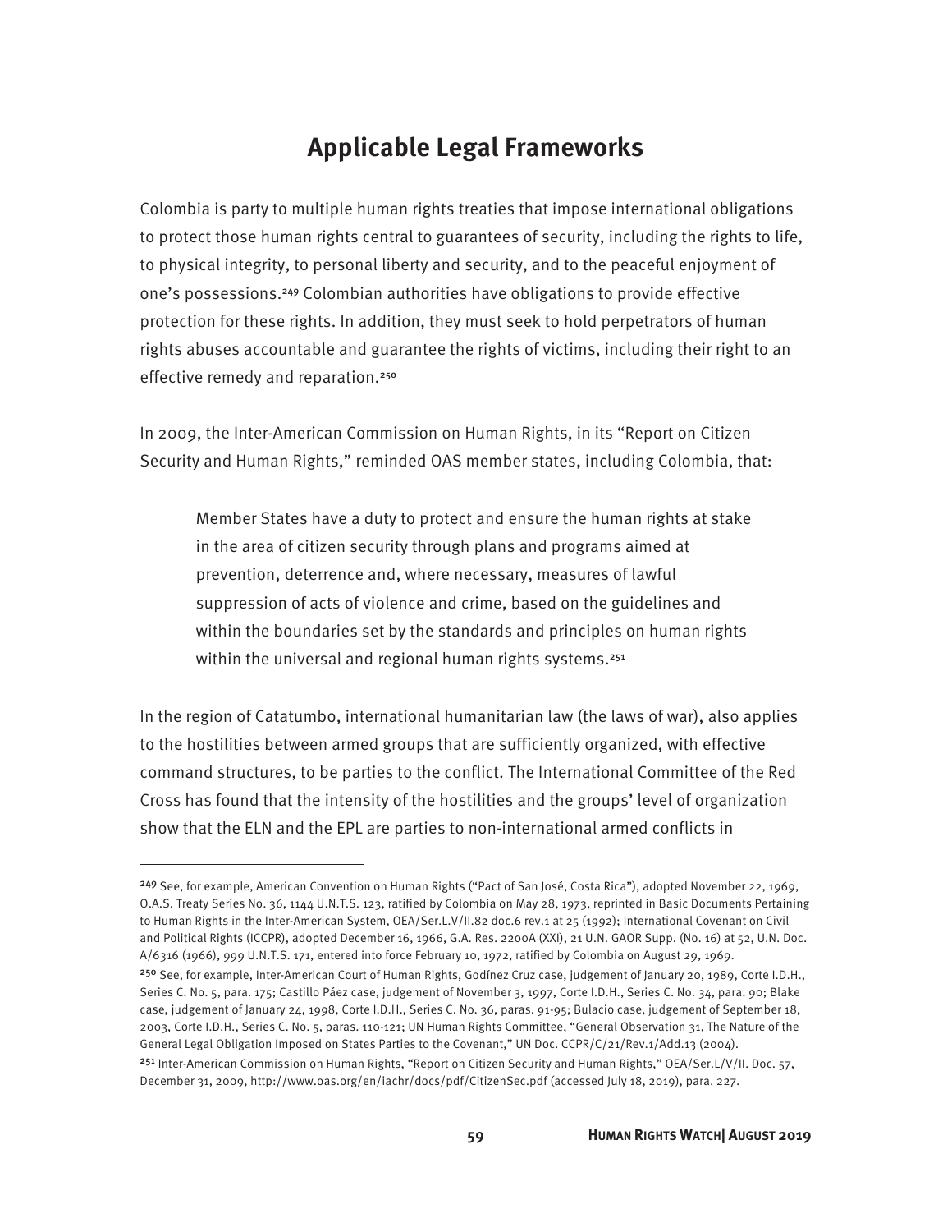## Applicable Legal Frameworks

Colombia is party to multiple human rights treaties that impose international obligations to protect those human rights central to guarantees of security, including the rights to life, to physical integrity, to personal liberty and security, and to the peaceful enjoyment of one's possessions.[249] Colombian authorities have obligations to provide effective protection for these rights. In addition, they must seek to hold perpetrators of human rights abuses accountable and guarantee the rights of victims, including their right to an effective remedy and reparation.[250]

In 2009, the Inter-American Commission on Human Rights, in its "Report on Citizen Security and Human Rights," reminded OAS member states, including Colombia, that:

> Member States have a duty to protect and ensure the human rights at stake in the area of citizen security through plans and programs aimed at prevention, deterrence and, where necessary, measures of lawful suppression of acts of violence and crime, based on the guidelines and within the boundaries set by the standards and principles on human rights within the universal and regional human rights systems.[251]

In the region of Catatumbo, international humanitarian law (the laws of war), also applies to the hostilities between armed groups that are sufficiently organized, with effective command structures, to be parties to the conflict. The International Committee of the Red Cross has found that the intensity of the hostilities and the groups' level of organization show that the ELN and the EPL are parties to non-international armed conflicts in

---

[249] See, for example, American Convention on Human Rights ("Pact of San José, Costa Rica"), adopted November 22, 1969, O.A.S. Treaty Series No. 36, 1144 U.N.T.S. 123, ratified by Colombia on May 28, 1973, reprinted in Basic Documents Pertaining to Human Rights in the Inter-American System, OEA/Ser.L.V/II.82 doc.6 rev.1 at 25 (1992); International Covenant on Civil and Political Rights (ICCPR), adopted December 16, 1966, G.A. Res. 2200A (XXI), 21 U.N. GAOR Supp. (No. 16) at 52, U.N. Doc. A/6316 (1966), 999 U.N.T.S. 171, entered into force February 10, 1972, ratified by Colombia on August 29, 1969.

[250] See, for example, Inter-American Court of Human Rights, Godínez Cruz case, judgement of January 20, 1989, Corte I.D.H., Series C. No. 5, para. 175; Castillo Páez case, judgement of November 3, 1997, Corte I.D.H., Series C. No. 34, para. 90; Blake case, judgement of January 24, 1998, Corte I.D.H., Series C. No. 36, paras. 91-95; Bulacio case, judgement of September 18, 2003, Corte I.D.H., Series C. No. 5, paras. 110-121; UN Human Rights Committee, "General Observation 31, The Nature of the General Legal Obligation Imposed on States Parties to the Covenant," UN Doc. CCPR/C/21/Rev.1/Add.13 (2004).

[251] Inter-American Commission on Human Rights, "Report on Citizen Security and Human Rights," OEA/Ser.L/V/II. Doc. 57, December 31, 2009, http://www.oas.org/en/iachr/docs/pdf/CitizenSec.pdf (accessed July 18, 2019), para. 227.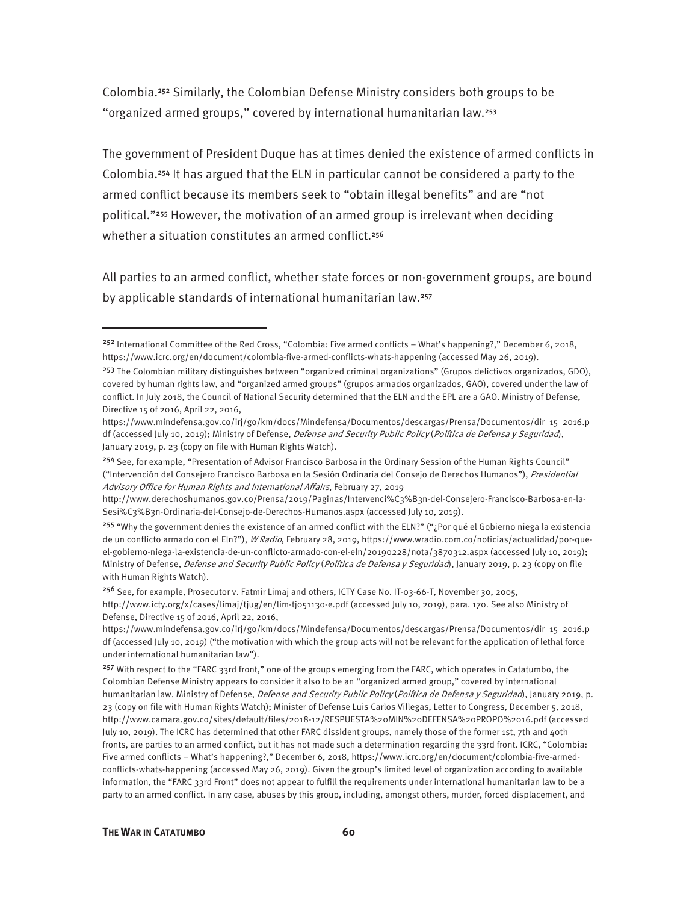Colombia.[252] Similarly, the Colombian Defense Ministry considers both groups to be "organized armed groups," covered by international humanitarian law.[253]

The government of President Duque has at times denied the existence of armed conflicts in Colombia.[254] It has argued that the ELN in particular cannot be considered a party to the armed conflict because its members seek to "obtain illegal benefits" and are "not political."[255] However, the motivation of an armed group is irrelevant when deciding whether a situation constitutes an armed conflict.[256]

All parties to an armed conflict, whether state forces or non-government groups, are bound by applicable standards of international humanitarian law.[257]

---

[252] International Committee of the Red Cross, "Colombia: Five armed conflicts – What's happening?," December 6, 2018, https://www.icrc.org/en/document/colombia-five-armed-conflicts-whats-happening (accessed May 26, 2019).

[253] The Colombian military distinguishes between "organized criminal organizations" (Grupos delictivos organizados, GDO), covered by human rights law, and "organized armed groups" (grupos armados organizados, GAO), covered under the law of conflict. In July 2018, the Council of National Security determined that the ELN and the EPL are a GAO. Ministry of Defense, Directive 15 of 2016, April 22, 2016, https://www.mindefensa.gov.co/irj/go/km/docs/Mindefensa/Documentos/descargas/Prensa/Documentos/dir_15_2016.pdf (accessed July 10, 2019); Ministry of Defense, *Defense and Security Public Policy* (*Política de Defensa y Seguridad*), January 2019, p. 23 (copy on file with Human Rights Watch).

[254] See, for example, "Presentation of Advisor Francisco Barbosa in the Ordinary Session of the Human Rights Council" ("Intervención del Consejero Francisco Barbosa en la Sesión Ordinaria del Consejo de Derechos Humanos"), *Presidential Advisory Office for Human Rights and International Affairs*, February 27, 2019 http://www.derechoshumanos.gov.co/Prensa/2019/Paginas/Intervenci%C3%B3n-del-Consejero-Francisco-Barbosa-en-la-Sesi%C3%B3n-Ordinaria-del-Consejo-de-Derechos-Humanos.aspx (accessed July 10, 2019).

[255] "Why the government denies the existence of an armed conflict with the ELN?" ("¿Por qué el Gobierno niega la existencia de un conflicto armado con el Eln?"), *W Radio*, February 28, 2019, https://www.wradio.com.co/noticias/actualidad/por-que-el-gobierno-niega-la-existencia-de-un-conflicto-armado-con-el-eln/20190228/nota/3870312.aspx (accessed July 10, 2019); Ministry of Defense, *Defense and Security Public Policy* (*Política de Defensa y Seguridad*), January 2019, p. 23 (copy on file with Human Rights Watch).

[256] See, for example, Prosecutor v. Fatmir Limaj and others, ICTY Case No. IT-03-66-T, November 30, 2005, http://www.icty.org/x/cases/limaj/tjug/en/lim-tj051130-e.pdf (accessed July 10, 2019), para. 170. See also Ministry of Defense, Directive 15 of 2016, April 22, 2016, https://www.mindefensa.gov.co/irj/go/km/docs/Mindefensa/Documentos/descargas/Prensa/Documentos/dir_15_2016.pdf (accessed July 10, 2019) ("the motivation with which the group acts will not be relevant for the application of lethal force under international humanitarian law").

[257] With respect to the "FARC 33rd front," one of the groups emerging from the FARC, which operates in Catatumbo, the Colombian Defense Ministry appears to consider it also to be an "organized armed group," covered by international humanitarian law. Ministry of Defense, *Defense and Security Public Policy* (*Política de Defensa y Seguridad*), January 2019, p. 23 (copy on file with Human Rights Watch); Minister of Defense Luis Carlos Villegas, Letter to Congress, December 5, 2018, http://www.camara.gov.co/sites/default/files/2018-12/RESPUESTA%20MIN%20DEFENSA%20PROPO%2016.pdf (accessed July 10, 2019). The ICRC has determined that other FARC dissident groups, namely those of the former 1st, 7th and 40th fronts, are parties to an armed conflict, but it has not made such a determination regarding the 33rd front. ICRC, "Colombia: Five armed conflicts – What's happening?," December 6, 2018, https://www.icrc.org/en/document/colombia-five-armed-conflicts-whats-happening (accessed May 26, 2019). Given the group's limited level of organization according to available information, the "FARC 33rd Front" does not appear to fulfill the requirements under international humanitarian law to be a party to an armed conflict. In any case, abuses by this group, including, amongst others, murder, forced displacement, and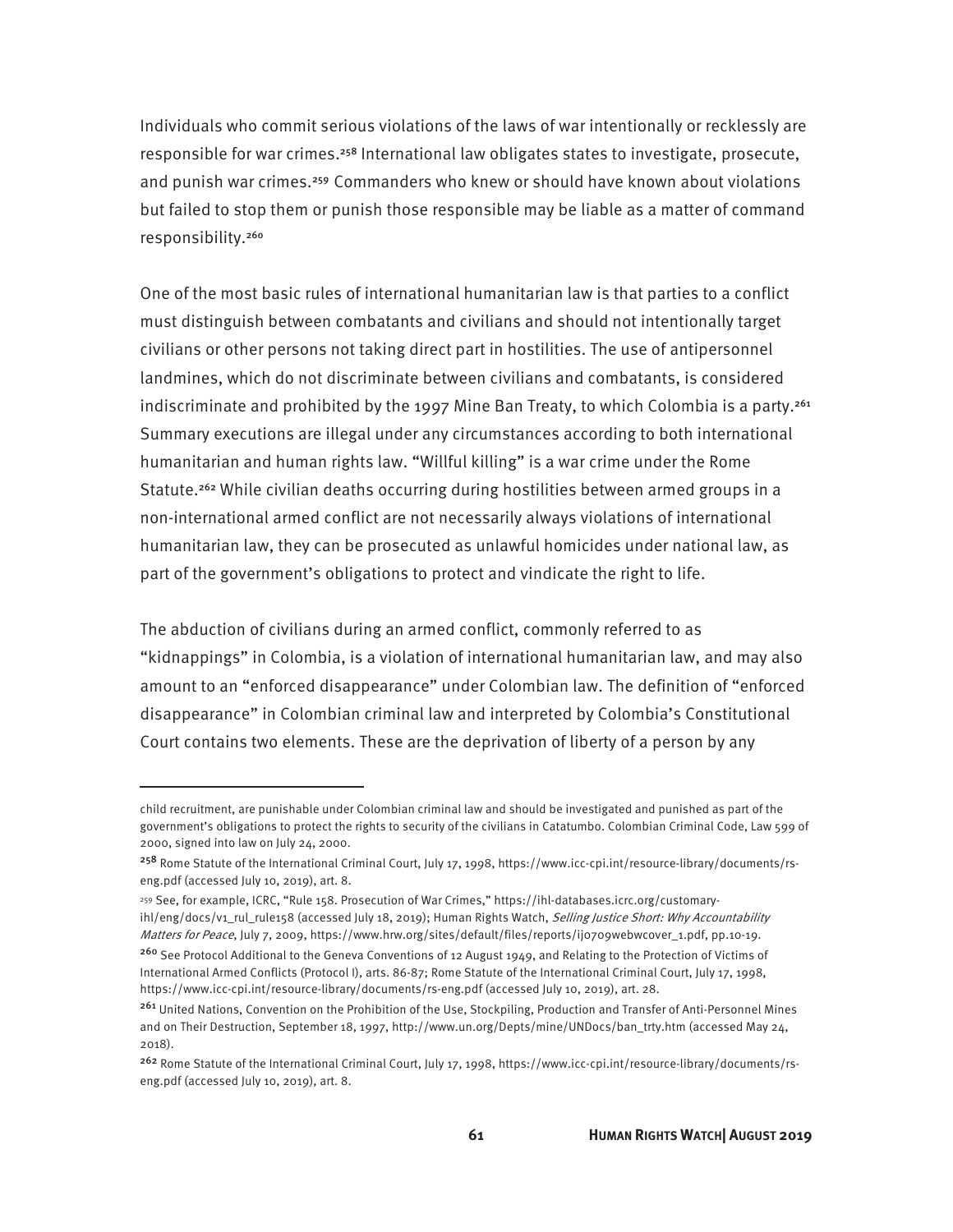Individuals who commit serious violations of the laws of war intentionally or recklessly are responsible for war crimes.[258] International law obligates states to investigate, prosecute, and punish war crimes.[259] Commanders who knew or should have known about violations but failed to stop them or punish those responsible may be liable as a matter of command responsibility.[260]

One of the most basic rules of international humanitarian law is that parties to a conflict must distinguish between combatants and civilians and should not intentionally target civilians or other persons not taking direct part in hostilities. The use of antipersonnel landmines, which do not discriminate between civilians and combatants, is considered indiscriminate and prohibited by the 1997 Mine Ban Treaty, to which Colombia is a party.[261] Summary executions are illegal under any circumstances according to both international humanitarian and human rights law. "Willful killing" is a war crime under the Rome Statute.[262] While civilian deaths occurring during hostilities between armed groups in a non-international armed conflict are not necessarily always violations of international humanitarian law, they can be prosecuted as unlawful homicides under national law, as part of the government's obligations to protect and vindicate the right to life.

The abduction of civilians during an armed conflict, commonly referred to as "kidnappings" in Colombia, is a violation of international humanitarian law, and may also amount to an "enforced disappearance" under Colombian law. The definition of "enforced disappearance" in Colombian criminal law and interpreted by Colombia's Constitutional Court contains two elements. These are the deprivation of liberty of a person by any

---

child recruitment, are punishable under Colombian criminal law and should be investigated and punished as part of the government's obligations to protect the rights to security of the civilians in Catatumbo. Colombian Criminal Code, Law 599 of 2000, signed into law on July 24, 2000.

[258] Rome Statute of the International Criminal Court, July 17, 1998, https://www.icc-cpi.int/resource-library/documents/rs-eng.pdf (accessed July 10, 2019), art. 8.

[259] See, for example, ICRC, "Rule 158. Prosecution of War Crimes," https://ihl-databases.icrc.org/customary-ihl/eng/docs/v1_rul_rule158 (accessed July 18, 2019); Human Rights Watch, *Selling Justice Short: Why Accountability Matters for Peace*, July 7, 2009, https://www.hrw.org/sites/default/files/reports/ij0709webwcover_1.pdf, pp.10-19.

[260] See Protocol Additional to the Geneva Conventions of 12 August 1949, and Relating to the Protection of Victims of International Armed Conflicts (Protocol I), arts. 86-87; Rome Statute of the International Criminal Court, July 17, 1998, https://www.icc-cpi.int/resource-library/documents/rs-eng.pdf (accessed July 10, 2019), art. 28.

[261] United Nations, Convention on the Prohibition of the Use, Stockpiling, Production and Transfer of Anti-Personnel Mines and on Their Destruction, September 18, 1997, http://www.un.org/Depts/mine/UNDocs/ban_trty.htm (accessed May 24, 2018).

[262] Rome Statute of the International Criminal Court, July 17, 1998, https://www.icc-cpi.int/resource-library/documents/rs-eng.pdf (accessed July 10, 2019), art. 8.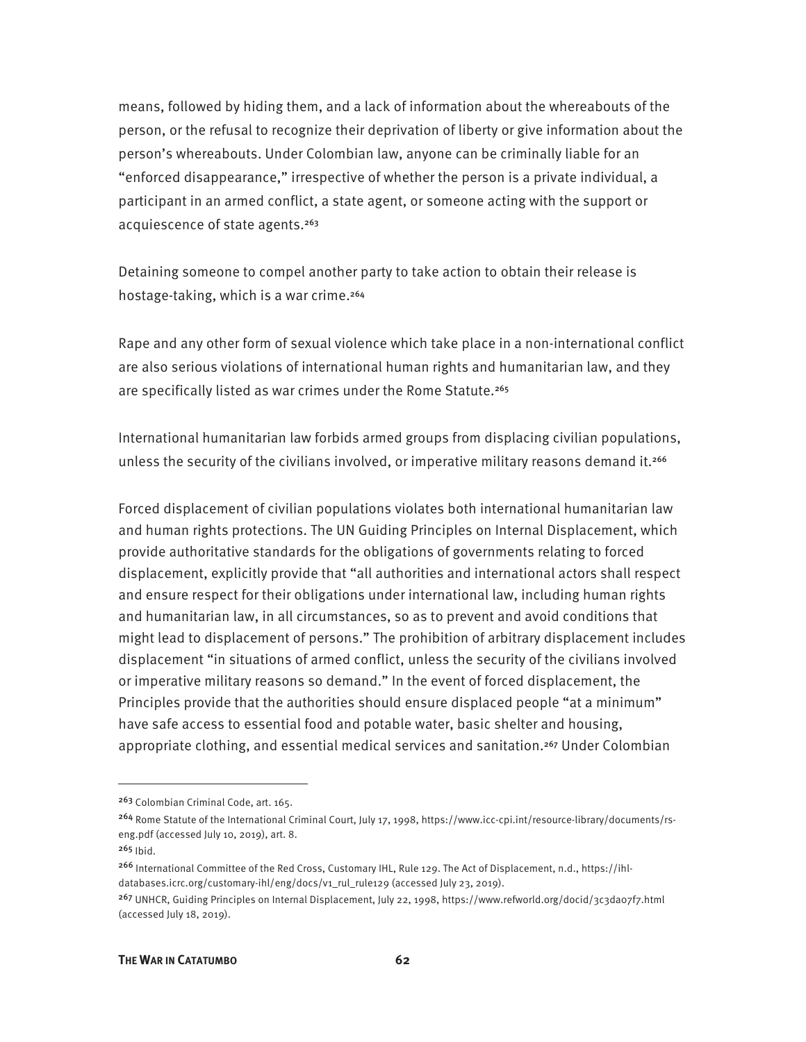means, followed by hiding them, and a lack of information about the whereabouts of the person, or the refusal to recognize their deprivation of liberty or give information about the person's whereabouts. Under Colombian law, anyone can be criminally liable for an "enforced disappearance," irrespective of whether the person is a private individual, a participant in an armed conflict, a state agent, or someone acting with the support or acquiescence of state agents.[263]

Detaining someone to compel another party to take action to obtain their release is hostage-taking, which is a war crime.[264]

Rape and any other form of sexual violence which take place in a non-international conflict are also serious violations of international human rights and humanitarian law, and they are specifically listed as war crimes under the Rome Statute.[265]

International humanitarian law forbids armed groups from displacing civilian populations, unless the security of the civilians involved, or imperative military reasons demand it.[266]

Forced displacement of civilian populations violates both international humanitarian law and human rights protections. The UN Guiding Principles on Internal Displacement, which provide authoritative standards for the obligations of governments relating to forced displacement, explicitly provide that "all authorities and international actors shall respect and ensure respect for their obligations under international law, including human rights and humanitarian law, in all circumstances, so as to prevent and avoid conditions that might lead to displacement of persons." The prohibition of arbitrary displacement includes displacement "in situations of armed conflict, unless the security of the civilians involved or imperative military reasons so demand." In the event of forced displacement, the Principles provide that the authorities should ensure displaced people "at a minimum" have safe access to essential food and potable water, basic shelter and housing, appropriate clothing, and essential medical services and sanitation.[267] Under Colombian

---

[263] Colombian Criminal Code, art. 165.

[264] Rome Statute of the International Criminal Court, July 17, 1998, https://www.icc-cpi.int/resource-library/documents/rs-eng.pdf (accessed July 10, 2019), art. 8.

[265] Ibid.

[266] International Committee of the Red Cross, Customary IHL, Rule 129. The Act of Displacement, n.d., https://ihl-databases.icrc.org/customary-ihl/eng/docs/v1_rul_rule129 (accessed July 23, 2019).

[267] UNHCR, Guiding Principles on Internal Displacement, July 22, 1998, https://www.refworld.org/docid/3c3da07f7.html (accessed July 18, 2019).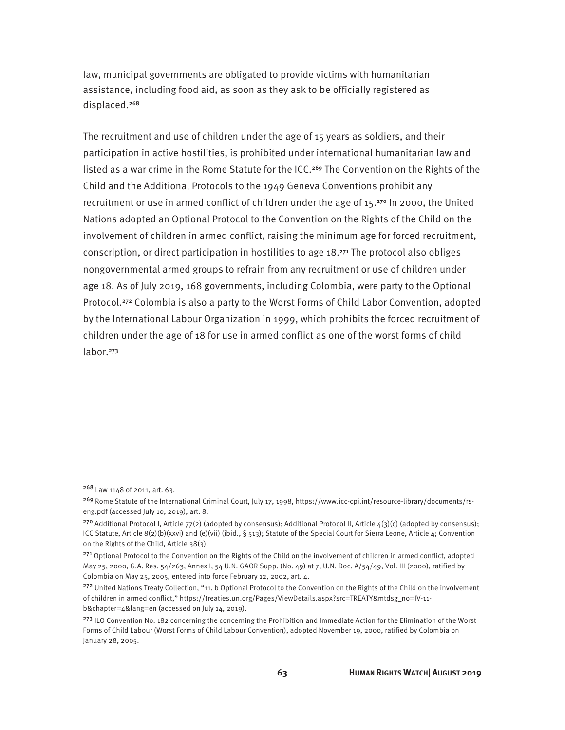law, municipal governments are obligated to provide victims with humanitarian assistance, including food aid, as soon as they ask to be officially registered as displaced.[268]

The recruitment and use of children under the age of 15 years as soldiers, and their participation in active hostilities, is prohibited under international humanitarian law and listed as a war crime in the Rome Statute for the ICC.[269] The Convention on the Rights of the Child and the Additional Protocols to the 1949 Geneva Conventions prohibit any recruitment or use in armed conflict of children under the age of 15.[270] In 2000, the United Nations adopted an Optional Protocol to the Convention on the Rights of the Child on the involvement of children in armed conflict, raising the minimum age for forced recruitment, conscription, or direct participation in hostilities to age 18.[271] The protocol also obliges nongovernmental armed groups to refrain from any recruitment or use of children under age 18. As of July 2019, 168 governments, including Colombia, were party to the Optional Protocol.[272] Colombia is also a party to the Worst Forms of Child Labor Convention, adopted by the International Labour Organization in 1999, which prohibits the forced recruitment of children under the age of 18 for use in armed conflict as one of the worst forms of child labor.[273]

---

[268] Law 1148 of 2011, art. 63.

[269] Rome Statute of the International Criminal Court, July 17, 1998, https://www.icc-cpi.int/resource-library/documents/rs-eng.pdf (accessed July 10, 2019), art. 8.

[270] Additional Protocol I, Article 77(2) (adopted by consensus); Additional Protocol II, Article 4(3)(c) (adopted by consensus); ICC Statute, Article 8(2)(b)(xxvi) and (e)(vii) (ibid., § 513); Statute of the Special Court for Sierra Leone, Article 4; Convention on the Rights of the Child, Article 38(3).

[271] Optional Protocol to the Convention on the Rights of the Child on the involvement of children in armed conflict, adopted May 25, 2000, G.A. Res. 54/263, Annex I, 54 U.N. GAOR Supp. (No. 49) at 7, U.N. Doc. A/54/49, Vol. III (2000), ratified by Colombia on May 25, 2005, entered into force February 12, 2002, art. 4.

[272] United Nations Treaty Collection, "11. b Optional Protocol to the Convention on the Rights of the Child on the involvement of children in armed conflict," https://treaties.un.org/Pages/ViewDetails.aspx?src=TREATY&mtdsg_no=IV-11-b&chapter=4&lang=en (accessed on July 14, 2019).

[273] ILO Convention No. 182 concerning the concerning the Prohibition and Immediate Action for the Elimination of the Worst Forms of Child Labour (Worst Forms of Child Labour Convention), adopted November 19, 2000, ratified by Colombia on January 28, 2005.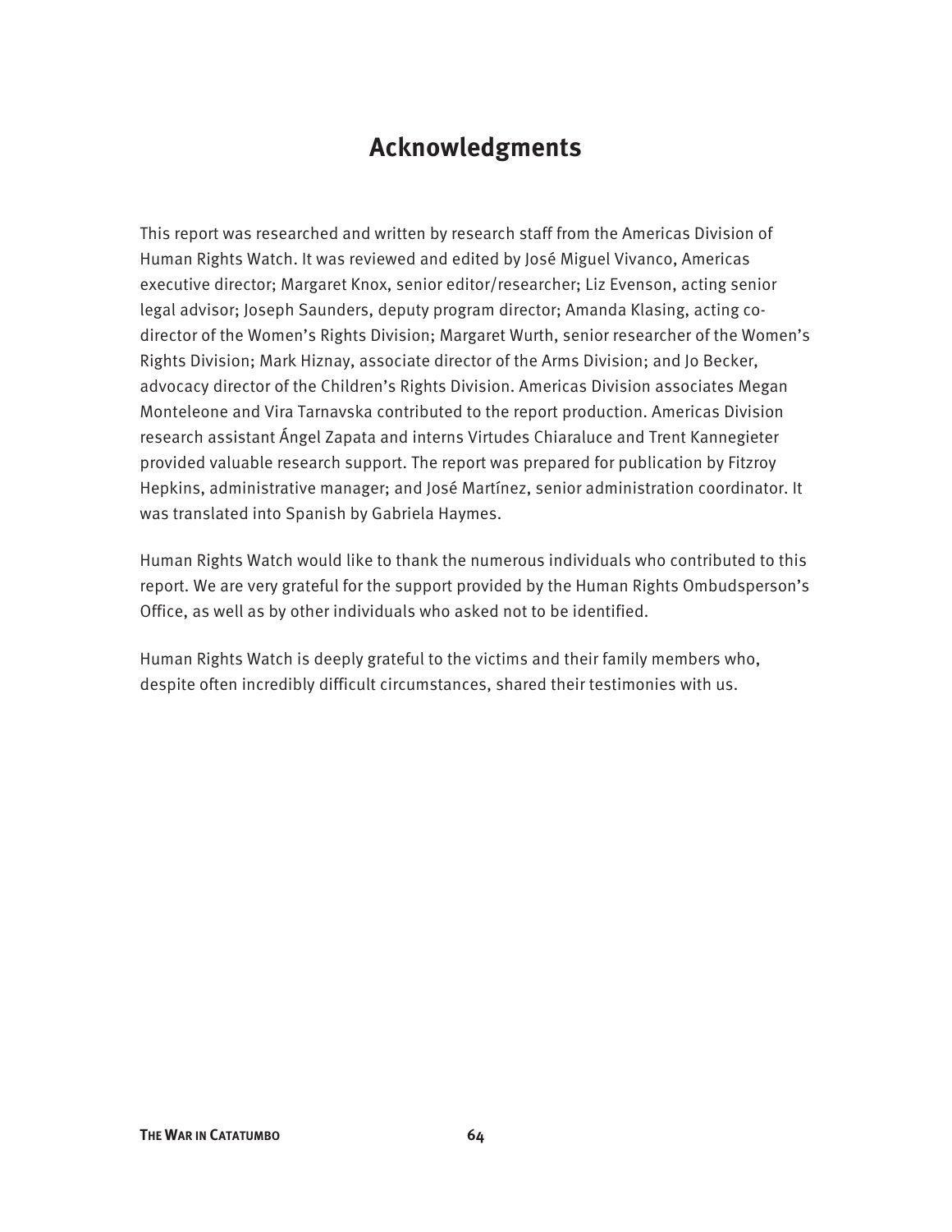## Acknowledgments

This report was researched and written by research staff from the Americas Division of Human Rights Watch. It was reviewed and edited by José Miguel Vivanco, Americas executive director; Margaret Knox, senior editor/researcher; Liz Evenson, acting senior legal advisor; Joseph Saunders, deputy program director; Amanda Klasing, acting co-director of the Women's Rights Division; Margaret Wurth, senior researcher of the Women's Rights Division; Mark Hiznay, associate director of the Arms Division; and Jo Becker, advocacy director of the Children's Rights Division. Americas Division associates Megan Monteleone and Vira Tarnavska contributed to the report production. Americas Division research assistant Ángel Zapata and interns Virtudes Chiaraluce and Trent Kannegieter provided valuable research support. The report was prepared for publication by Fitzroy Hepkins, administrative manager; and José Martínez, senior administration coordinator. It was translated into Spanish by Gabriela Haymes.

Human Rights Watch would like to thank the numerous individuals who contributed to this report. We are very grateful for the support provided by the Human Rights Ombudsperson's Office, as well as by other individuals who asked not to be identified.

Human Rights Watch is deeply grateful to the victims and their family members who, despite often incredibly difficult circumstances, shared their testimonies with us.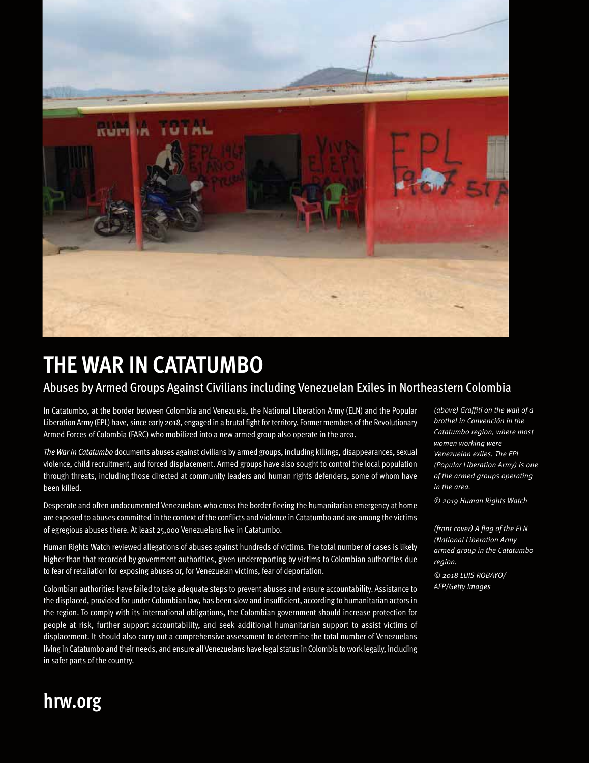# THE WAR IN CATATUMBO

## Abuses by Armed Groups Against Civilians including Venezuelan Exiles in Northeastern Colombia

In Catatumbo, at the border between Colombia and Venezuela, the National Liberation Army (ELN) and the Popular Liberation Army (EPL) have, since early 2018, engaged in a brutal fight for territory. Former members of the Revolutionary Armed Forces of Colombia (FARC) who mobilized into a new armed group also operate in the area.

*The War in Catatumbo* documents abuses against civilians by armed groups, including killings, disappearances, sexual violence, child recruitment, and forced displacement. Armed groups have also sought to control the local population through threats, including those directed at community leaders and human rights defenders, some of whom have been killed.

Desperate and often undocumented Venezuelans who cross the border fleeing the humanitarian emergency at home are exposed to abuses committed in the context of the conflicts and violence in Catatumbo and are among the victims of egregious abuses there. At least 25,000 Venezuelans live in Catatumbo.

Human Rights Watch reviewed allegations of abuses against hundreds of victims. The total number of cases is likely higher than that recorded by government authorities, given underreporting by victims to Colombian authorities due to fear of retaliation for exposing abuses or, for Venezuelan victims, fear of deportation.

Colombian authorities have failed to take adequate steps to prevent abuses and ensure accountability. Assistance to the displaced, provided for under Colombian law, has been slow and insufficient, according to humanitarian actors in the region. To comply with its international obligations, the Colombian government should increase protection for people at risk, further support accountability, and seek additional humanitarian support to assist victims of displacement. It should also carry out a comprehensive assessment to determine the total number of Venezuelans living in Catatumbo and their needs, and ensure all Venezuelans have legal status in Colombia to work legally, including in safer parts of the country.

*(above) Graffiti on the wall of a brothel in Convención in the Catatumbo region, where most women working were Venezuelan exiles. The EPL (Popular Liberation Army) is one of the armed groups operating in the area.*

*© 2019 Human Rights Watch*

*(front cover) A flag of the ELN (National Liberation Army armed group in the Catatumbo region.*

*© 2018 LUIS ROBAYO/ AFP/Getty Images*

**hrw.org**